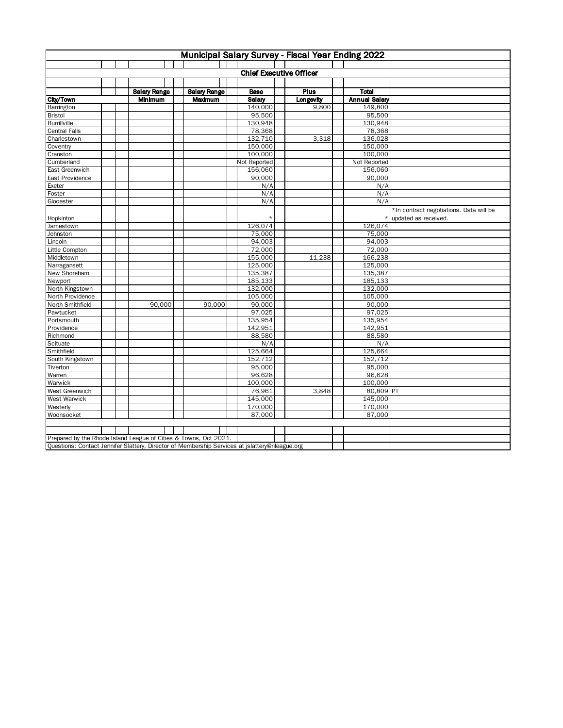## Municipal Salary Survey - Fiscal Year Ending 2022

### Chief Executive Officer

| City/Town | Salary Range Minimum | Salary Range Maximum | Base Salary | Plus Longevity | Total Annual Salary | |
|---|---|---|---|---|---|---|
| Barrington | | | 140,000 | 9,800 | 149,800 | |
| Bristol | | | 95,500 | | 95,500 | |
| Burrillville | | | 130,948 | | 130,948 | |
| Central Falls | | | 78,368 | | 78,368 | |
| Charlestown | | | 132,710 | 3,318 | 136,028 | |
| Coventry | | | 150,000 | | 150,000 | |
| Cranston | | | 100,000 | | 100,000 | |
| Cumberland | | | Not Reported | | Not Reported | |
| East Greenwich | | | 156,060 | | 156,060 | |
| East Providence | | | 90,000 | | 90,000 | |
| Exeter | | | N/A | | N/A | |
| Foster | | | N/A | | N/A | |
| Glocester | | | N/A | | N/A | |
| Hopkinton | | | * | | * | *In contract negotiations. Data will be updated as received. |
| Jamestown | | | 126,074 | | 126,074 | |
| Johnston | | | 75,000 | | 75,000 | |
| Lincoln | | | 94,003 | | 94,003 | |
| Little Compton | | | 72,000 | | 72,000 | |
| Middletown | | | 155,000 | 11,238 | 166,238 | |
| Narragansett | | | 125,000 | | 125,000 | |
| New Shoreham | | | 135,387 | | 135,387 | |
| Newport | | | 185,133 | | 185,133 | |
| North Kingstown | | | 132,000 | | 132,000 | |
| North Providence | | | 105,000 | | 105,000 | |
| North Smithfield | 90,000 | 90,000 | 90,000 | | 90,000 | |
| Pawtucket | | | 97,025 | | 97,025 | |
| Portsmouth | | | 135,954 | | 135,954 | |
| Providence | | | 142,951 | | 142,951 | |
| Richmond | | | 88,580 | | 88,580 | |
| Scituate | | | N/A | | N/A | |
| Smithfield | | | 125,664 | | 125,664 | |
| South Kingstown | | | 152,712 | | 152,712 | |
| Tiverton | | | 95,000 | | 95,000 | |
| Warren | | | 96,628 | | 96,628 | |
| Warwick | | | 100,000 | | 100,000 | |
| West Greenwich | | | 76,961 | 3,848 | 80,809 | PT |
| West Warwick | | | 145,000 | | 145,000 | |
| Westerly | | | 170,000 | | 170,000 | |
| Woonsocket | | | 87,000 | | 87,000 | |

Prepared by the Rhode Island League of Cities & Towns, Oct 2021.

Questions: Contact Jennifer Slattery, Director of Membership Services at jslattery@rileague.org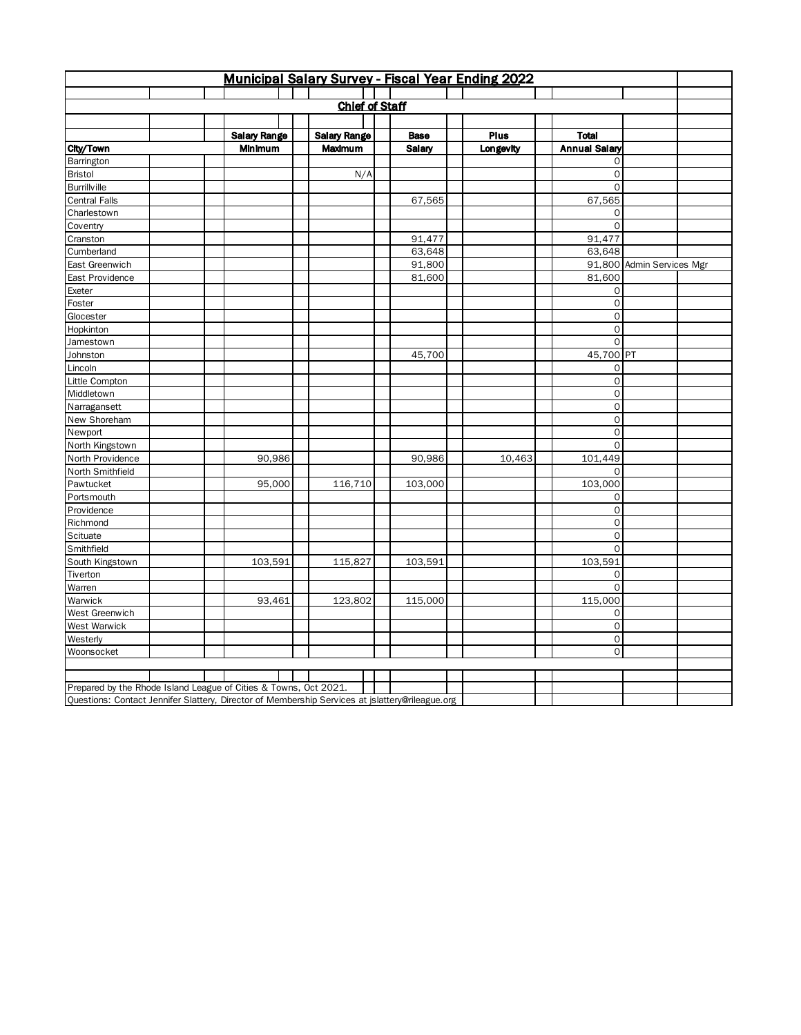## Municipal Salary Survey - Fiscal Year Ending 2022

### Chief of Staff

| City/Town | Salary Range Minimum | Salary Range Maximum | Base Salary | Plus Longevity | Total Annual Salary | |
|---|---|---|---|---|---|---|
| Barrington | | | | | 0 | |
| Bristol | | N/A | | | 0 | |
| Burrillville | | | | | 0 | |
| Central Falls | | | 67,565 | | 67,565 | |
| Charlestown | | | | | 0 | |
| Coventry | | | | | 0 | |
| Cranston | | | 91,477 | | 91,477 | |
| Cumberland | | | 63,648 | | 63,648 | |
| East Greenwich | | | 91,800 | | 91,800 | Admin Services Mgr |
| East Providence | | | 81,600 | | 81,600 | |
| Exeter | | | | | 0 | |
| Foster | | | | | 0 | |
| Glocester | | | | | 0 | |
| Hopkinton | | | | | 0 | |
| Jamestown | | | | | 0 | |
| Johnston | | | 45,700 | | 45,700 | PT |
| Lincoln | | | | | 0 | |
| Little Compton | | | | | 0 | |
| Middletown | | | | | 0 | |
| Narragansett | | | | | 0 | |
| New Shoreham | | | | | 0 | |
| Newport | | | | | 0 | |
| North Kingstown | | | | | 0 | |
| North Providence | 90,986 | | 90,986 | 10,463 | 101,449 | |
| North Smithfield | | | | | 0 | |
| Pawtucket | 95,000 | 116,710 | 103,000 | | 103,000 | |
| Portsmouth | | | | | 0 | |
| Providence | | | | | 0 | |
| Richmond | | | | | 0 | |
| Scituate | | | | | 0 | |
| Smithfield | | | | | 0 | |
| South Kingstown | 103,591 | 115,827 | 103,591 | | 103,591 | |
| Tiverton | | | | | 0 | |
| Warren | | | | | 0 | |
| Warwick | 93,461 | 123,802 | 115,000 | | 115,000 | |
| West Greenwich | | | | | 0 | |
| West Warwick | | | | | 0 | |
| Westerly | | | | | 0 | |
| Woonsocket | | | | | 0 | |

Prepared by the Rhode Island League of Cities & Towns, Oct 2021.

Questions: Contact Jennifer Slattery, Director of Membership Services at jslattery@rileague.org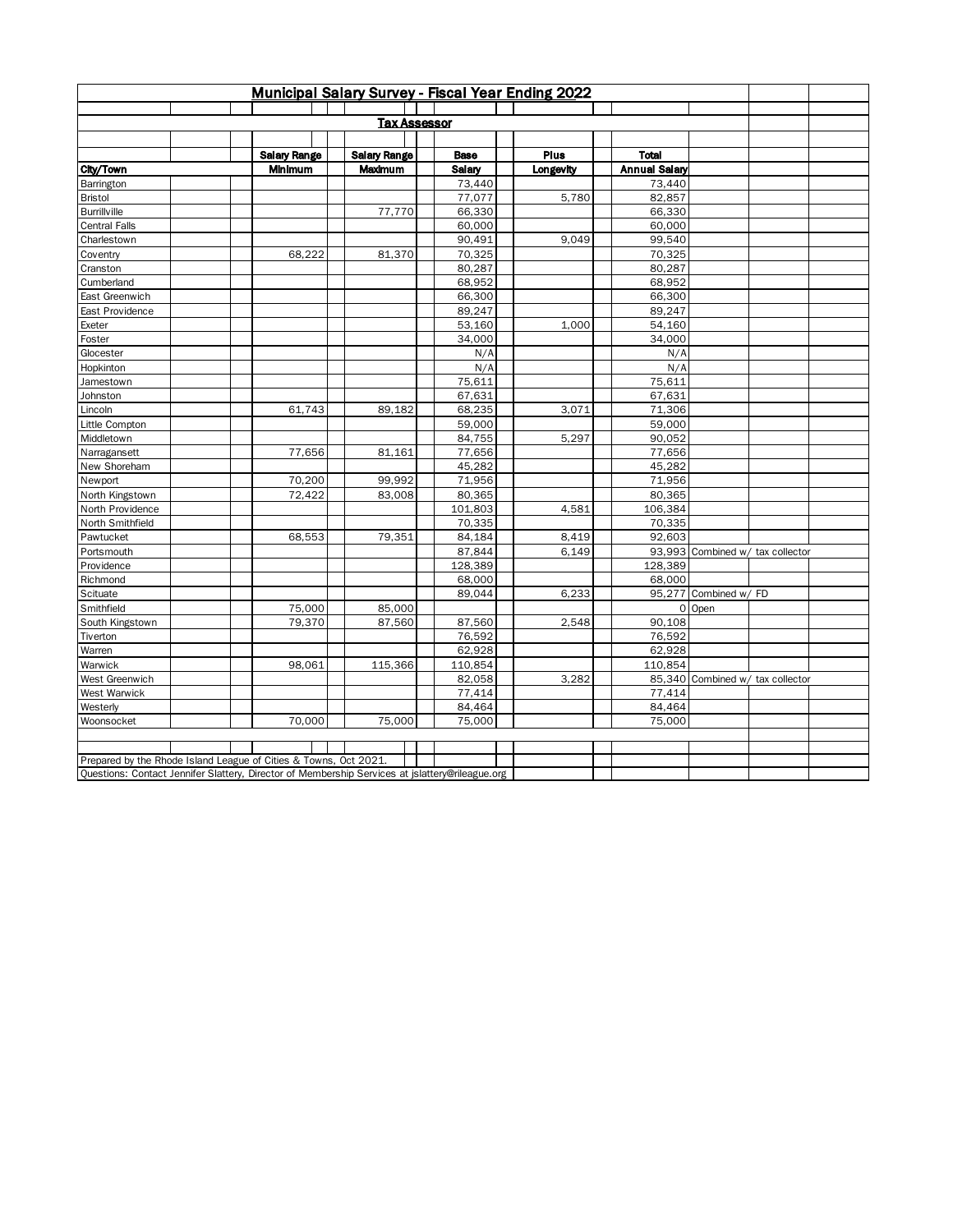# Municipal Salary Survey - Fiscal Year Ending 2022

## Tax Assessor

| City/Town | Salary Range Minimum | Salary Range Maximum | Base Salary | Plus Longevity | Total Annual Salary | |
|---|---|---|---|---|---|---|
| Barrington | | | 73,440 | | 73,440 | |
| Bristol | | | 77,077 | 5,780 | 82,857 | |
| Burrillville | | 77,770 | 66,330 | | 66,330 | |
| Central Falls | | | 60,000 | | 60,000 | |
| Charlestown | | | 90,491 | 9,049 | 99,540 | |
| Coventry | 68,222 | 81,370 | 70,325 | | 70,325 | |
| Cranston | | | 80,287 | | 80,287 | |
| Cumberland | | | 68,952 | | 68,952 | |
| East Greenwich | | | 66,300 | | 66,300 | |
| East Providence | | | 89,247 | | 89,247 | |
| Exeter | | | 53,160 | 1,000 | 54,160 | |
| Foster | | | 34,000 | | 34,000 | |
| Glocester | | | N/A | | N/A | |
| Hopkinton | | | N/A | | N/A | |
| Jamestown | | | 75,611 | | 75,611 | |
| Johnston | | | 67,631 | | 67,631 | |
| Lincoln | 61,743 | 89,182 | 68,235 | 3,071 | 71,306 | |
| Little Compton | | | 59,000 | | 59,000 | |
| Middletown | | | 84,755 | 5,297 | 90,052 | |
| Narragansett | 77,656 | 81,161 | 77,656 | | 77,656 | |
| New Shoreham | | | 45,282 | | 45,282 | |
| Newport | 70,200 | 99,992 | 71,956 | | 71,956 | |
| North Kingstown | 72,422 | 83,008 | 80,365 | | 80,365 | |
| North Providence | | | 101,803 | 4,581 | 106,384 | |
| North Smithfield | | | 70,335 | | 70,335 | |
| Pawtucket | 68,553 | 79,351 | 84,184 | 8,419 | 92,603 | |
| Portsmouth | | | 87,844 | 6,149 | 93,993 | Combined w/ tax collector |
| Providence | | | 128,389 | | 128,389 | |
| Richmond | | | 68,000 | | 68,000 | |
| Scituate | | | 89,044 | 6,233 | 95,277 | Combined w/ FD |
| Smithfield | 75,000 | 85,000 | | | 0 | Open |
| South Kingstown | 79,370 | 87,560 | 87,560 | 2,548 | 90,108 | |
| Tiverton | | | 76,592 | | 76,592 | |
| Warren | | | 62,928 | | 62,928 | |
| Warwick | 98,061 | 115,366 | 110,854 | | 110,854 | |
| West Greenwich | | | 82,058 | 3,282 | 85,340 | Combined w/ tax collector |
| West Warwick | | | 77,414 | | 77,414 | |
| Westerly | | | 84,464 | | 84,464 | |
| Woonsocket | 70,000 | 75,000 | 75,000 | | 75,000 | |

Prepared by the Rhode Island League of Cities & Towns, Oct 2021.

Questions: Contact Jennifer Slattery, Director of Membership Services at jslattery@rileague.org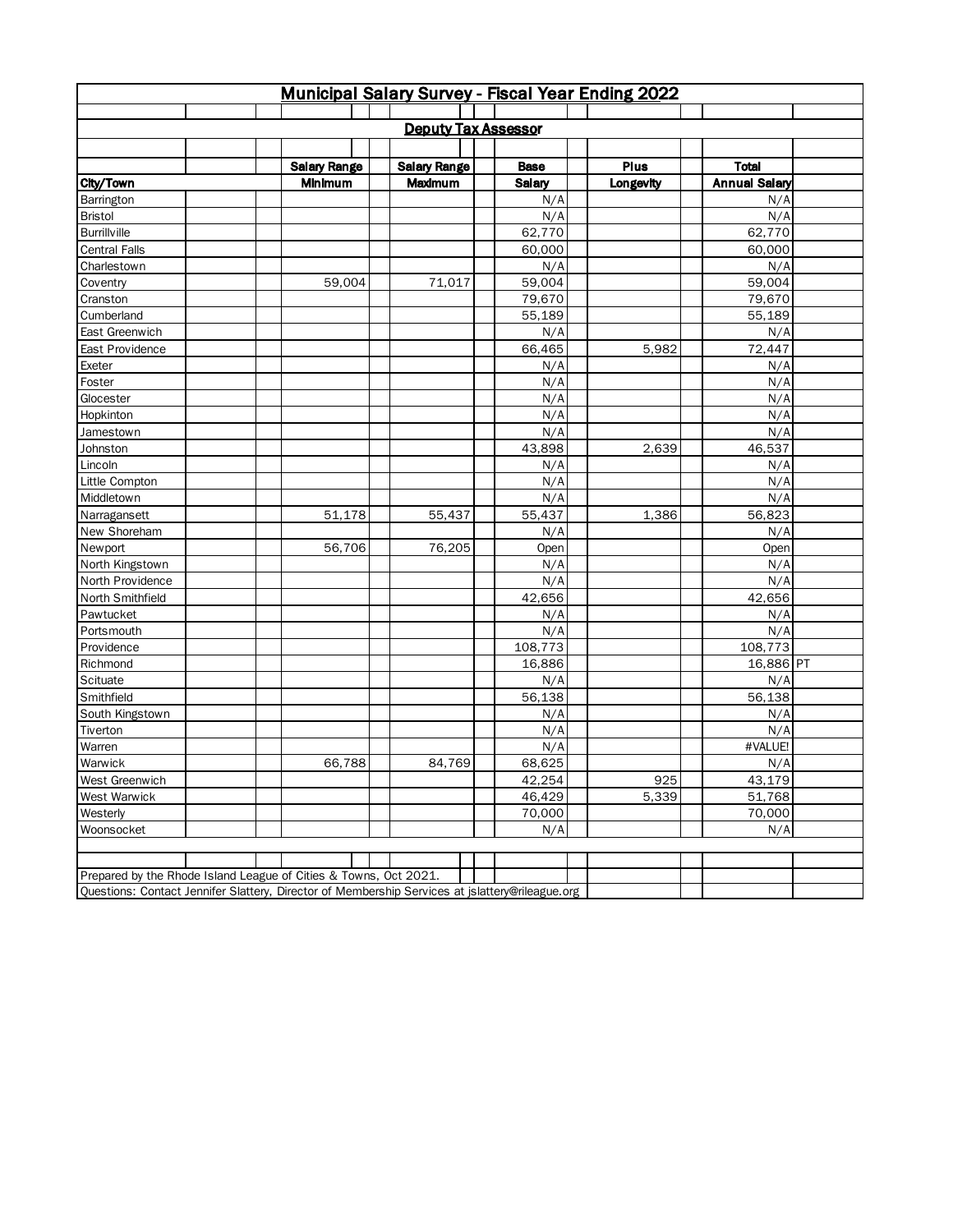# Municipal Salary Survey - Fiscal Year Ending 2022

## Deputy Tax Assessor

| City/Town | Salary Range Minimum | Salary Range Maximum | Base Salary | Plus Longevity | Total Annual Salary | |
|---|---|---|---|---|---|---|
| Barrington | | | N/A | | N/A | |
| Bristol | | | N/A | | N/A | |
| Burrillville | | | 62,770 | | 62,770 | |
| Central Falls | | | 60,000 | | 60,000 | |
| Charlestown | | | N/A | | N/A | |
| Coventry | 59,004 | 71,017 | 59,004 | | 59,004 | |
| Cranston | | | 79,670 | | 79,670 | |
| Cumberland | | | 55,189 | | 55,189 | |
| East Greenwich | | | N/A | | N/A | |
| East Providence | | | 66,465 | 5,982 | 72,447 | |
| Exeter | | | N/A | | N/A | |
| Foster | | | N/A | | N/A | |
| Glocester | | | N/A | | N/A | |
| Hopkinton | | | N/A | | N/A | |
| Jamestown | | | N/A | | N/A | |
| Johnston | | | 43,898 | 2,639 | 46,537 | |
| Lincoln | | | N/A | | N/A | |
| Little Compton | | | N/A | | N/A | |
| Middletown | | | N/A | | N/A | |
| Narragansett | 51,178 | 55,437 | 55,437 | 1,386 | 56,823 | |
| New Shoreham | | | N/A | | N/A | |
| Newport | 56,706 | 76,205 | Open | | Open | |
| North Kingstown | | | N/A | | N/A | |
| North Providence | | | N/A | | N/A | |
| North Smithfield | | | 42,656 | | 42,656 | |
| Pawtucket | | | N/A | | N/A | |
| Portsmouth | | | N/A | | N/A | |
| Providence | | | 108,773 | | 108,773 | |
| Richmond | | | 16,886 | | 16,886 | PT |
| Scituate | | | N/A | | N/A | |
| Smithfield | | | 56,138 | | 56,138 | |
| South Kingstown | | | N/A | | N/A | |
| Tiverton | | | N/A | | N/A | |
| Warren | | | N/A | | #VALUE! | |
| Warwick | 66,788 | 84,769 | 68,625 | | N/A | |
| West Greenwich | | | 42,254 | 925 | 43,179 | |
| West Warwick | | | 46,429 | 5,339 | 51,768 | |
| Westerly | | | 70,000 | | 70,000 | |
| Woonsocket | | | N/A | | N/A | |

Prepared by the Rhode Island League of Cities & Towns, Oct 2021.

Questions: Contact Jennifer Slattery, Director of Membership Services at jslattery@rileague.org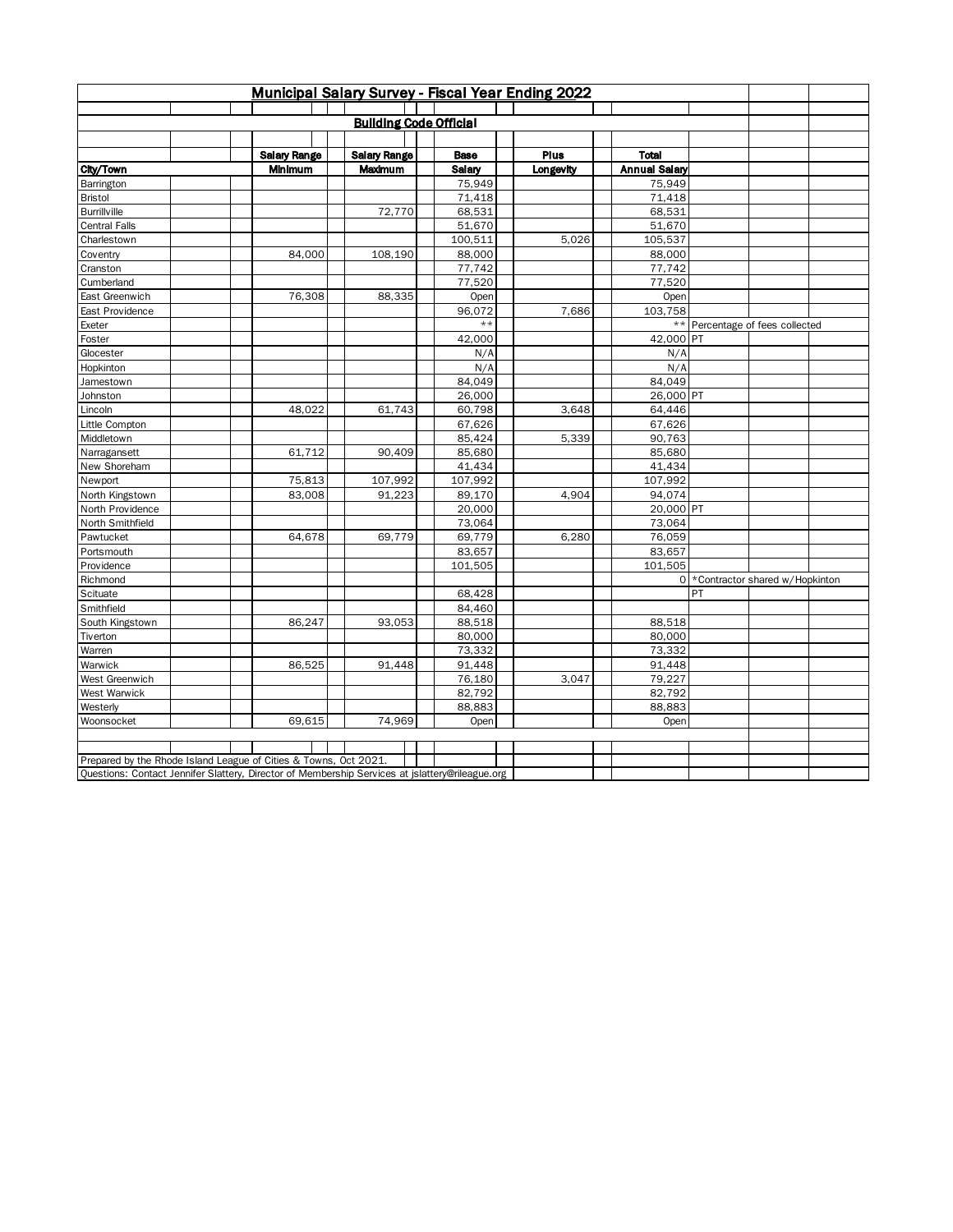# Municipal Salary Survey - Fiscal Year Ending 2022

## Building Code Official

| City/Town | Salary Range Minimum | Salary Range Maximum | Base Salary | Plus Longevity | Total Annual Salary | |
|---|---|---|---|---|---|---|
| Barrington | | | 75,949 | | 75,949 | |
| Bristol | | | 71,418 | | 71,418 | |
| Burrillville | | 72,770 | 68,531 | | 68,531 | |
| Central Falls | | | 51,670 | | 51,670 | |
| Charlestown | | | 100,511 | 5,026 | 105,537 | |
| Coventry | 84,000 | 108,190 | 88,000 | | 88,000 | |
| Cranston | | | 77,742 | | 77,742 | |
| Cumberland | | | 77,520 | | 77,520 | |
| East Greenwich | 76,308 | 88,335 | Open | | Open | |
| East Providence | | | 96,072 | 7,686 | 103,758 | |
| Exeter | | | ** | | ** | Percentage of fees collected |
| Foster | | | 42,000 | | 42,000 | PT |
| Glocester | | | N/A | | N/A | |
| Hopkinton | | | N/A | | N/A | |
| Jamestown | | | 84,049 | | 84,049 | |
| Johnston | | | 26,000 | | 26,000 | PT |
| Lincoln | 48,022 | 61,743 | 60,798 | 3,648 | 64,446 | |
| Little Compton | | | 67,626 | | 67,626 | |
| Middletown | | | 85,424 | 5,339 | 90,763 | |
| Narragansett | 61,712 | 90,409 | 85,680 | | 85,680 | |
| New Shoreham | | | 41,434 | | 41,434 | |
| Newport | 75,813 | 107,992 | 107,992 | | 107,992 | |
| North Kingstown | 83,008 | 91,223 | 89,170 | 4,904 | 94,074 | |
| North Providence | | | 20,000 | | 20,000 | PT |
| North Smithfield | | | 73,064 | | 73,064 | |
| Pawtucket | 64,678 | 69,779 | 69,779 | 6,280 | 76,059 | |
| Portsmouth | | | 83,657 | | 83,657 | |
| Providence | | | 101,505 | | 101,505 | |
| Richmond | | | | | 0 | *Contractor shared w/Hopkinton |
| Scituate | | | 68,428 | | | PT |
| Smithfield | | | 84,460 | | | |
| South Kingstown | 86,247 | 93,053 | 88,518 | | 88,518 | |
| Tiverton | | | 80,000 | | 80,000 | |
| Warren | | | 73,332 | | 73,332 | |
| Warwick | 86,525 | 91,448 | 91,448 | | 91,448 | |
| West Greenwich | | | 76,180 | 3,047 | 79,227 | |
| West Warwick | | | 82,792 | | 82,792 | |
| Westerly | | | 88,883 | | 88,883 | |
| Woonsocket | 69,615 | 74,969 | Open | | Open | |

Prepared by the Rhode Island League of Cities & Towns, Oct 2021.

Questions: Contact Jennifer Slattery, Director of Membership Services at jslattery@rileague.org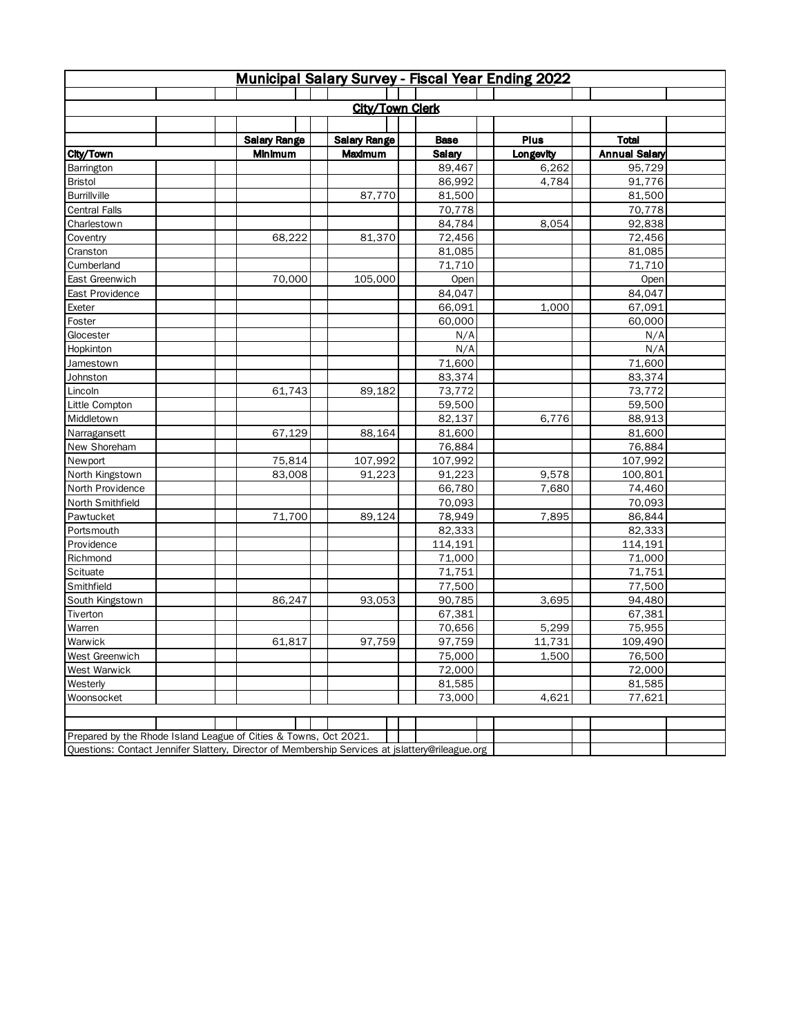# Municipal Salary Survey - Fiscal Year Ending 2022

## City/Town Clerk

| City/Town | Salary Range Minimum | Salary Range Maximum | Base Salary | Plus Longevity | Total Annual Salary |
|---|---|---|---|---|---|
| Barrington | | | 89,467 | 6,262 | 95,729 |
| Bristol | | | 86,992 | 4,784 | 91,776 |
| Burrillville | | 87,770 | 81,500 | | 81,500 |
| Central Falls | | | 70,778 | | 70,778 |
| Charlestown | | | 84,784 | 8,054 | 92,838 |
| Coventry | 68,222 | 81,370 | 72,456 | | 72,456 |
| Cranston | | | 81,085 | | 81,085 |
| Cumberland | | | 71,710 | | 71,710 |
| East Greenwich | 70,000 | 105,000 | Open | | Open |
| East Providence | | | 84,047 | | 84,047 |
| Exeter | | | 66,091 | 1,000 | 67,091 |
| Foster | | | 60,000 | | 60,000 |
| Glocester | | | N/A | | N/A |
| Hopkinton | | | N/A | | N/A |
| Jamestown | | | 71,600 | | 71,600 |
| Johnston | | | 83,374 | | 83,374 |
| Lincoln | 61,743 | 89,182 | 73,772 | | 73,772 |
| Little Compton | | | 59,500 | | 59,500 |
| Middletown | | | 82,137 | 6,776 | 88,913 |
| Narragansett | 67,129 | 88,164 | 81,600 | | 81,600 |
| New Shoreham | | | 76,884 | | 76,884 |
| Newport | 75,814 | 107,992 | 107,992 | | 107,992 |
| North Kingstown | 83,008 | 91,223 | 91,223 | 9,578 | 100,801 |
| North Providence | | | 66,780 | 7,680 | 74,460 |
| North Smithfield | | | 70,093 | | 70,093 |
| Pawtucket | 71,700 | 89,124 | 78,949 | 7,895 | 86,844 |
| Portsmouth | | | 82,333 | | 82,333 |
| Providence | | | 114,191 | | 114,191 |
| Richmond | | | 71,000 | | 71,000 |
| Scituate | | | 71,751 | | 71,751 |
| Smithfield | | | 77,500 | | 77,500 |
| South Kingstown | 86,247 | 93,053 | 90,785 | 3,695 | 94,480 |
| Tiverton | | | 67,381 | | 67,381 |
| Warren | | | 70,656 | 5,299 | 75,955 |
| Warwick | 61,817 | 97,759 | 97,759 | 11,731 | 109,490 |
| West Greenwich | | | 75,000 | 1,500 | 76,500 |
| West Warwick | | | 72,000 | | 72,000 |
| Westerly | | | 81,585 | | 81,585 |
| Woonsocket | | | 73,000 | 4,621 | 77,621 |

Prepared by the Rhode Island League of Cities & Towns, Oct 2021.

Questions: Contact Jennifer Slattery, Director of Membership Services at jslattery@rileague.org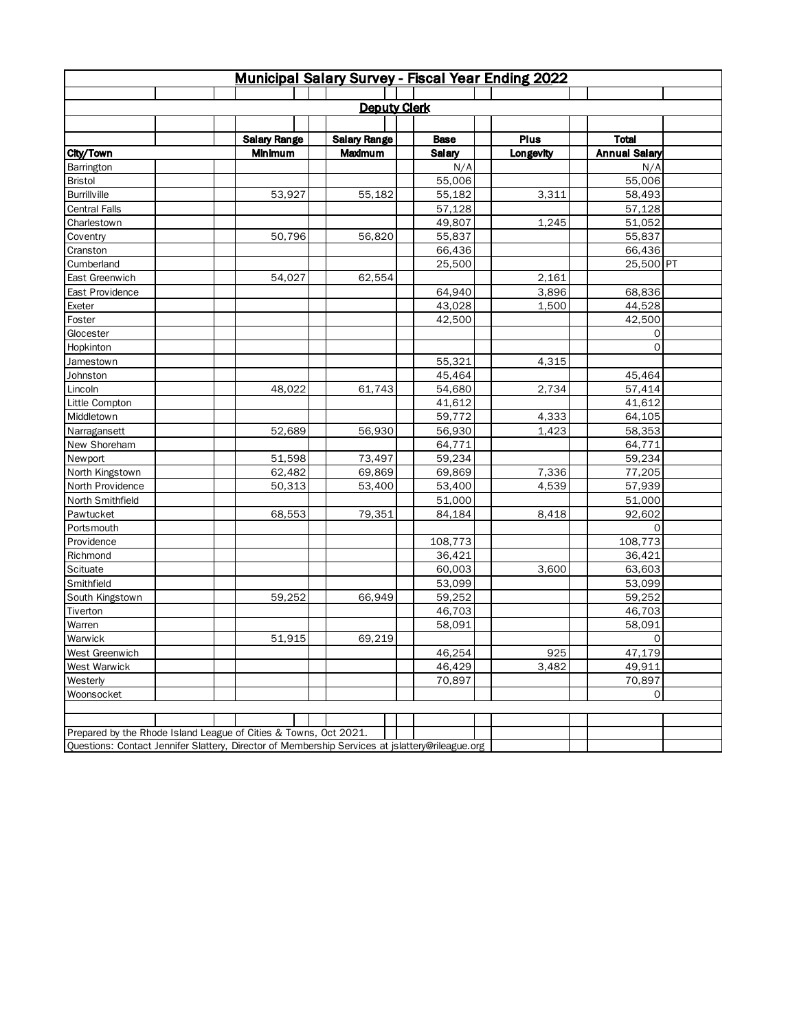## Municipal Salary Survey - Fiscal Year Ending 2022

### Deputy Clerk

| City/Town | Salary Range Minimum | Salary Range Maximum | Base Salary | Plus Longevity | Total Annual Salary | |
|---|---|---|---|---|---|---|
| Barrington | | | N/A | | N/A | |
| Bristol | | | 55,006 | | 55,006 | |
| Burrillville | 53,927 | 55,182 | 55,182 | 3,311 | 58,493 | |
| Central Falls | | | 57,128 | | 57,128 | |
| Charlestown | | | 49,807 | 1,245 | 51,052 | |
| Coventry | 50,796 | 56,820 | 55,837 | | 55,837 | |
| Cranston | | | 66,436 | | 66,436 | |
| Cumberland | | | 25,500 | | 25,500 | PT |
| East Greenwich | 54,027 | 62,554 | | 2,161 | | |
| East Providence | | | 64,940 | 3,896 | 68,836 | |
| Exeter | | | 43,028 | 1,500 | 44,528 | |
| Foster | | | 42,500 | | 42,500 | |
| Glocester | | | | | 0 | |
| Hopkinton | | | | | 0 | |
| Jamestown | | | 55,321 | 4,315 | | |
| Johnston | | | 45,464 | | 45,464 | |
| Lincoln | 48,022 | 61,743 | 54,680 | 2,734 | 57,414 | |
| Little Compton | | | 41,612 | | 41,612 | |
| Middletown | | | 59,772 | 4,333 | 64,105 | |
| Narragansett | 52,689 | 56,930 | 56,930 | 1,423 | 58,353 | |
| New Shoreham | | | 64,771 | | 64,771 | |
| Newport | 51,598 | 73,497 | 59,234 | | 59,234 | |
| North Kingstown | 62,482 | 69,869 | 69,869 | 7,336 | 77,205 | |
| North Providence | 50,313 | 53,400 | 53,400 | 4,539 | 57,939 | |
| North Smithfield | | | 51,000 | | 51,000 | |
| Pawtucket | 68,553 | 79,351 | 84,184 | 8,418 | 92,602 | |
| Portsmouth | | | | | 0 | |
| Providence | | | 108,773 | | 108,773 | |
| Richmond | | | 36,421 | | 36,421 | |
| Scituate | | | 60,003 | 3,600 | 63,603 | |
| Smithfield | | | 53,099 | | 53,099 | |
| South Kingstown | 59,252 | 66,949 | 59,252 | | 59,252 | |
| Tiverton | | | 46,703 | | 46,703 | |
| Warren | | | 58,091 | | 58,091 | |
| Warwick | 51,915 | 69,219 | | | 0 | |
| West Greenwich | | | 46,254 | 925 | 47,179 | |
| West Warwick | | | 46,429 | 3,482 | 49,911 | |
| Westerly | | | 70,897 | | 70,897 | |
| Woonsocket | | | | | 0 | |

Prepared by the Rhode Island League of Cities & Towns, Oct 2021.

Questions: Contact Jennifer Slattery, Director of Membership Services at jslattery@rileague.org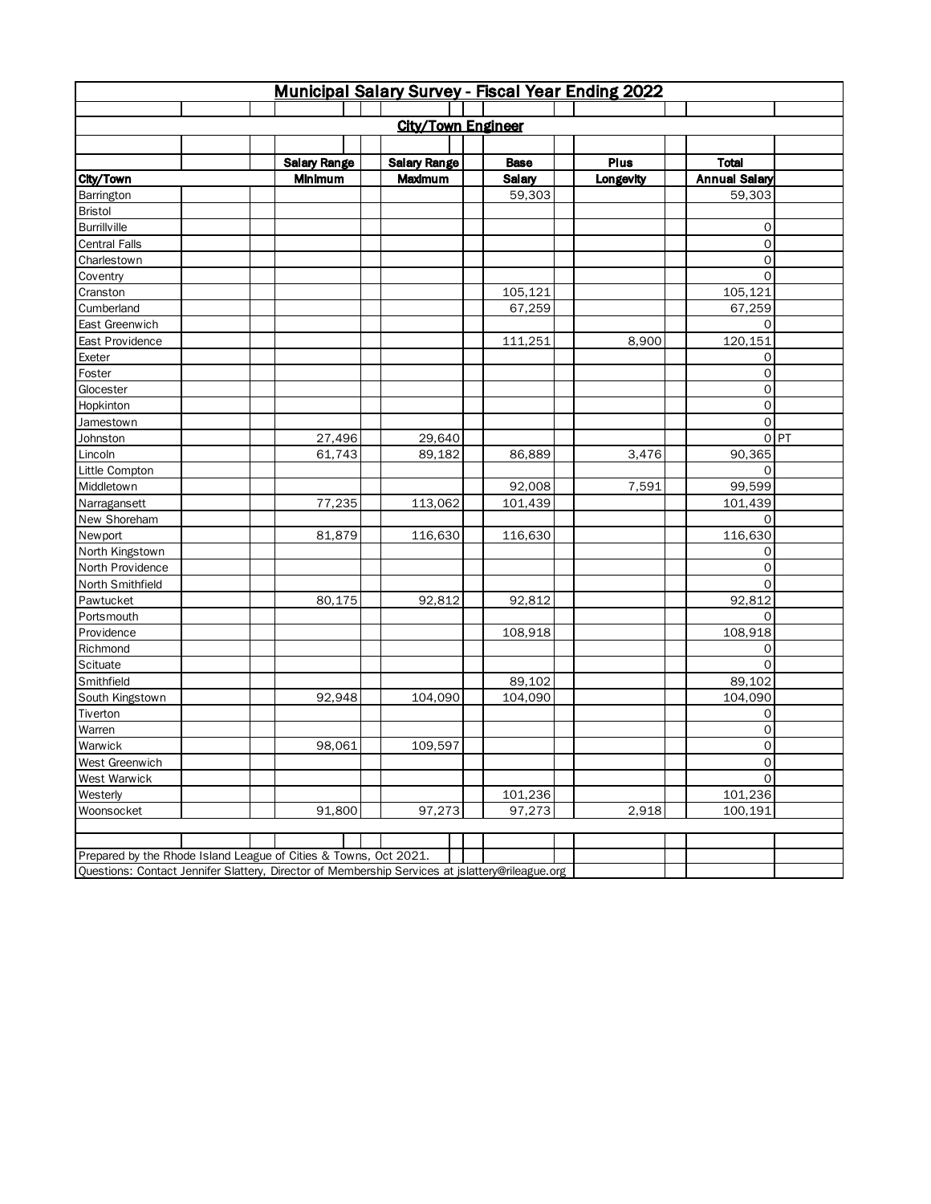# Municipal Salary Survey - Fiscal Year Ending 2022

## City/Town Engineer

| City/Town | Salary Range Minimum | Salary Range Maximum | Base Salary | Plus Longevity | Total Annual Salary | |
|---|---|---|---|---|---|---|
| Barrington | | | 59,303 | | 59,303 | |
| Bristol | | | | | | |
| Burrillville | | | | | 0 | |
| Central Falls | | | | | 0 | |
| Charlestown | | | | | 0 | |
| Coventry | | | | | 0 | |
| Cranston | | | 105,121 | | 105,121 | |
| Cumberland | | | 67,259 | | 67,259 | |
| East Greenwich | | | | | 0 | |
| East Providence | | | 111,251 | 8,900 | 120,151 | |
| Exeter | | | | | 0 | |
| Foster | | | | | 0 | |
| Glocester | | | | | 0 | |
| Hopkinton | | | | | 0 | |
| Jamestown | | | | | 0 | |
| Johnston | 27,496 | 29,640 | | | 0 | PT |
| Lincoln | 61,743 | 89,182 | 86,889 | 3,476 | 90,365 | |
| Little Compton | | | | | 0 | |
| Middletown | | | 92,008 | 7,591 | 99,599 | |
| Narragansett | 77,235 | 113,062 | 101,439 | | 101,439 | |
| New Shoreham | | | | | 0 | |
| Newport | 81,879 | 116,630 | 116,630 | | 116,630 | |
| North Kingstown | | | | | 0 | |
| North Providence | | | | | 0 | |
| North Smithfield | | | | | 0 | |
| Pawtucket | 80,175 | 92,812 | 92,812 | | 92,812 | |
| Portsmouth | | | | | 0 | |
| Providence | | | 108,918 | | 108,918 | |
| Richmond | | | | | 0 | |
| Scituate | | | | | 0 | |
| Smithfield | | | 89,102 | | 89,102 | |
| South Kingstown | 92,948 | 104,090 | 104,090 | | 104,090 | |
| Tiverton | | | | | 0 | |
| Warren | | | | | 0 | |
| Warwick | 98,061 | 109,597 | | | 0 | |
| West Greenwich | | | | | 0 | |
| West Warwick | | | | | 0 | |
| Westerly | | | 101,236 | | 101,236 | |
| Woonsocket | 91,800 | 97,273 | 97,273 | 2,918 | 100,191 | |

Prepared by the Rhode Island League of Cities & Towns, Oct 2021.

Questions: Contact Jennifer Slattery, Director of Membership Services at jslattery@rileague.org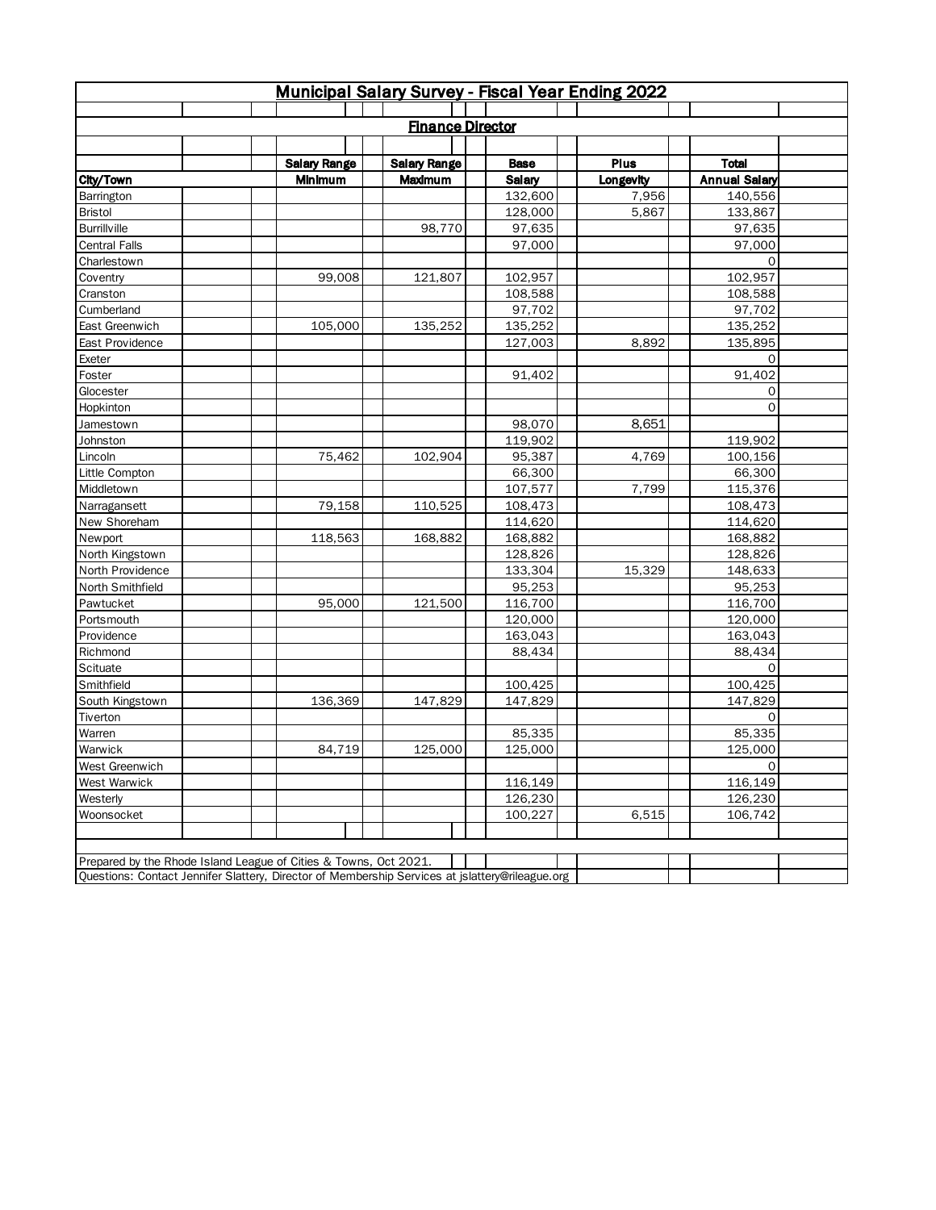# Municipal Salary Survey - Fiscal Year Ending 2022

## Finance Director

| City/Town | Salary Range Minimum | Salary Range Maximum | Base Salary | Plus Longevity | Total Annual Salary |
|---|---|---|---|---|---|
| Barrington | | | 132,600 | 7,956 | 140,556 |
| Bristol | | | 128,000 | 5,867 | 133,867 |
| Burrillville | | 98,770 | 97,635 | | 97,635 |
| Central Falls | | | 97,000 | | 97,000 |
| Charlestown | | | | | 0 |
| Coventry | 99,008 | 121,807 | 102,957 | | 102,957 |
| Cranston | | | 108,588 | | 108,588 |
| Cumberland | | | 97,702 | | 97,702 |
| East Greenwich | 105,000 | 135,252 | 135,252 | | 135,252 |
| East Providence | | | 127,003 | 8,892 | 135,895 |
| Exeter | | | | | 0 |
| Foster | | | 91,402 | | 91,402 |
| Glocester | | | | | 0 |
| Hopkinton | | | | | 0 |
| Jamestown | | | 98,070 | 8,651 | |
| Johnston | | | 119,902 | | 119,902 |
| Lincoln | 75,462 | 102,904 | 95,387 | 4,769 | 100,156 |
| Little Compton | | | 66,300 | | 66,300 |
| Middletown | | | 107,577 | 7,799 | 115,376 |
| Narragansett | 79,158 | 110,525 | 108,473 | | 108,473 |
| New Shoreham | | | 114,620 | | 114,620 |
| Newport | 118,563 | 168,882 | 168,882 | | 168,882 |
| North Kingstown | | | 128,826 | | 128,826 |
| North Providence | | | 133,304 | 15,329 | 148,633 |
| North Smithfield | | | 95,253 | | 95,253 |
| Pawtucket | 95,000 | 121,500 | 116,700 | | 116,700 |
| Portsmouth | | | 120,000 | | 120,000 |
| Providence | | | 163,043 | | 163,043 |
| Richmond | | | 88,434 | | 88,434 |
| Scituate | | | | | 0 |
| Smithfield | | | 100,425 | | 100,425 |
| South Kingstown | 136,369 | 147,829 | 147,829 | | 147,829 |
| Tiverton | | | | | 0 |
| Warren | | | 85,335 | | 85,335 |
| Warwick | 84,719 | 125,000 | 125,000 | | 125,000 |
| West Greenwich | | | | | 0 |
| West Warwick | | | 116,149 | | 116,149 |
| Westerly | | | 126,230 | | 126,230 |
| Woonsocket | | | 100,227 | 6,515 | 106,742 |

Prepared by the Rhode Island League of Cities & Towns, Oct 2021.

Questions: Contact Jennifer Slattery, Director of Membership Services at jslattery@rileague.org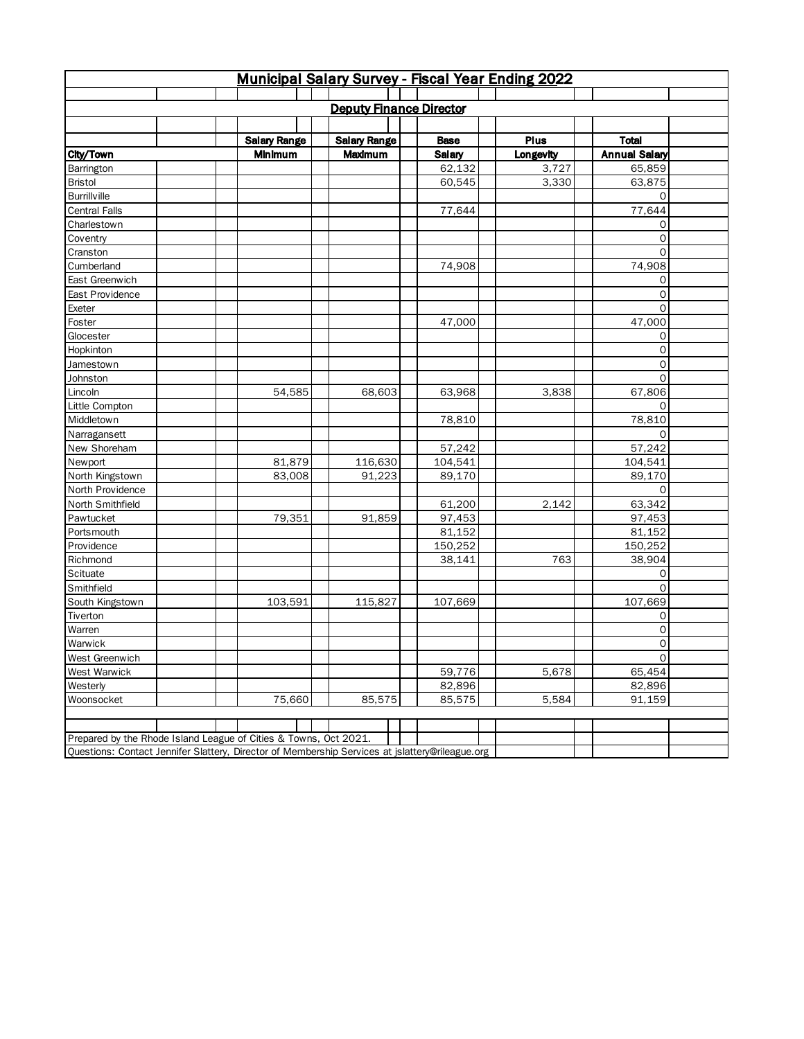# Municipal Salary Survey - Fiscal Year Ending 2022

## Deputy Finance Director

| City/Town | Salary Range Minimum | Salary Range Maximum | Base Salary | Plus Longevity | Total Annual Salary |
|---|---|---|---|---|---|
| Barrington | | | 62,132 | 3,727 | 65,859 |
| Bristol | | | 60,545 | 3,330 | 63,875 |
| Burrillville | | | | | 0 |
| Central Falls | | | 77,644 | | 77,644 |
| Charlestown | | | | | 0 |
| Coventry | | | | | 0 |
| Cranston | | | | | 0 |
| Cumberland | | | 74,908 | | 74,908 |
| East Greenwich | | | | | 0 |
| East Providence | | | | | 0 |
| Exeter | | | | | 0 |
| Foster | | | 47,000 | | 47,000 |
| Glocester | | | | | 0 |
| Hopkinton | | | | | 0 |
| Jamestown | | | | | 0 |
| Johnston | | | | | 0 |
| Lincoln | 54,585 | 68,603 | 63,968 | 3,838 | 67,806 |
| Little Compton | | | | | 0 |
| Middletown | | | 78,810 | | 78,810 |
| Narragansett | | | | | 0 |
| New Shoreham | | | 57,242 | | 57,242 |
| Newport | 81,879 | 116,630 | 104,541 | | 104,541 |
| North Kingstown | 83,008 | 91,223 | 89,170 | | 89,170 |
| North Providence | | | | | 0 |
| North Smithfield | | | 61,200 | 2,142 | 63,342 |
| Pawtucket | 79,351 | 91,859 | 97,453 | | 97,453 |
| Portsmouth | | | 81,152 | | 81,152 |
| Providence | | | 150,252 | | 150,252 |
| Richmond | | | 38,141 | 763 | 38,904 |
| Scituate | | | | | 0 |
| Smithfield | | | | | 0 |
| South Kingstown | 103,591 | 115,827 | 107,669 | | 107,669 |
| Tiverton | | | | | 0 |
| Warren | | | | | 0 |
| Warwick | | | | | 0 |
| West Greenwich | | | | | 0 |
| West Warwick | | | 59,776 | 5,678 | 65,454 |
| Westerly | | | 82,896 | | 82,896 |
| Woonsocket | 75,660 | 85,575 | 85,575 | 5,584 | 91,159 |

Prepared by the Rhode Island League of Cities & Towns, Oct 2021.

Questions: Contact Jennifer Slattery, Director of Membership Services at jslattery@rileague.org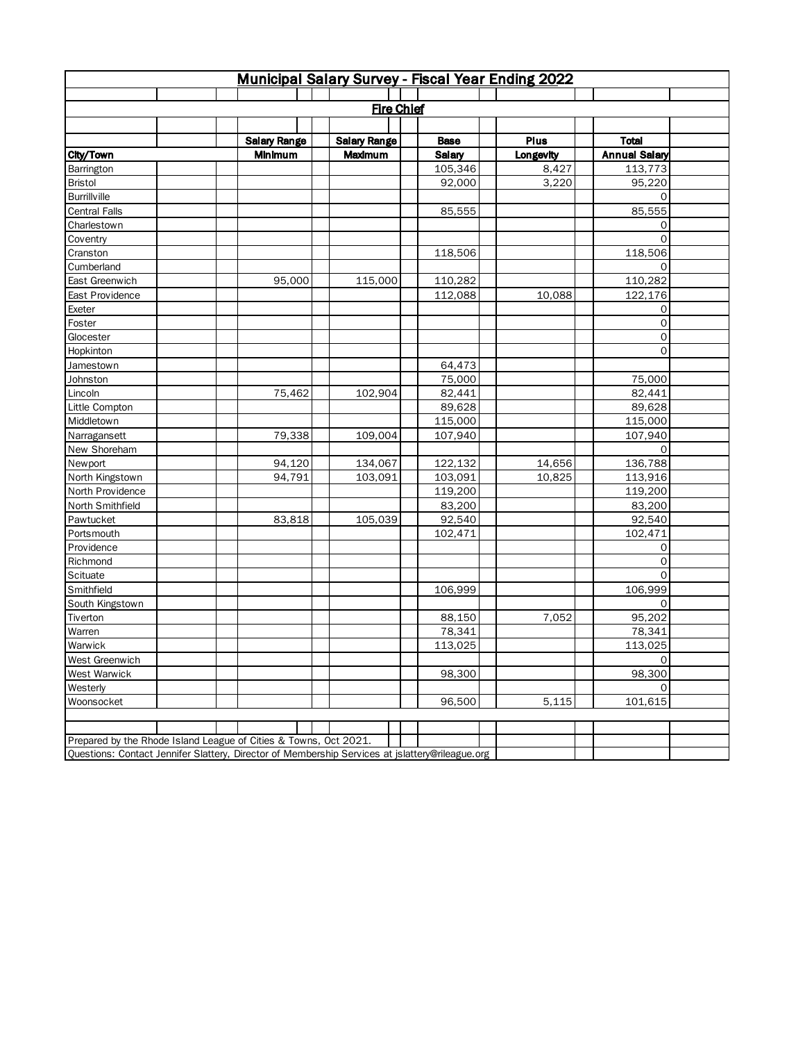# Municipal Salary Survey - Fiscal Year Ending 2022

## Fire Chief

| City/Town | Salary Range Minimum | Salary Range Maximum | Base Salary | Plus Longevity | Total Annual Salary |
|---|---|---|---|---|---|
| Barrington | | | 105,346 | 8,427 | 113,773 |
| Bristol | | | 92,000 | 3,220 | 95,220 |
| Burrillville | | | | | 0 |
| Central Falls | | | 85,555 | | 85,555 |
| Charlestown | | | | | 0 |
| Coventry | | | | | 0 |
| Cranston | | | 118,506 | | 118,506 |
| Cumberland | | | | | 0 |
| East Greenwich | 95,000 | 115,000 | 110,282 | | 110,282 |
| East Providence | | | 112,088 | 10,088 | 122,176 |
| Exeter | | | | | 0 |
| Foster | | | | | 0 |
| Glocester | | | | | 0 |
| Hopkinton | | | | | 0 |
| Jamestown | | | 64,473 | | |
| Johnston | | | 75,000 | | 75,000 |
| Lincoln | 75,462 | 102,904 | 82,441 | | 82,441 |
| Little Compton | | | 89,628 | | 89,628 |
| Middletown | | | 115,000 | | 115,000 |
| Narragansett | 79,338 | 109,004 | 107,940 | | 107,940 |
| New Shoreham | | | | | 0 |
| Newport | 94,120 | 134,067 | 122,132 | 14,656 | 136,788 |
| North Kingstown | 94,791 | 103,091 | 103,091 | 10,825 | 113,916 |
| North Providence | | | 119,200 | | 119,200 |
| North Smithfield | | | 83,200 | | 83,200 |
| Pawtucket | 83,818 | 105,039 | 92,540 | | 92,540 |
| Portsmouth | | | 102,471 | | 102,471 |
| Providence | | | | | 0 |
| Richmond | | | | | 0 |
| Scituate | | | | | 0 |
| Smithfield | | | 106,999 | | 106,999 |
| South Kingstown | | | | | 0 |
| Tiverton | | | 88,150 | 7,052 | 95,202 |
| Warren | | | 78,341 | | 78,341 |
| Warwick | | | 113,025 | | 113,025 |
| West Greenwich | | | | | 0 |
| West Warwick | | | 98,300 | | 98,300 |
| Westerly | | | | | 0 |
| Woonsocket | | | 96,500 | 5,115 | 101,615 |

Prepared by the Rhode Island League of Cities & Towns, Oct 2021.

Questions: Contact Jennifer Slattery, Director of Membership Services at jslattery@rileague.org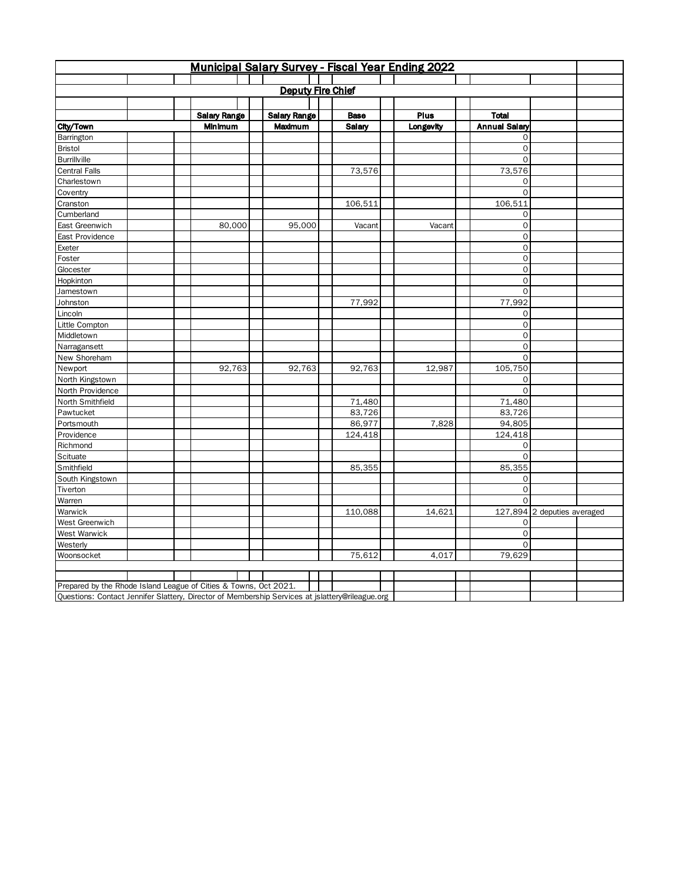# Municipal Salary Survey - Fiscal Year Ending 2022

## Deputy Fire Chief

| City/Town | Salary Range Minimum | Salary Range Maximum | Base Salary | Plus Longevity | Total Annual Salary | |
|---|---|---|---|---|---|---|
| Barrington | | | | | 0 | |
| Bristol | | | | | 0 | |
| Burrillville | | | | | 0 | |
| Central Falls | | | 73,576 | | 73,576 | |
| Charlestown | | | | | 0 | |
| Coventry | | | | | 0 | |
| Cranston | | | 106,511 | | 106,511 | |
| Cumberland | | | | | 0 | |
| East Greenwich | 80,000 | 95,000 | Vacant | Vacant | 0 | |
| East Providence | | | | | 0 | |
| Exeter | | | | | 0 | |
| Foster | | | | | 0 | |
| Glocester | | | | | 0 | |
| Hopkinton | | | | | 0 | |
| Jamestown | | | | | 0 | |
| Johnston | | | 77,992 | | 77,992 | |
| Lincoln | | | | | 0 | |
| Little Compton | | | | | 0 | |
| Middletown | | | | | 0 | |
| Narragansett | | | | | 0 | |
| New Shoreham | | | | | 0 | |
| Newport | 92,763 | 92,763 | 92,763 | 12,987 | 105,750 | |
| North Kingstown | | | | | 0 | |
| North Providence | | | | | 0 | |
| North Smithfield | | | 71,480 | | 71,480 | |
| Pawtucket | | | 83,726 | | 83,726 | |
| Portsmouth | | | 86,977 | 7,828 | 94,805 | |
| Providence | | | 124,418 | | 124,418 | |
| Richmond | | | | | 0 | |
| Scituate | | | | | 0 | |
| Smithfield | | | 85,355 | | 85,355 | |
| South Kingstown | | | | | 0 | |
| Tiverton | | | | | 0 | |
| Warren | | | | | 0 | |
| Warwick | | | 110,088 | 14,621 | 127,894 | 2 deputies averaged |
| West Greenwich | | | | | 0 | |
| West Warwick | | | | | 0 | |
| Westerly | | | | | 0 | |
| Woonsocket | | | 75,612 | 4,017 | 79,629 | |

Prepared by the Rhode Island League of Cities & Towns, Oct 2021.

Questions: Contact Jennifer Slattery, Director of Membership Services at jslattery@rileague.org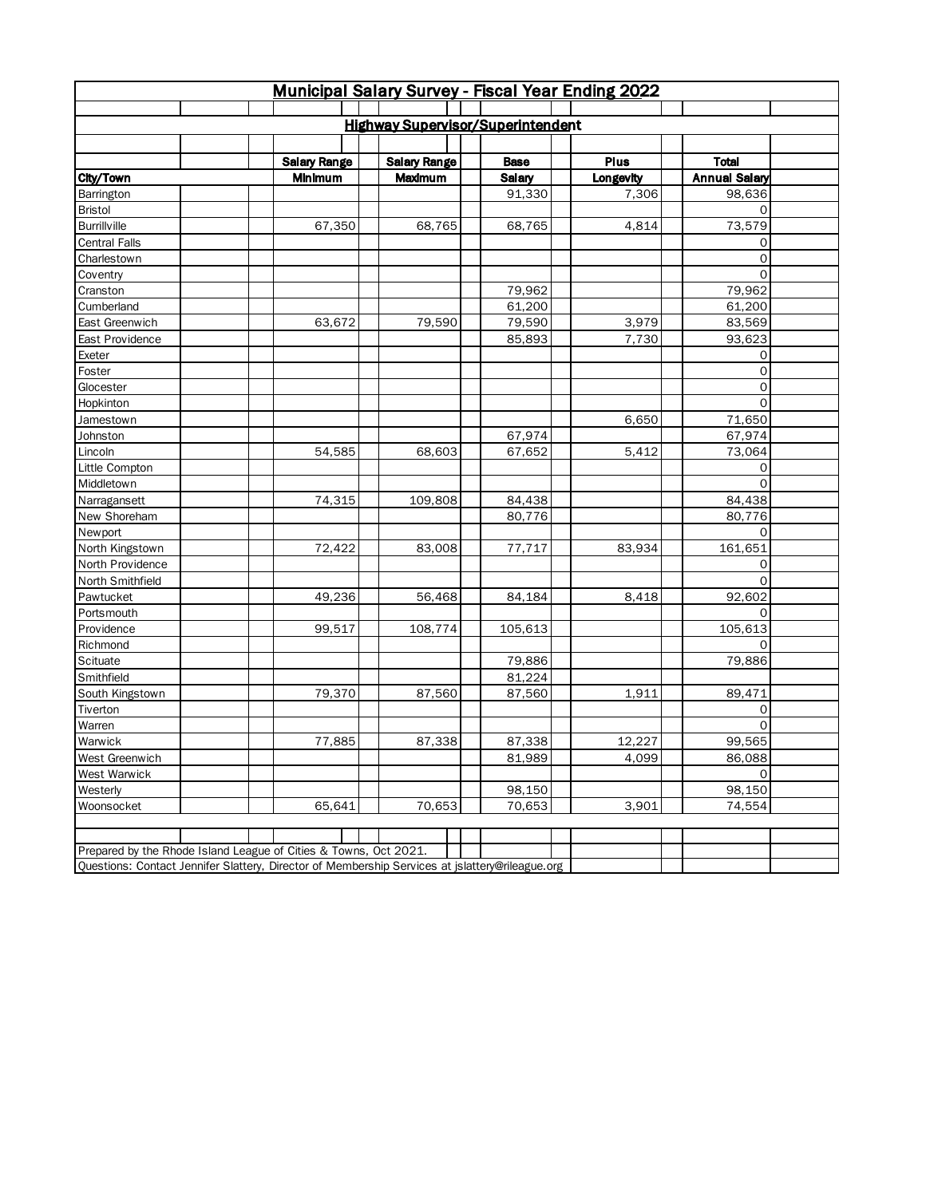# Municipal Salary Survey - Fiscal Year Ending 2022

## Highway Supervisor/Superintendent

| City/Town | Salary Range Minimum | Salary Range Maximum | Base Salary | Plus Longevity | Total Annual Salary |
|---|---|---|---|---|---|
| Barrington | | | 91,330 | 7,306 | 98,636 |
| Bristol | | | | | 0 |
| Burrillville | 67,350 | 68,765 | 68,765 | 4,814 | 73,579 |
| Central Falls | | | | | 0 |
| Charlestown | | | | | 0 |
| Coventry | | | | | 0 |
| Cranston | | | 79,962 | | 79,962 |
| Cumberland | | | 61,200 | | 61,200 |
| East Greenwich | 63,672 | 79,590 | 79,590 | 3,979 | 83,569 |
| East Providence | | | 85,893 | 7,730 | 93,623 |
| Exeter | | | | | 0 |
| Foster | | | | | 0 |
| Glocester | | | | | 0 |
| Hopkinton | | | | | 0 |
| Jamestown | | | | 6,650 | 71,650 |
| Johnston | | | 67,974 | | 67,974 |
| Lincoln | 54,585 | 68,603 | 67,652 | 5,412 | 73,064 |
| Little Compton | | | | | 0 |
| Middletown | | | | | 0 |
| Narragansett | 74,315 | 109,808 | 84,438 | | 84,438 |
| New Shoreham | | | 80,776 | | 80,776 |
| Newport | | | | | 0 |
| North Kingstown | 72,422 | 83,008 | 77,717 | 83,934 | 161,651 |
| North Providence | | | | | 0 |
| North Smithfield | | | | | 0 |
| Pawtucket | 49,236 | 56,468 | 84,184 | 8,418 | 92,602 |
| Portsmouth | | | | | 0 |
| Providence | 99,517 | 108,774 | 105,613 | | 105,613 |
| Richmond | | | | | 0 |
| Scituate | | | 79,886 | | 79,886 |
| Smithfield | | | 81,224 | | |
| South Kingstown | 79,370 | 87,560 | 87,560 | 1,911 | 89,471 |
| Tiverton | | | | | 0 |
| Warren | | | | | 0 |
| Warwick | 77,885 | 87,338 | 87,338 | 12,227 | 99,565 |
| West Greenwich | | | 81,989 | 4,099 | 86,088 |
| West Warwick | | | | | 0 |
| Westerly | | | 98,150 | | 98,150 |
| Woonsocket | 65,641 | 70,653 | 70,653 | 3,901 | 74,554 |

Prepared by the Rhode Island League of Cities & Towns, Oct 2021.

Questions: Contact Jennifer Slattery, Director of Membership Services at jslattery@rileague.org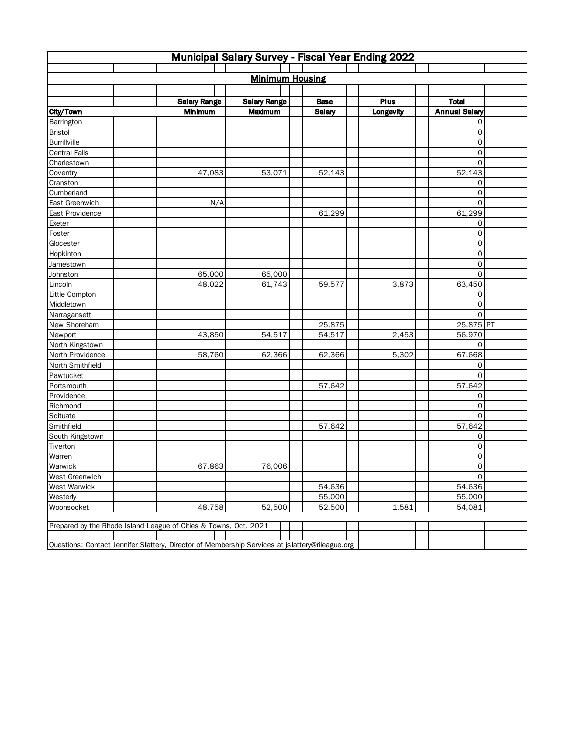# Municipal Salary Survey - Fiscal Year Ending 2022

## Minimum Housing

| City/Town | Salary Range Minimum | Salary Range Maximum | Base Salary | Plus Longevity | Total Annual Salary | |
|---|---|---|---|---|---|---|
| Barrington | | | | | 0 | |
| Bristol | | | | | 0 | |
| Burrillville | | | | | 0 | |
| Central Falls | | | | | 0 | |
| Charlestown | | | | | 0 | |
| Coventry | 47,083 | 53,071 | 52,143 | | 52,143 | |
| Cranston | | | | | 0 | |
| Cumberland | | | | | 0 | |
| East Greenwich | N/A | | | | 0 | |
| East Providence | | | 61,299 | | 61,299 | |
| Exeter | | | | | 0 | |
| Foster | | | | | 0 | |
| Glocester | | | | | 0 | |
| Hopkinton | | | | | 0 | |
| Jamestown | | | | | 0 | |
| Johnston | 65,000 | 65,000 | | | 0 | |
| Lincoln | 48,022 | 61,743 | 59,577 | 3,873 | 63,450 | |
| Little Compton | | | | | 0 | |
| Middletown | | | | | 0 | |
| Narragansett | | | | | 0 | |
| New Shoreham | | | 25,875 | | 25,875 | PT |
| Newport | 43,850 | 54,517 | 54,517 | 2,453 | 56,970 | |
| North Kingstown | | | | | 0 | |
| North Providence | 58,760 | 62,366 | 62,366 | 5,302 | 67,668 | |
| North Smithfield | | | | | 0 | |
| Pawtucket | | | | | 0 | |
| Portsmouth | | | 57,642 | | 57,642 | |
| Providence | | | | | 0 | |
| Richmond | | | | | 0 | |
| Scituate | | | | | 0 | |
| Smithfield | | | 57,642 | | 57,642 | |
| South Kingstown | | | | | 0 | |
| Tiverton | | | | | 0 | |
| Warren | | | | | 0 | |
| Warwick | 67,863 | 76,006 | | | 0 | |
| West Greenwich | | | | | 0 | |
| West Warwick | | | 54,636 | | 54,636 | |
| Westerly | | | 55,000 | | 55,000 | |
| Woonsocket | 48,758 | 52,500 | 52,500 | 1,581 | 54,081 | |

Prepared by the Rhode Island League of Cities & Towns, Oct. 2021

Questions: Contact Jennifer Slattery, Director of Membership Services at jslattery@rileague.org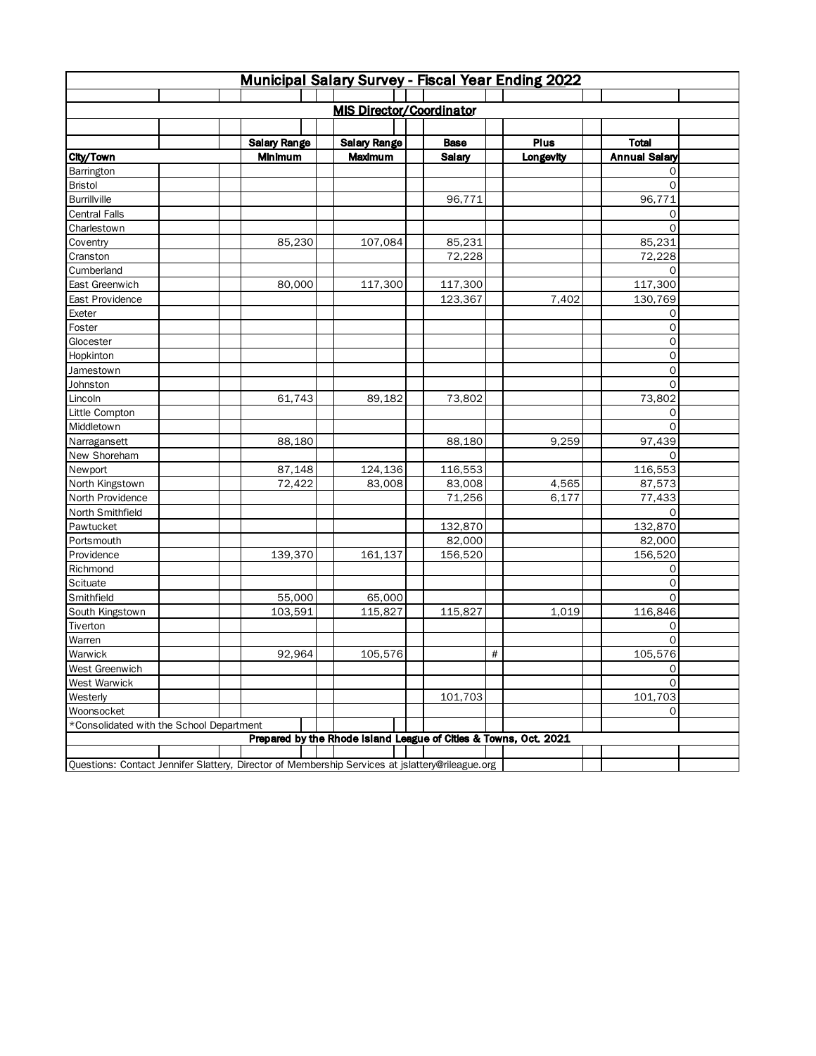# Municipal Salary Survey - Fiscal Year Ending 2022

## MIS Director/Coordinator

| City/Town | Salary Range Minimum | Salary Range Maximum | Base Salary | | Plus Longevity | Total Annual Salary |
|---|---|---|---|---|---|---|
| Barrington | | | | | | 0 |
| Bristol | | | | | | 0 |
| Burrillville | | | 96,771 | | | 96,771 |
| Central Falls | | | | | | 0 |
| Charlestown | | | | | | 0 |
| Coventry | 85,230 | 107,084 | 85,231 | | | 85,231 |
| Cranston | | | 72,228 | | | 72,228 |
| Cumberland | | | | | | 0 |
| East Greenwich | 80,000 | 117,300 | 117,300 | | | 117,300 |
| East Providence | | | 123,367 | | 7,402 | 130,769 |
| Exeter | | | | | | 0 |
| Foster | | | | | | 0 |
| Glocester | | | | | | 0 |
| Hopkinton | | | | | | 0 |
| Jamestown | | | | | | 0 |
| Johnston | | | | | | 0 |
| Lincoln | 61,743 | 89,182 | 73,802 | | | 73,802 |
| Little Compton | | | | | | 0 |
| Middletown | | | | | | 0 |
| Narragansett | 88,180 | | 88,180 | | 9,259 | 97,439 |
| New Shoreham | | | | | | 0 |
| Newport | 87,148 | 124,136 | 116,553 | | | 116,553 |
| North Kingstown | 72,422 | 83,008 | 83,008 | | 4,565 | 87,573 |
| North Providence | | | 71,256 | | 6,177 | 77,433 |
| North Smithfield | | | | | | 0 |
| Pawtucket | | | 132,870 | | | 132,870 |
| Portsmouth | | | 82,000 | | | 82,000 |
| Providence | 139,370 | 161,137 | 156,520 | | | 156,520 |
| Richmond | | | | | | 0 |
| Scituate | | | | | | 0 |
| Smithfield | 55,000 | 65,000 | | | | 0 |
| South Kingstown | 103,591 | 115,827 | 115,827 | | 1,019 | 116,846 |
| Tiverton | | | | | | 0 |
| Warren | | | | | | 0 |
| Warwick | 92,964 | 105,576 | | # | | 105,576 |
| West Greenwich | | | | | | 0 |
| West Warwick | | | | | | 0 |
| Westerly | | | 101,703 | | | 101,703 |
| Woonsocket | | | | | | 0 |

*Consolidated with the School Department

**Prepared by the Rhode Island League of Cities & Towns, Oct. 2021**

Questions: Contact Jennifer Slattery, Director of Membership Services at jslattery@rileague.org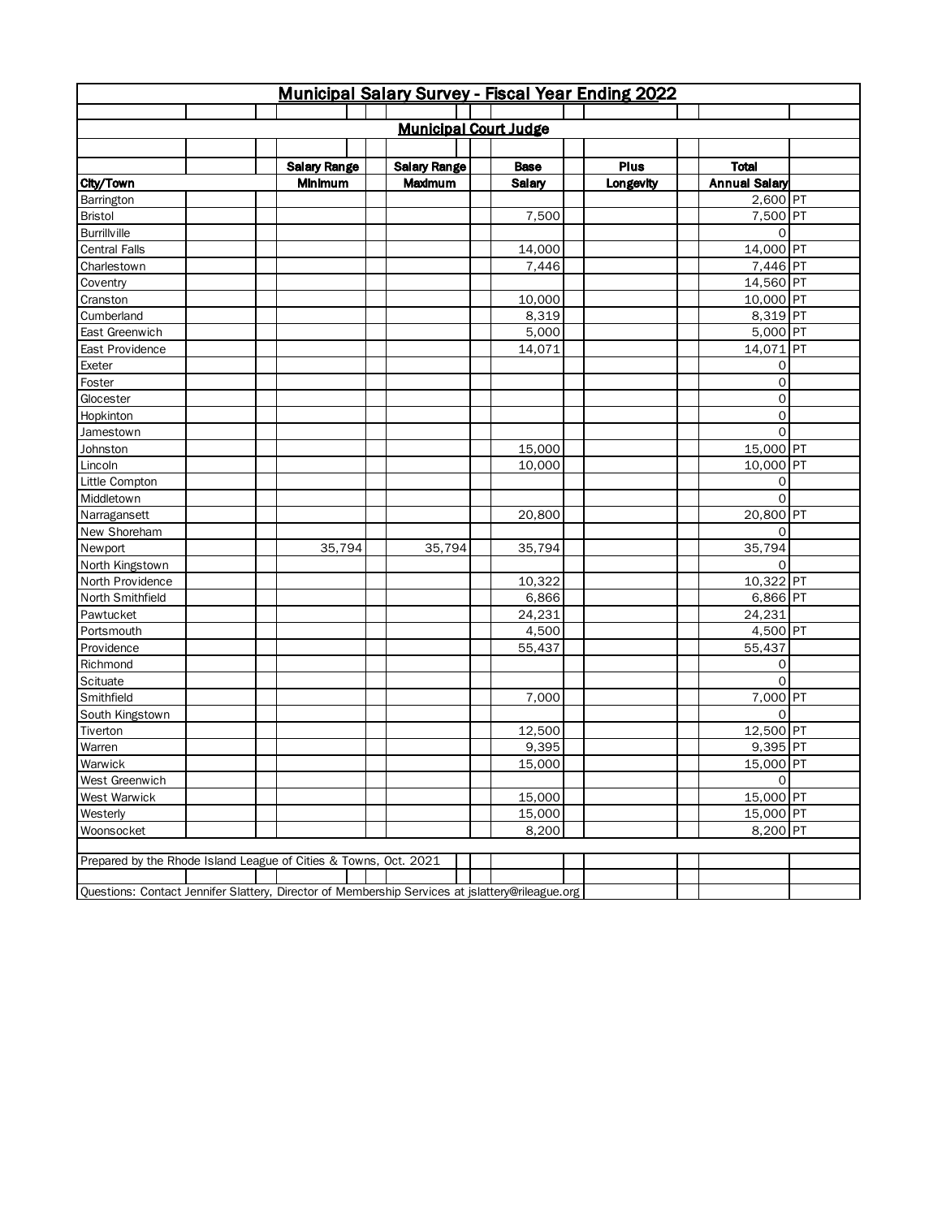# Municipal Salary Survey - Fiscal Year Ending 2022

## Municipal Court Judge

| City/Town | Salary Range Minimum | Salary Range Maximum | Base Salary | Plus Longevity | Total Annual Salary | |
|---|---|---|---|---|---|---|
| Barrington | | | | | 2,600 | PT |
| Bristol | | | 7,500 | | 7,500 | PT |
| Burrillville | | | | | 0 | |
| Central Falls | | | 14,000 | | 14,000 | PT |
| Charlestown | | | 7,446 | | 7,446 | PT |
| Coventry | | | | | 14,560 | PT |
| Cranston | | | 10,000 | | 10,000 | PT |
| Cumberland | | | 8,319 | | 8,319 | PT |
| East Greenwich | | | 5,000 | | 5,000 | PT |
| East Providence | | | 14,071 | | 14,071 | PT |
| Exeter | | | | | 0 | |
| Foster | | | | | 0 | |
| Glocester | | | | | 0 | |
| Hopkinton | | | | | 0 | |
| Jamestown | | | | | 0 | |
| Johnston | | | 15,000 | | 15,000 | PT |
| Lincoln | | | 10,000 | | 10,000 | PT |
| Little Compton | | | | | 0 | |
| Middletown | | | | | 0 | |
| Narragansett | | | 20,800 | | 20,800 | PT |
| New Shoreham | | | | | 0 | |
| Newport | 35,794 | 35,794 | 35,794 | | 35,794 | |
| North Kingstown | | | | | 0 | |
| North Providence | | | 10,322 | | 10,322 | PT |
| North Smithfield | | | 6,866 | | 6,866 | PT |
| Pawtucket | | | 24,231 | | 24,231 | |
| Portsmouth | | | 4,500 | | 4,500 | PT |
| Providence | | | 55,437 | | 55,437 | |
| Richmond | | | | | 0 | |
| Scituate | | | | | 0 | |
| Smithfield | | | 7,000 | | 7,000 | PT |
| South Kingstown | | | | | 0 | |
| Tiverton | | | 12,500 | | 12,500 | PT |
| Warren | | | 9,395 | | 9,395 | PT |
| Warwick | | | 15,000 | | 15,000 | PT |
| West Greenwich | | | | | 0 | |
| West Warwick | | | 15,000 | | 15,000 | PT |
| Westerly | | | 15,000 | | 15,000 | PT |
| Woonsocket | | | 8,200 | | 8,200 | PT |

Prepared by the Rhode Island League of Cities & Towns, Oct. 2021

Questions: Contact Jennifer Slattery, Director of Membership Services at jslattery@rileague.org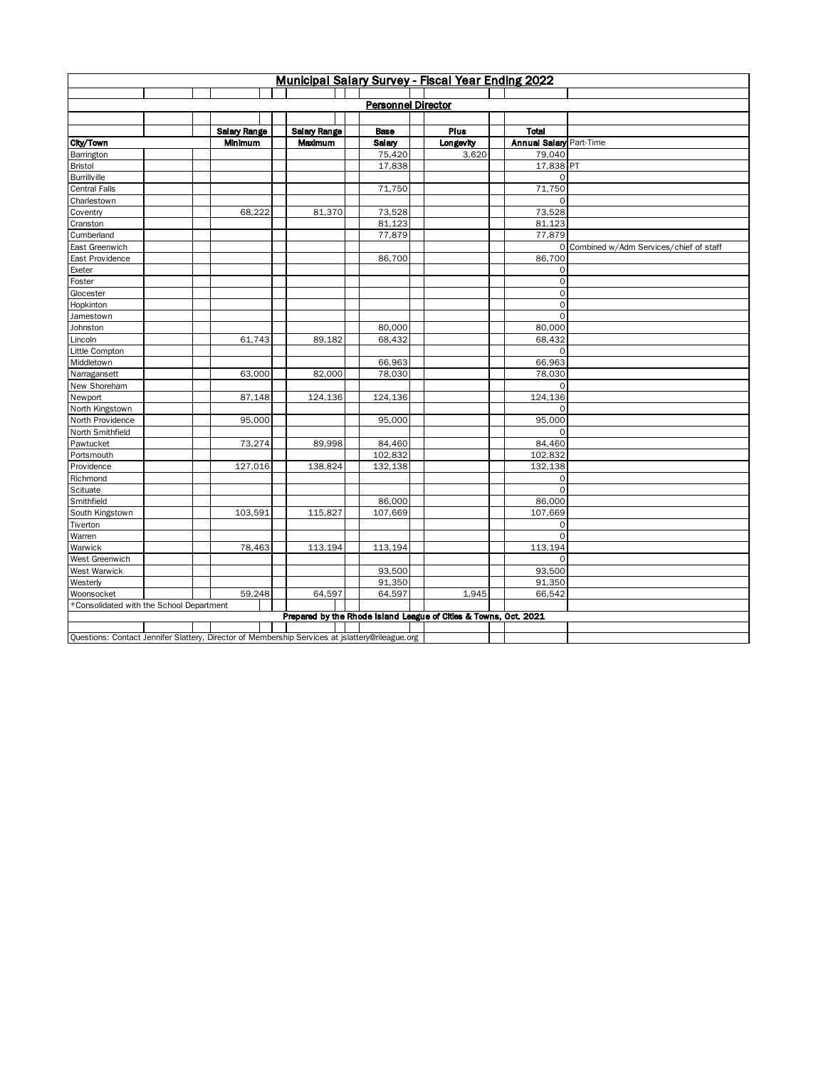## Municipal Salary Survey - Fiscal Year Ending 2022

### Personnel Director

| City/Town | Salary Range Minimum | Salary Range Maximum | Base Salary | Plus Longevity | Total Annual Salary | Part-Time |
|---|---|---|---|---|---|---|
| Barrington | | | 75,420 | 3,620 | 79,040 | |
| Bristol | | | 17,838 | | 17,838 | PT |
| Burrillville | | | | | 0 | |
| Central Falls | | | 71,750 | | 71,750 | |
| Charlestown | | | | | 0 | |
| Coventry | 68,222 | 81,370 | 73,528 | | 73,528 | |
| Cranston | | | 81,123 | | 81,123 | |
| Cumberland | | | 77,879 | | 77,879 | |
| East Greenwich | | | | | 0 | Combined w/Adm Services/chief of staff |
| East Providence | | | 86,700 | | 86,700 | |
| Exeter | | | | | 0 | |
| Foster | | | | | 0 | |
| Glocester | | | | | 0 | |
| Hopkinton | | | | | 0 | |
| Jamestown | | | | | 0 | |
| Johnston | | | 80,000 | | 80,000 | |
| Lincoln | 61,743 | 89,182 | 68,432 | | 68,432 | |
| Little Compton | | | | | 0 | |
| Middletown | | | 66,963 | | 66,963 | |
| Narragansett | 63,000 | 82,000 | 78,030 | | 78,030 | |
| New Shoreham | | | | | 0 | |
| Newport | 87,148 | 124,136 | 124,136 | | 124,136 | |
| North Kingstown | | | | | 0 | |
| North Providence | 95,000 | | 95,000 | | 95,000 | |
| North Smithfield | | | | | 0 | |
| Pawtucket | 73,274 | 89,998 | 84,460 | | 84,460 | |
| Portsmouth | | | 102,832 | | 102,832 | |
| Providence | 127,016 | 138,824 | 132,138 | | 132,138 | |
| Richmond | | | | | 0 | |
| Scituate | | | | | 0 | |
| Smithfield | | | 86,000 | | 86,000 | |
| South Kingstown | 103,591 | 115,827 | 107,669 | | 107,669 | |
| Tiverton | | | | | 0 | |
| Warren | | | | | 0 | |
| Warwick | 78,463 | 113,194 | 113,194 | | 113,194 | |
| West Greenwich | | | | | 0 | |
| West Warwick | | | 93,500 | | 93,500 | |
| Westerly | | | 91,350 | | 91,350 | |
| Woonsocket | 59,248 | 64,597 | 64,597 | 1,945 | 66,542 | |

*Consolidated with the School Department

**Prepared by the Rhode Island League of Cities & Towns, Oct. 2021**

Questions: Contact Jennifer Slattery, Director of Membership Services at jslattery@rileague.org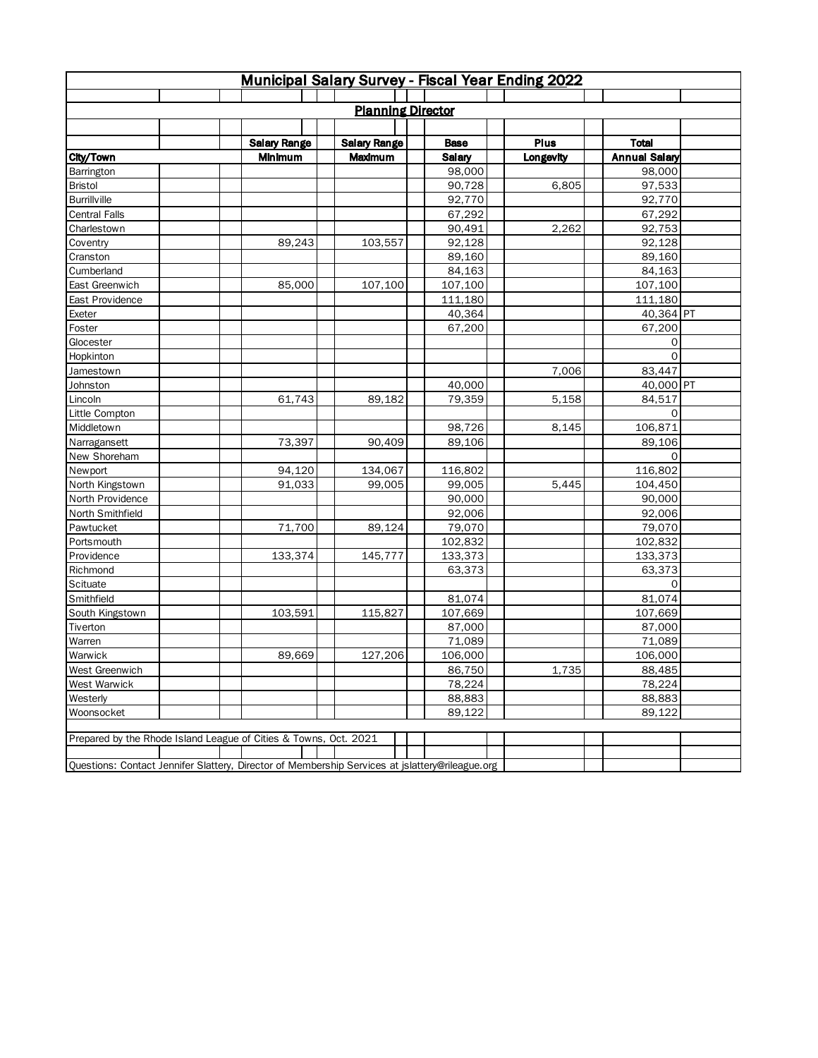# Municipal Salary Survey - Fiscal Year Ending 2022

## Planning Director

| City/Town | Salary Range Minimum | Salary Range Maximum | Base Salary | Plus Longevity | Total Annual Salary | |
|---|---|---|---|---|---|---|
| Barrington | | | 98,000 | | 98,000 | |
| Bristol | | | 90,728 | 6,805 | 97,533 | |
| Burrillville | | | 92,770 | | 92,770 | |
| Central Falls | | | 67,292 | | 67,292 | |
| Charlestown | | | 90,491 | 2,262 | 92,753 | |
| Coventry | 89,243 | 103,557 | 92,128 | | 92,128 | |
| Cranston | | | 89,160 | | 89,160 | |
| Cumberland | | | 84,163 | | 84,163 | |
| East Greenwich | 85,000 | 107,100 | 107,100 | | 107,100 | |
| East Providence | | | 111,180 | | 111,180 | |
| Exeter | | | 40,364 | | 40,364 | PT |
| Foster | | | 67,200 | | 67,200 | |
| Glocester | | | | | 0 | |
| Hopkinton | | | | | 0 | |
| Jamestown | | | | 7,006 | 83,447 | |
| Johnston | | | 40,000 | | 40,000 | PT |
| Lincoln | 61,743 | 89,182 | 79,359 | 5,158 | 84,517 | |
| Little Compton | | | | | 0 | |
| Middletown | | | 98,726 | 8,145 | 106,871 | |
| Narragansett | 73,397 | 90,409 | 89,106 | | 89,106 | |
| New Shoreham | | | | | 0 | |
| Newport | 94,120 | 134,067 | 116,802 | | 116,802 | |
| North Kingstown | 91,033 | 99,005 | 99,005 | 5,445 | 104,450 | |
| North Providence | | | 90,000 | | 90,000 | |
| North Smithfield | | | 92,006 | | 92,006 | |
| Pawtucket | 71,700 | 89,124 | 79,070 | | 79,070 | |
| Portsmouth | | | 102,832 | | 102,832 | |
| Providence | 133,374 | 145,777 | 133,373 | | 133,373 | |
| Richmond | | | 63,373 | | 63,373 | |
| Scituate | | | | | 0 | |
| Smithfield | | | 81,074 | | 81,074 | |
| South Kingstown | 103,591 | 115,827 | 107,669 | | 107,669 | |
| Tiverton | | | 87,000 | | 87,000 | |
| Warren | | | 71,089 | | 71,089 | |
| Warwick | 89,669 | 127,206 | 106,000 | | 106,000 | |
| West Greenwich | | | 86,750 | 1,735 | 88,485 | |
| West Warwick | | | 78,224 | | 78,224 | |
| Westerly | | | 88,883 | | 88,883 | |
| Woonsocket | | | 89,122 | | 89,122 | |

Prepared by the Rhode Island League of Cities & Towns, Oct. 2021

Questions: Contact Jennifer Slattery, Director of Membership Services at jslattery@rileague.org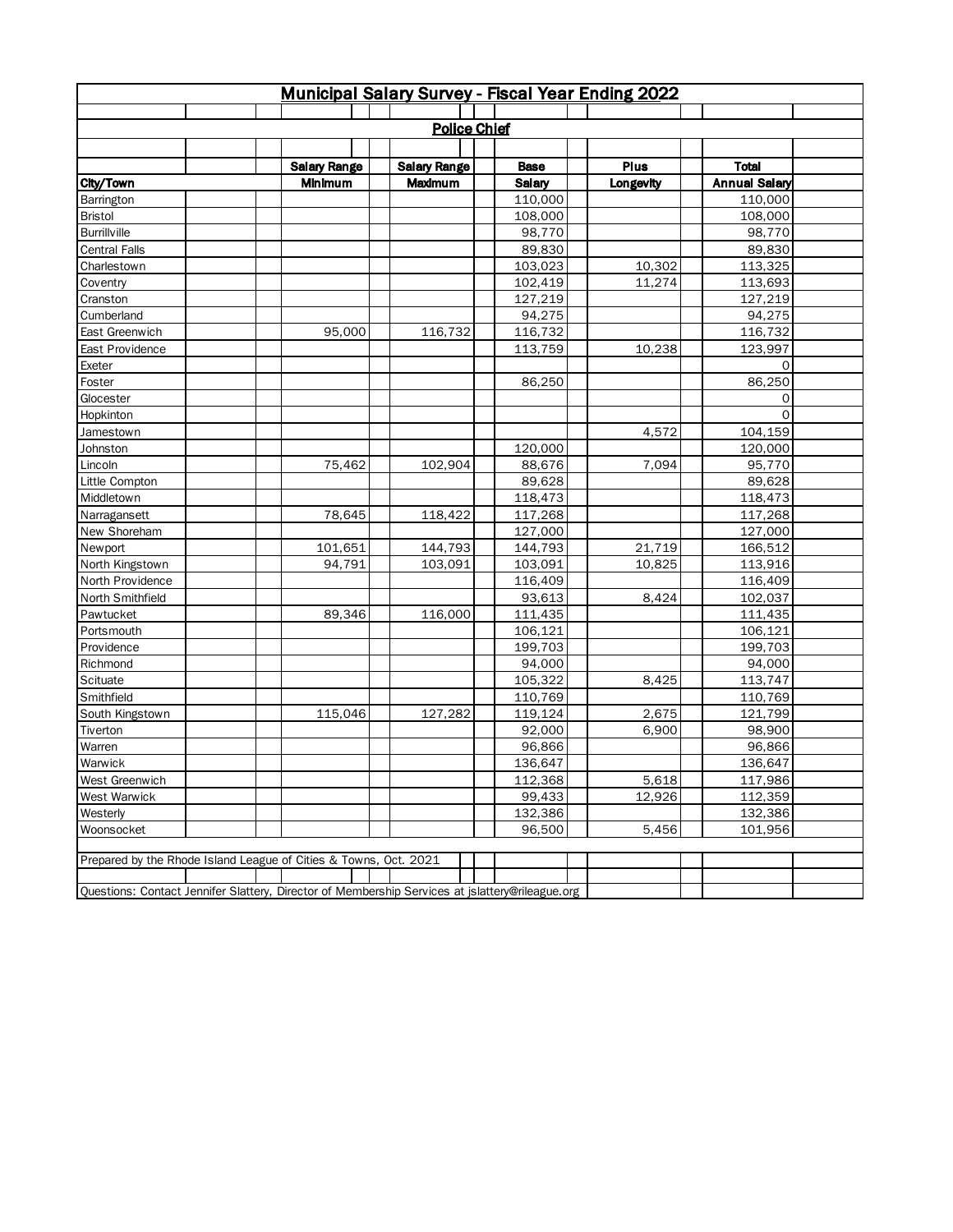# Municipal Salary Survey - Fiscal Year Ending 2022

## Police Chief

| City/Town | Salary Range Minimum | Salary Range Maximum | Base Salary | Plus Longevity | Total Annual Salary |
|---|---|---|---|---|---|
| Barrington | | | 110,000 | | 110,000 |
| Bristol | | | 108,000 | | 108,000 |
| Burrillville | | | 98,770 | | 98,770 |
| Central Falls | | | 89,830 | | 89,830 |
| Charlestown | | | 103,023 | 10,302 | 113,325 |
| Coventry | | | 102,419 | 11,274 | 113,693 |
| Cranston | | | 127,219 | | 127,219 |
| Cumberland | | | 94,275 | | 94,275 |
| East Greenwich | 95,000 | 116,732 | 116,732 | | 116,732 |
| East Providence | | | 113,759 | 10,238 | 123,997 |
| Exeter | | | | | 0 |
| Foster | | | 86,250 | | 86,250 |
| Glocester | | | | | 0 |
| Hopkinton | | | | | 0 |
| Jamestown | | | | 4,572 | 104,159 |
| Johnston | | | 120,000 | | 120,000 |
| Lincoln | 75,462 | 102,904 | 88,676 | 7,094 | 95,770 |
| Little Compton | | | 89,628 | | 89,628 |
| Middletown | | | 118,473 | | 118,473 |
| Narragansett | 78,645 | 118,422 | 117,268 | | 117,268 |
| New Shoreham | | | 127,000 | | 127,000 |
| Newport | 101,651 | 144,793 | 144,793 | 21,719 | 166,512 |
| North Kingstown | 94,791 | 103,091 | 103,091 | 10,825 | 113,916 |
| North Providence | | | 116,409 | | 116,409 |
| North Smithfield | | | 93,613 | 8,424 | 102,037 |
| Pawtucket | 89,346 | 116,000 | 111,435 | | 111,435 |
| Portsmouth | | | 106,121 | | 106,121 |
| Providence | | | 199,703 | | 199,703 |
| Richmond | | | 94,000 | | 94,000 |
| Scituate | | | 105,322 | 8,425 | 113,747 |
| Smithfield | | | 110,769 | | 110,769 |
| South Kingstown | 115,046 | 127,282 | 119,124 | 2,675 | 121,799 |
| Tiverton | | | 92,000 | 6,900 | 98,900 |
| Warren | | | 96,866 | | 96,866 |
| Warwick | | | 136,647 | | 136,647 |
| West Greenwich | | | 112,368 | 5,618 | 117,986 |
| West Warwick | | | 99,433 | 12,926 | 112,359 |
| Westerly | | | 132,386 | | 132,386 |
| Woonsocket | | | 96,500 | 5,456 | 101,956 |

Prepared by the Rhode Island League of Cities & Towns, Oct. 2021

Questions: Contact Jennifer Slattery, Director of Membership Services at jslattery@rileague.org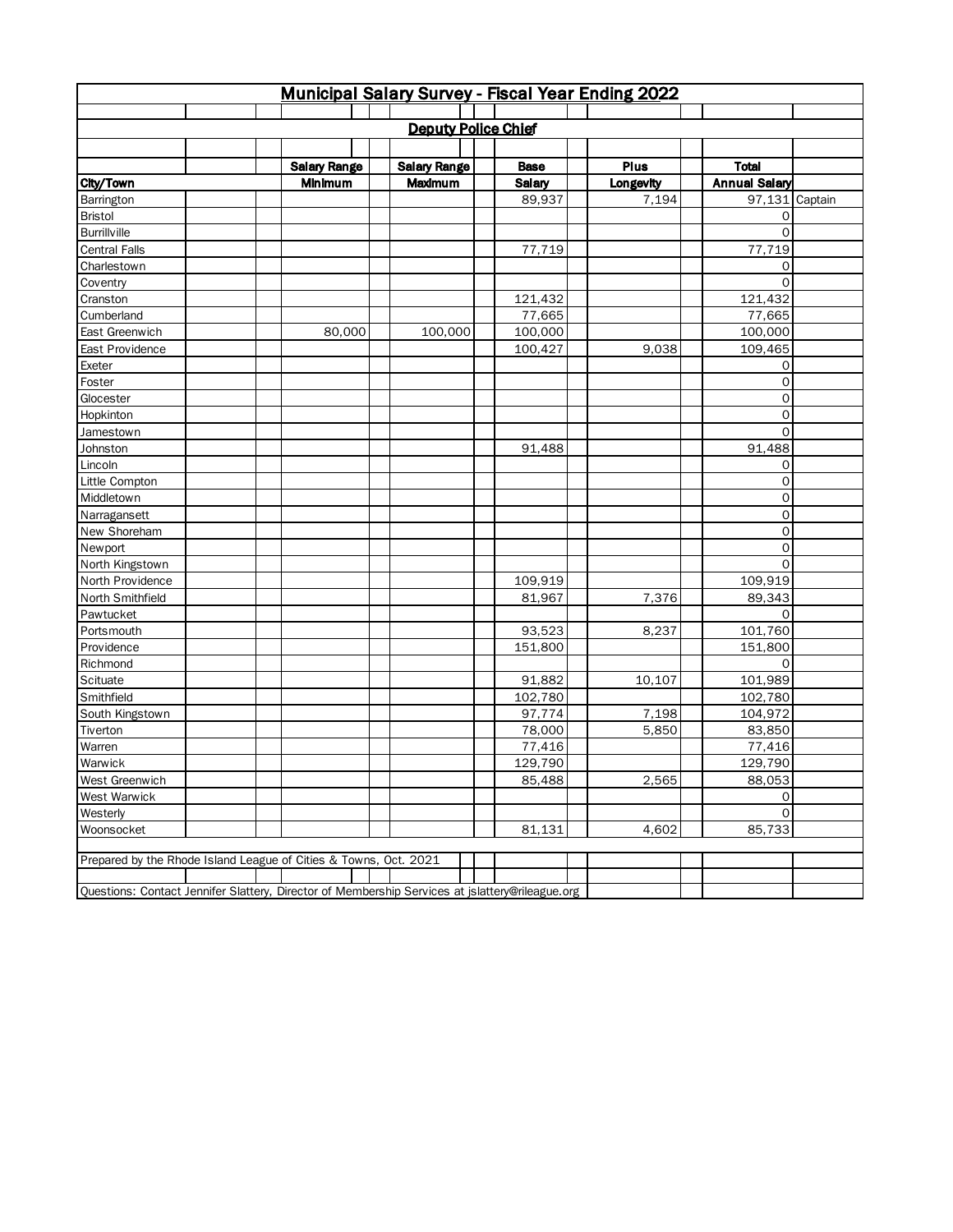# Municipal Salary Survey - Fiscal Year Ending 2022

## Deputy Police Chief

| City/Town | Salary Range Minimum | Salary Range Maximum | Base Salary | Plus Longevity | Total Annual Salary | |
|---|---|---|---|---|---|---|
| Barrington | | | 89,937 | 7,194 | 97,131 | Captain |
| Bristol | | | | | 0 | |
| Burrillville | | | | | 0 | |
| Central Falls | | | 77,719 | | 77,719 | |
| Charlestown | | | | | 0 | |
| Coventry | | | | | 0 | |
| Cranston | | | 121,432 | | 121,432 | |
| Cumberland | | | 77,665 | | 77,665 | |
| East Greenwich | 80,000 | 100,000 | 100,000 | | 100,000 | |
| East Providence | | | 100,427 | 9,038 | 109,465 | |
| Exeter | | | | | 0 | |
| Foster | | | | | 0 | |
| Glocester | | | | | 0 | |
| Hopkinton | | | | | 0 | |
| Jamestown | | | | | 0 | |
| Johnston | | | 91,488 | | 91,488 | |
| Lincoln | | | | | 0 | |
| Little Compton | | | | | 0 | |
| Middletown | | | | | 0 | |
| Narragansett | | | | | 0 | |
| New Shoreham | | | | | 0 | |
| Newport | | | | | 0 | |
| North Kingstown | | | | | 0 | |
| North Providence | | | 109,919 | | 109,919 | |
| North Smithfield | | | 81,967 | 7,376 | 89,343 | |
| Pawtucket | | | | | 0 | |
| Portsmouth | | | 93,523 | 8,237 | 101,760 | |
| Providence | | | 151,800 | | 151,800 | |
| Richmond | | | | | 0 | |
| Scituate | | | 91,882 | 10,107 | 101,989 | |
| Smithfield | | | 102,780 | | 102,780 | |
| South Kingstown | | | 97,774 | 7,198 | 104,972 | |
| Tiverton | | | 78,000 | 5,850 | 83,850 | |
| Warren | | | 77,416 | | 77,416 | |
| Warwick | | | 129,790 | | 129,790 | |
| West Greenwich | | | 85,488 | 2,565 | 88,053 | |
| West Warwick | | | | | 0 | |
| Westerly | | | | | 0 | |
| Woonsocket | | | 81,131 | 4,602 | 85,733 | |

Prepared by the Rhode Island League of Cities & Towns, Oct. 2021

Questions: Contact Jennifer Slattery, Director of Membership Services at jslattery@rileague.org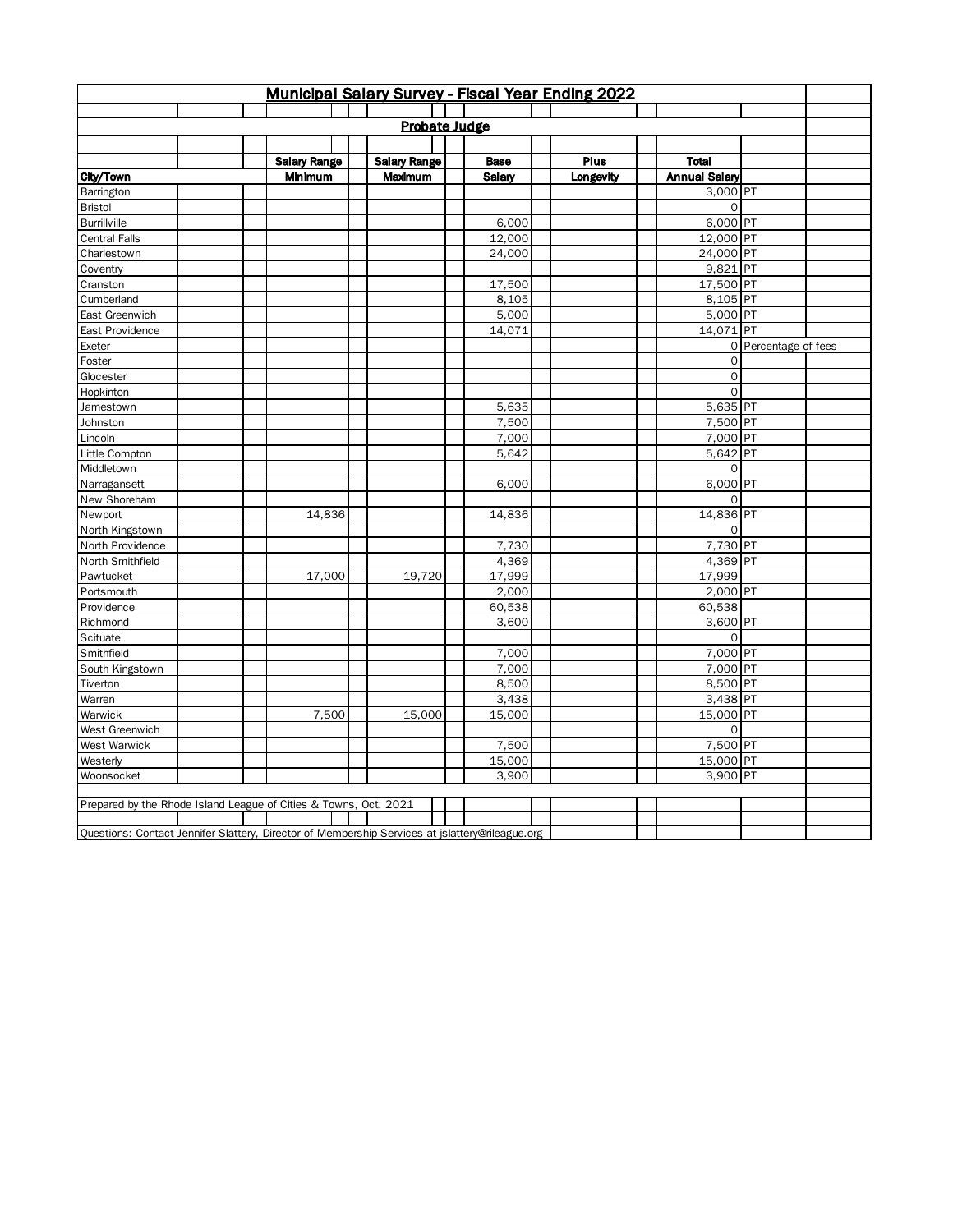# Municipal Salary Survey - Fiscal Year Ending 2022

## Probate Judge

| City/Town | Salary Range Minimum | Salary Range Maximum | Base Salary | Plus Longevity | Total Annual Salary | |
|---|---|---|---|---|---|---|
| Barrington | | | | | 3,000 | PT |
| Bristol | | | | | 0 | |
| Burrillville | | | 6,000 | | 6,000 | PT |
| Central Falls | | | 12,000 | | 12,000 | PT |
| Charlestown | | | 24,000 | | 24,000 | PT |
| Coventry | | | | | 9,821 | PT |
| Cranston | | | 17,500 | | 17,500 | PT |
| Cumberland | | | 8,105 | | 8,105 | PT |
| East Greenwich | | | 5,000 | | 5,000 | PT |
| East Providence | | | 14,071 | | 14,071 | PT |
| Exeter | | | | | 0 | Percentage of fees |
| Foster | | | | | 0 | |
| Glocester | | | | | 0 | |
| Hopkinton | | | | | 0 | |
| Jamestown | | | 5,635 | | 5,635 | PT |
| Johnston | | | 7,500 | | 7,500 | PT |
| Lincoln | | | 7,000 | | 7,000 | PT |
| Little Compton | | | 5,642 | | 5,642 | PT |
| Middletown | | | | | 0 | |
| Narragansett | | | 6,000 | | 6,000 | PT |
| New Shoreham | | | | | 0 | |
| Newport | 14,836 | | 14,836 | | 14,836 | PT |
| North Kingstown | | | | | 0 | |
| North Providence | | | 7,730 | | 7,730 | PT |
| North Smithfield | | | 4,369 | | 4,369 | PT |
| Pawtucket | 17,000 | 19,720 | 17,999 | | 17,999 | |
| Portsmouth | | | 2,000 | | 2,000 | PT |
| Providence | | | 60,538 | | 60,538 | |
| Richmond | | | 3,600 | | 3,600 | PT |
| Scituate | | | | | 0 | |
| Smithfield | | | 7,000 | | 7,000 | PT |
| South Kingstown | | | 7,000 | | 7,000 | PT |
| Tiverton | | | 8,500 | | 8,500 | PT |
| Warren | | | 3,438 | | 3,438 | PT |
| Warwick | 7,500 | 15,000 | 15,000 | | 15,000 | PT |
| West Greenwich | | | | | 0 | |
| West Warwick | | | 7,500 | | 7,500 | PT |
| Westerly | | | 15,000 | | 15,000 | PT |
| Woonsocket | | | 3,900 | | 3,900 | PT |

Prepared by the Rhode Island League of Cities & Towns, Oct. 2021

Questions: Contact Jennifer Slattery, Director of Membership Services at jslattery@rileague.org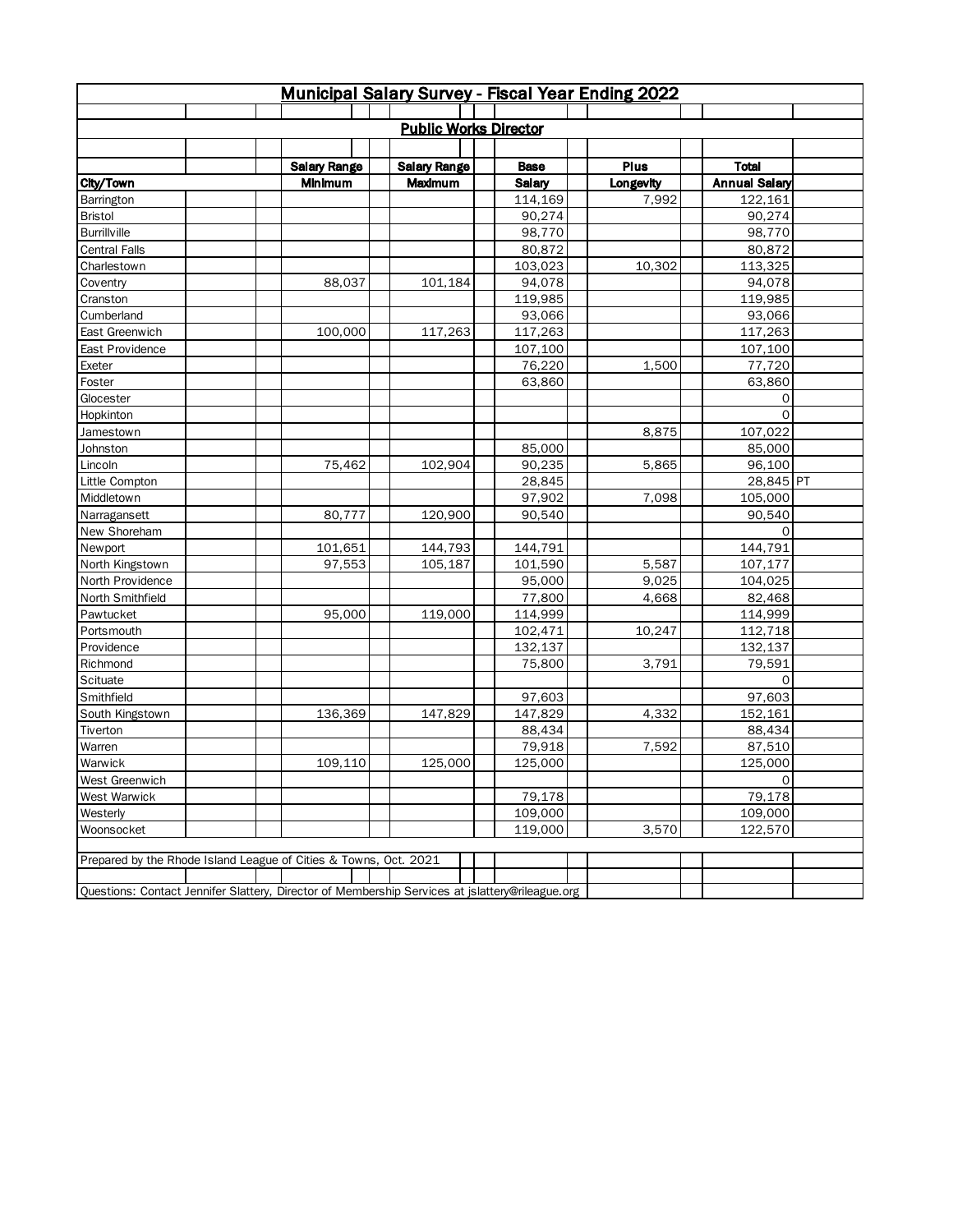# Municipal Salary Survey - Fiscal Year Ending 2022

## Public Works Director

| City/Town | Salary Range Minimum | Salary Range Maximum | Base Salary | Plus Longevity | Total Annual Salary | |
|---|---|---|---|---|---|---|
| Barrington | | | 114,169 | 7,992 | 122,161 | |
| Bristol | | | 90,274 | | 90,274 | |
| Burrillville | | | 98,770 | | 98,770 | |
| Central Falls | | | 80,872 | | 80,872 | |
| Charlestown | | | 103,023 | 10,302 | 113,325 | |
| Coventry | 88,037 | 101,184 | 94,078 | | 94,078 | |
| Cranston | | | 119,985 | | 119,985 | |
| Cumberland | | | 93,066 | | 93,066 | |
| East Greenwich | 100,000 | 117,263 | 117,263 | | 117,263 | |
| East Providence | | | 107,100 | | 107,100 | |
| Exeter | | | 76,220 | 1,500 | 77,720 | |
| Foster | | | 63,860 | | 63,860 | |
| Glocester | | | | | 0 | |
| Hopkinton | | | | | 0 | |
| Jamestown | | | | 8,875 | 107,022 | |
| Johnston | | | 85,000 | | 85,000 | |
| Lincoln | 75,462 | 102,904 | 90,235 | 5,865 | 96,100 | |
| Little Compton | | | 28,845 | | 28,845 | PT |
| Middletown | | | 97,902 | 7,098 | 105,000 | |
| Narragansett | 80,777 | 120,900 | 90,540 | | 90,540 | |
| New Shoreham | | | | | 0 | |
| Newport | 101,651 | 144,793 | 144,791 | | 144,791 | |
| North Kingstown | 97,553 | 105,187 | 101,590 | 5,587 | 107,177 | |
| North Providence | | | 95,000 | 9,025 | 104,025 | |
| North Smithfield | | | 77,800 | 4,668 | 82,468 | |
| Pawtucket | 95,000 | 119,000 | 114,999 | | 114,999 | |
| Portsmouth | | | 102,471 | 10,247 | 112,718 | |
| Providence | | | 132,137 | | 132,137 | |
| Richmond | | | 75,800 | 3,791 | 79,591 | |
| Scituate | | | | | 0 | |
| Smithfield | | | 97,603 | | 97,603 | |
| South Kingstown | 136,369 | 147,829 | 147,829 | 4,332 | 152,161 | |
| Tiverton | | | 88,434 | | 88,434 | |
| Warren | | | 79,918 | 7,592 | 87,510 | |
| Warwick | 109,110 | 125,000 | 125,000 | | 125,000 | |
| West Greenwich | | | | | 0 | |
| West Warwick | | | 79,178 | | 79,178 | |
| Westerly | | | 109,000 | | 109,000 | |
| Woonsocket | | | 119,000 | 3,570 | 122,570 | |

Prepared by the Rhode Island League of Cities & Towns, Oct. 2021

Questions: Contact Jennifer Slattery, Director of Membership Services at jslattery@rileague.org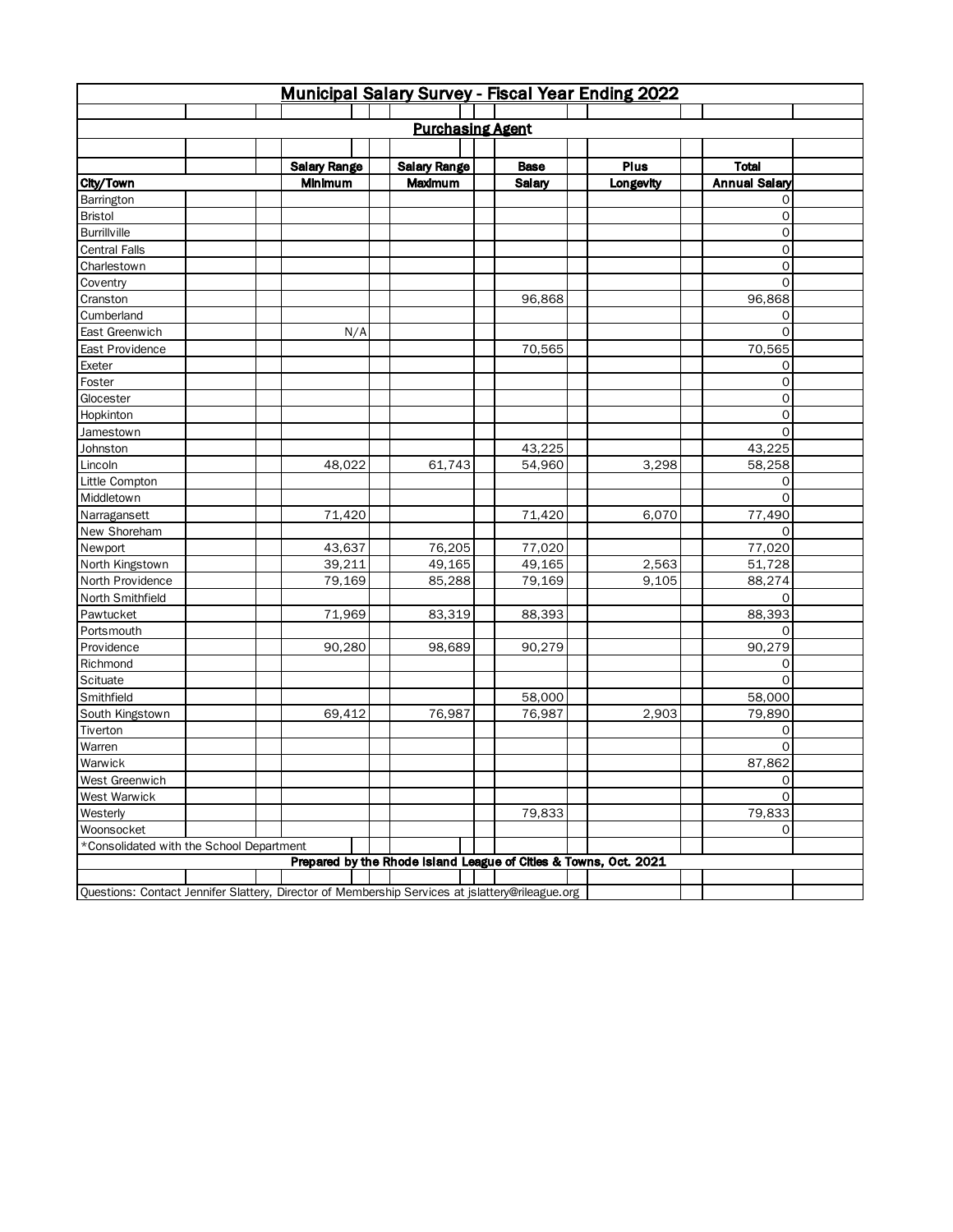# Municipal Salary Survey - Fiscal Year Ending 2022

## Purchasing Agent

| City/Town | Salary Range Minimum | Salary Range Maximum | Base Salary | Plus Longevity | Total Annual Salary |
|---|---|---|---|---|---|
| Barrington | | | | | 0 |
| Bristol | | | | | 0 |
| Burrillville | | | | | 0 |
| Central Falls | | | | | 0 |
| Charlestown | | | | | 0 |
| Coventry | | | | | 0 |
| Cranston | | | 96,868 | | 96,868 |
| Cumberland | | | | | 0 |
| East Greenwich | N/A | | | | 0 |
| East Providence | | | 70,565 | | 70,565 |
| Exeter | | | | | 0 |
| Foster | | | | | 0 |
| Glocester | | | | | 0 |
| Hopkinton | | | | | 0 |
| Jamestown | | | | | 0 |
| Johnston | | | 43,225 | | 43,225 |
| Lincoln | 48,022 | 61,743 | 54,960 | 3,298 | 58,258 |
| Little Compton | | | | | 0 |
| Middletown | | | | | 0 |
| Narragansett | 71,420 | | 71,420 | 6,070 | 77,490 |
| New Shoreham | | | | | 0 |
| Newport | 43,637 | 76,205 | 77,020 | | 77,020 |
| North Kingstown | 39,211 | 49,165 | 49,165 | 2,563 | 51,728 |
| North Providence | 79,169 | 85,288 | 79,169 | 9,105 | 88,274 |
| North Smithfield | | | | | 0 |
| Pawtucket | 71,969 | 83,319 | 88,393 | | 88,393 |
| Portsmouth | | | | | 0 |
| Providence | 90,280 | 98,689 | 90,279 | | 90,279 |
| Richmond | | | | | 0 |
| Scituate | | | | | 0 |
| Smithfield | | | 58,000 | | 58,000 |
| South Kingstown | 69,412 | 76,987 | 76,987 | 2,903 | 79,890 |
| Tiverton | | | | | 0 |
| Warren | | | | | 0 |
| Warwick | | | | | 87,862 |
| West Greenwich | | | | | 0 |
| West Warwick | | | | | 0 |
| Westerly | | | 79,833 | | 79,833 |
| Woonsocket | | | | | 0 |

*Consolidated with the School Department

**Prepared by the Rhode Island League of Cities & Towns, Oct. 2021**

Questions: Contact Jennifer Slattery, Director of Membership Services at jslattery@rileague.org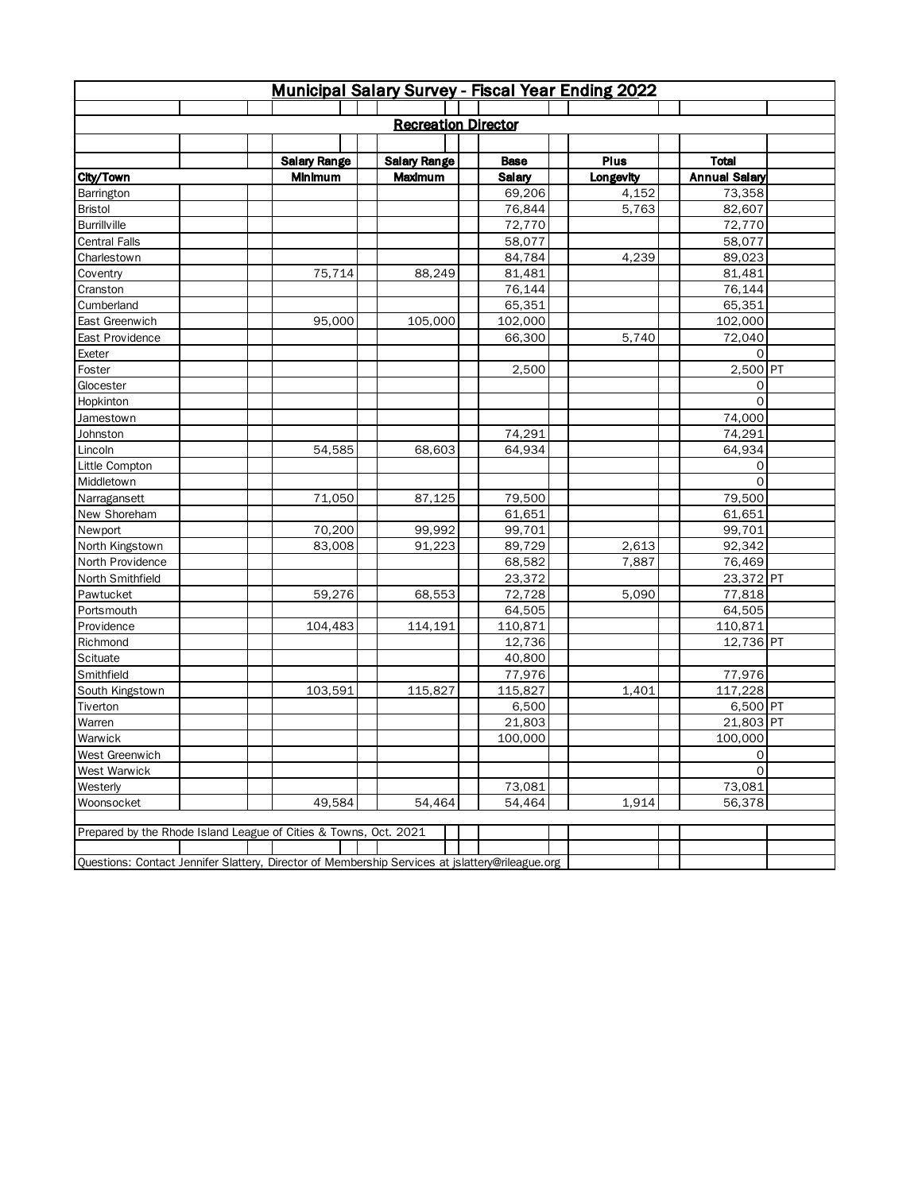# Municipal Salary Survey - Fiscal Year Ending 2022

## Recreation Director

| City/Town | Salary Range Minimum | Salary Range Maximum | Base Salary | Plus Longevity | Total Annual Salary | |
|---|---|---|---|---|---|---|
| Barrington | | | 69,206 | 4,152 | 73,358 | |
| Bristol | | | 76,844 | 5,763 | 82,607 | |
| Burrillville | | | 72,770 | | 72,770 | |
| Central Falls | | | 58,077 | | 58,077 | |
| Charlestown | | | 84,784 | 4,239 | 89,023 | |
| Coventry | 75,714 | 88,249 | 81,481 | | 81,481 | |
| Cranston | | | 76,144 | | 76,144 | |
| Cumberland | | | 65,351 | | 65,351 | |
| East Greenwich | 95,000 | 105,000 | 102,000 | | 102,000 | |
| East Providence | | | 66,300 | 5,740 | 72,040 | |
| Exeter | | | | | 0 | |
| Foster | | | 2,500 | | 2,500 | PT |
| Glocester | | | | | 0 | |
| Hopkinton | | | | | 0 | |
| Jamestown | | | | | 74,000 | |
| Johnston | | | 74,291 | | 74,291 | |
| Lincoln | 54,585 | 68,603 | 64,934 | | 64,934 | |
| Little Compton | | | | | 0 | |
| Middletown | | | | | 0 | |
| Narragansett | 71,050 | 87,125 | 79,500 | | 79,500 | |
| New Shoreham | | | 61,651 | | 61,651 | |
| Newport | 70,200 | 99,992 | 99,701 | | 99,701 | |
| North Kingstown | 83,008 | 91,223 | 89,729 | 2,613 | 92,342 | |
| North Providence | | | 68,582 | 7,887 | 76,469 | |
| North Smithfield | | | 23,372 | | 23,372 | PT |
| Pawtucket | 59,276 | 68,553 | 72,728 | 5,090 | 77,818 | |
| Portsmouth | | | 64,505 | | 64,505 | |
| Providence | 104,483 | 114,191 | 110,871 | | 110,871 | |
| Richmond | | | 12,736 | | 12,736 | PT |
| Scituate | | | 40,800 | | | |
| Smithfield | | | 77,976 | | 77,976 | |
| South Kingstown | 103,591 | 115,827 | 115,827 | 1,401 | 117,228 | |
| Tiverton | | | 6,500 | | 6,500 | PT |
| Warren | | | 21,803 | | 21,803 | PT |
| Warwick | | | 100,000 | | 100,000 | |
| West Greenwich | | | | | 0 | |
| West Warwick | | | | | 0 | |
| Westerly | | | 73,081 | | 73,081 | |
| Woonsocket | 49,584 | 54,464 | 54,464 | 1,914 | 56,378 | |

Prepared by the Rhode Island League of Cities & Towns, Oct. 2021

Questions: Contact Jennifer Slattery, Director of Membership Services at jslattery@rileague.org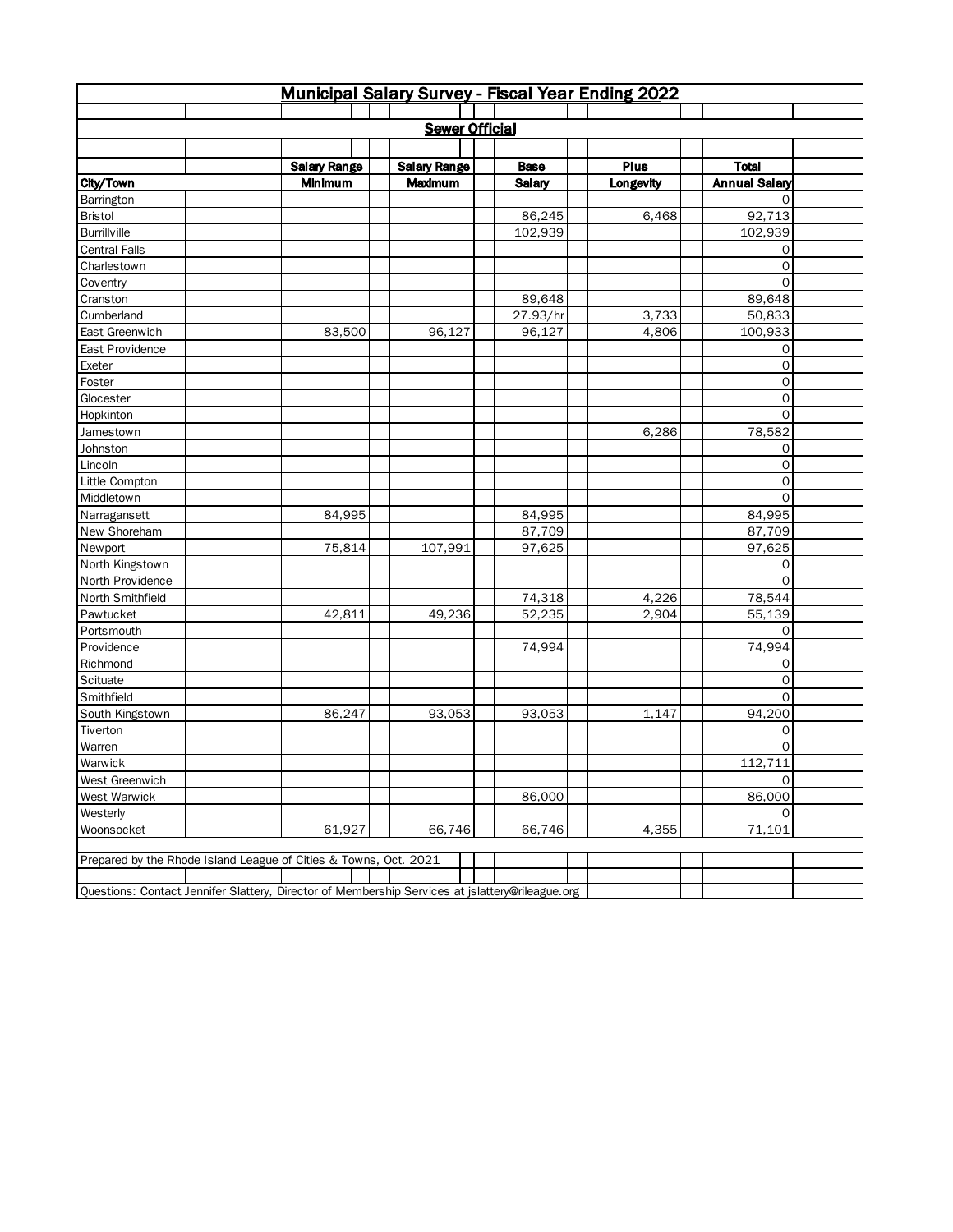# Municipal Salary Survey - Fiscal Year Ending 2022

## Sewer Official

| City/Town | Salary Range Minimum | Salary Range Maximum | Base Salary | Plus Longevity | Total Annual Salary |
|---|---|---|---|---|---|
| Barrington | | | | | 0 |
| Bristol | | | 86,245 | 6,468 | 92,713 |
| Burrillville | | | 102,939 | | 102,939 |
| Central Falls | | | | | 0 |
| Charlestown | | | | | 0 |
| Coventry | | | | | 0 |
| Cranston | | | 89,648 | | 89,648 |
| Cumberland | | | 27.93/hr | 3,733 | 50,833 |
| East Greenwich | 83,500 | 96,127 | 96,127 | 4,806 | 100,933 |
| East Providence | | | | | 0 |
| Exeter | | | | | 0 |
| Foster | | | | | 0 |
| Glocester | | | | | 0 |
| Hopkinton | | | | | 0 |
| Jamestown | | | | 6,286 | 78,582 |
| Johnston | | | | | 0 |
| Lincoln | | | | | 0 |
| Little Compton | | | | | 0 |
| Middletown | | | | | 0 |
| Narragansett | 84,995 | | 84,995 | | 84,995 |
| New Shoreham | | | 87,709 | | 87,709 |
| Newport | 75,814 | 107,991 | 97,625 | | 97,625 |
| North Kingstown | | | | | 0 |
| North Providence | | | | | 0 |
| North Smithfield | | | 74,318 | 4,226 | 78,544 |
| Pawtucket | 42,811 | 49,236 | 52,235 | 2,904 | 55,139 |
| Portsmouth | | | | | 0 |
| Providence | | | 74,994 | | 74,994 |
| Richmond | | | | | 0 |
| Scituate | | | | | 0 |
| Smithfield | | | | | 0 |
| South Kingstown | 86,247 | 93,053 | 93,053 | 1,147 | 94,200 |
| Tiverton | | | | | 0 |
| Warren | | | | | 0 |
| Warwick | | | | | 112,711 |
| West Greenwich | | | | | 0 |
| West Warwick | | | 86,000 | | 86,000 |
| Westerly | | | | | 0 |
| Woonsocket | 61,927 | 66,746 | 66,746 | 4,355 | 71,101 |

Prepared by the Rhode Island League of Cities & Towns, Oct. 2021

Questions: Contact Jennifer Slattery, Director of Membership Services at jslattery@rileague.org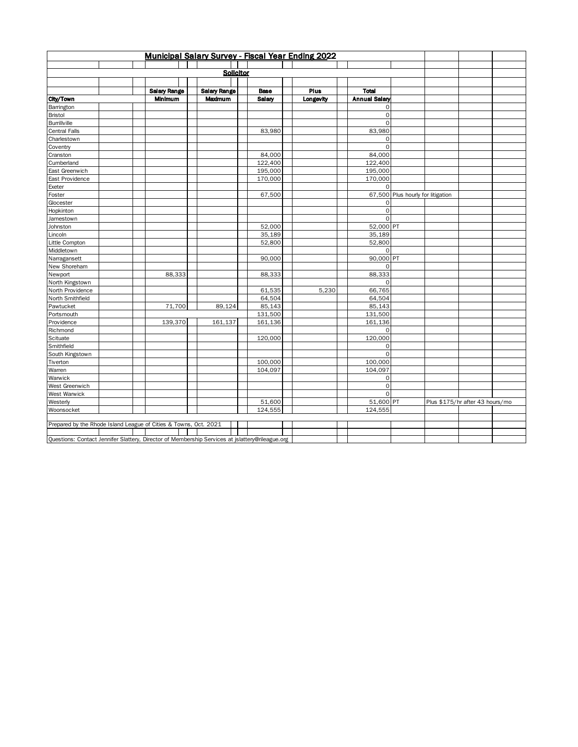## Municipal Salary Survey - Fiscal Year Ending 2022

### Solicitor

| City/Town | Salary Range Minimum | Salary Range Maximum | Base Salary | Plus Longevity | Total Annual Salary | | |
|---|---|---|---|---|---|---|---|
| Barrington | | | | | 0 | | |
| Bristol | | | | | 0 | | |
| Burrillville | | | | | 0 | | |
| Central Falls | | | 83,980 | | 83,980 | | |
| Charlestown | | | | | 0 | | |
| Coventry | | | | | 0 | | |
| Cranston | | | 84,000 | | 84,000 | | |
| Cumberland | | | 122,400 | | 122,400 | | |
| East Greenwich | | | 195,000 | | 195,000 | | |
| East Providence | | | 170,000 | | 170,000 | | |
| Exeter | | | | | 0 | | |
| Foster | | | 67,500 | | 67,500 | Plus hourly for litigation | |
| Glocester | | | | | 0 | | |
| Hopkinton | | | | | 0 | | |
| Jamestown | | | | | 0 | | |
| Johnston | | | 52,000 | | 52,000 | PT | |
| Lincoln | | | 35,189 | | 35,189 | | |
| Little Compton | | | 52,800 | | 52,800 | | |
| Middletown | | | | | 0 | | |
| Narragansett | | | 90,000 | | 90,000 | PT | |
| New Shoreham | | | | | 0 | | |
| Newport | 88,333 | | 88,333 | | 88,333 | | |
| North Kingstown | | | | | 0 | | |
| North Providence | | | 61,535 | 5,230 | 66,765 | | |
| North Smithfield | | | 64,504 | | 64,504 | | |
| Pawtucket | 71,700 | 89,124 | 85,143 | | 85,143 | | |
| Portsmouth | | | 131,500 | | 131,500 | | |
| Providence | 139,370 | 161,137 | 161,136 | | 161,136 | | |
| Richmond | | | | | 0 | | |
| Scituate | | | 120,000 | | 120,000 | | |
| Smithfield | | | | | 0 | | |
| South Kingstown | | | | | 0 | | |
| Tiverton | | | 100,000 | | 100,000 | | |
| Warren | | | 104,097 | | 104,097 | | |
| Warwick | | | | | 0 | | |
| West Greenwich | | | | | 0 | | |
| West Warwick | | | | | 0 | | |
| Westerly | | | 51,600 | | 51,600 | PT | Plus $175/hr after 43 hours/mo |
| Woonsocket | | | 124,555 | | 124,555 | | |

Prepared by the Rhode Island League of Cities & Towns, Oct. 2021

Questions: Contact Jennifer Slattery, Director of Membership Services at jslattery@rileague.org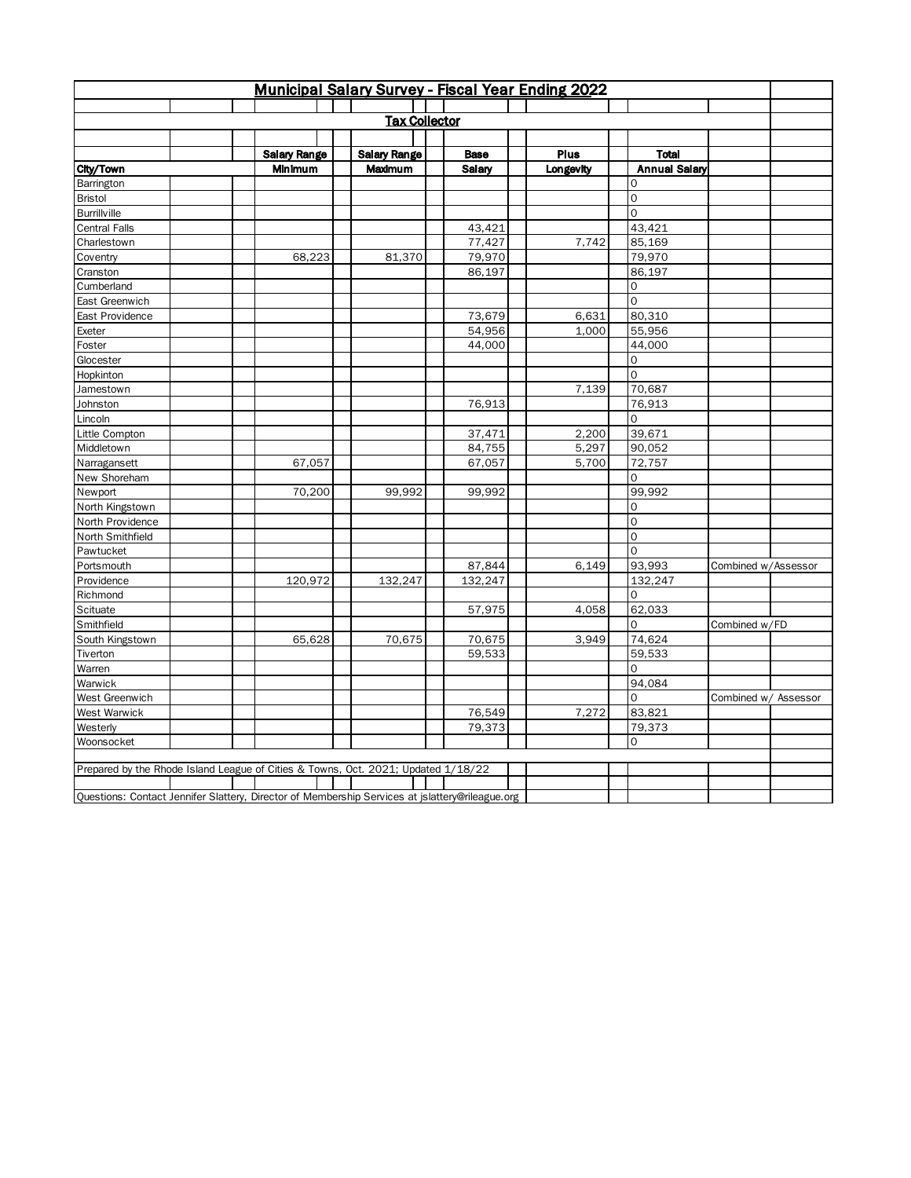## Municipal Salary Survey - Fiscal Year Ending 2022

### Tax Collector

| City/Town | Salary Range Minimum | Salary Range Maximum | Base Salary | Plus Longevity | Total Annual Salary | |
|---|---|---|---|---|---|---|
| Barrington | | | | | 0 | |
| Bristol | | | | | 0 | |
| Burrillville | | | | | 0 | |
| Central Falls | | | 43,421 | | 43,421 | |
| Charlestown | | | 77,427 | 7,742 | 85,169 | |
| Coventry | 68,223 | 81,370 | 79,970 | | 79,970 | |
| Cranston | | | 86,197 | | 86,197 | |
| Cumberland | | | | | 0 | |
| East Greenwich | | | | | 0 | |
| East Providence | | | 73,679 | 6,631 | 80,310 | |
| Exeter | | | 54,956 | 1,000 | 55,956 | |
| Foster | | | 44,000 | | 44,000 | |
| Glocester | | | | | 0 | |
| Hopkinton | | | | | 0 | |
| Jamestown | | | | 7,139 | 70,687 | |
| Johnston | | | 76,913 | | 76,913 | |
| Lincoln | | | | | 0 | |
| Little Compton | | | 37,471 | 2,200 | 39,671 | |
| Middletown | | | 84,755 | 5,297 | 90,052 | |
| Narragansett | 67,057 | | 67,057 | 5,700 | 72,757 | |
| New Shoreham | | | | | 0 | |
| Newport | 70,200 | 99,992 | 99,992 | | 99,992 | |
| North Kingstown | | | | | 0 | |
| North Providence | | | | | 0 | |
| North Smithfield | | | | | 0 | |
| Pawtucket | | | | | 0 | |
| Portsmouth | | | 87,844 | 6,149 | 93,993 | Combined w/Assessor |
| Providence | 120,972 | 132,247 | 132,247 | | 132,247 | |
| Richmond | | | | | 0 | |
| Scituate | | | 57,975 | 4,058 | 62,033 | |
| Smithfield | | | | | 0 | Combined w/FD |
| South Kingstown | 65,628 | 70,675 | 70,675 | 3,949 | 74,624 | |
| Tiverton | | | 59,533 | | 59,533 | |
| Warren | | | | | 0 | |
| Warwick | | | | | 94,084 | |
| West Greenwich | | | | | 0 | Combined w/ Assessor |
| West Warwick | | | 76,549 | 7,272 | 83,821 | |
| Westerly | | | 79,373 | | 79,373 | |
| Woonsocket | | | | | 0 | |

Prepared by the Rhode Island League of Cities & Towns, Oct. 2021; Updated 1/18/22

Questions: Contact Jennifer Slattery, Director of Membership Services at jslattery@rileague.org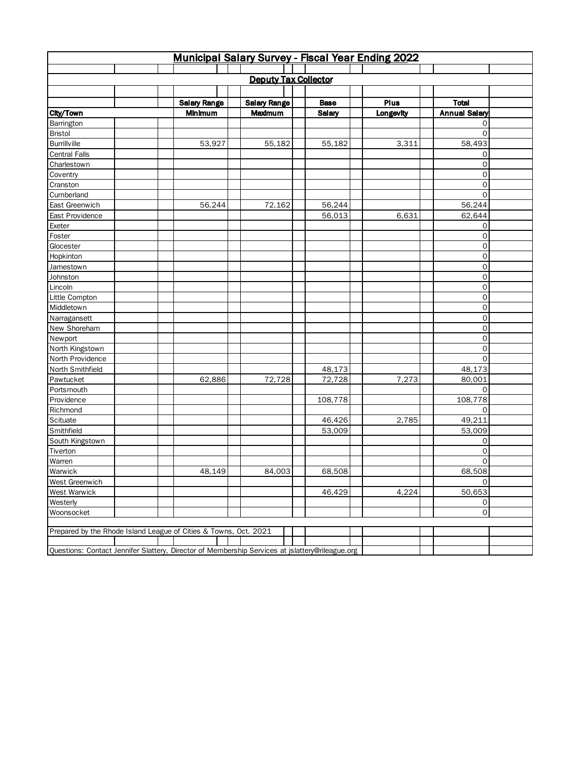# Municipal Salary Survey - Fiscal Year Ending 2022

## Deputy Tax Collector

| City/Town | Salary Range Minimum | Salary Range Maximum | Base Salary | Plus Longevity | Total Annual Salary |
|---|---|---|---|---|---|
| Barrington | | | | | 0 |
| Bristol | | | | | 0 |
| Burrillville | 53,927 | 55,182 | 55,182 | 3,311 | 58,493 |
| Central Falls | | | | | 0 |
| Charlestown | | | | | 0 |
| Coventry | | | | | 0 |
| Cranston | | | | | 0 |
| Cumberland | | | | | 0 |
| East Greenwich | 56,244 | 72,162 | 56,244 | | 56,244 |
| East Providence | | | 56,013 | 6,631 | 62,644 |
| Exeter | | | | | 0 |
| Foster | | | | | 0 |
| Glocester | | | | | 0 |
| Hopkinton | | | | | 0 |
| Jamestown | | | | | 0 |
| Johnston | | | | | 0 |
| Lincoln | | | | | 0 |
| Little Compton | | | | | 0 |
| Middletown | | | | | 0 |
| Narragansett | | | | | 0 |
| New Shoreham | | | | | 0 |
| Newport | | | | | 0 |
| North Kingstown | | | | | 0 |
| North Providence | | | | | 0 |
| North Smithfield | | | 48,173 | | 48,173 |
| Pawtucket | 62,886 | 72,728 | 72,728 | 7,273 | 80,001 |
| Portsmouth | | | | | 0 |
| Providence | | | 108,778 | | 108,778 |
| Richmond | | | | | 0 |
| Scituate | | | 46,426 | 2,785 | 49,211 |
| Smithfield | | | 53,009 | | 53,009 |
| South Kingstown | | | | | 0 |
| Tiverton | | | | | 0 |
| Warren | | | | | 0 |
| Warwick | 48,149 | 84,003 | 68,508 | | 68,508 |
| West Greenwich | | | | | 0 |
| West Warwick | | | 46,429 | 4,224 | 50,653 |
| Westerly | | | | | 0 |
| Woonsocket | | | | | 0 |

Prepared by the Rhode Island League of Cities & Towns, Oct. 2021

Questions: Contact Jennifer Slattery, Director of Membership Services at jslattery@rileague.org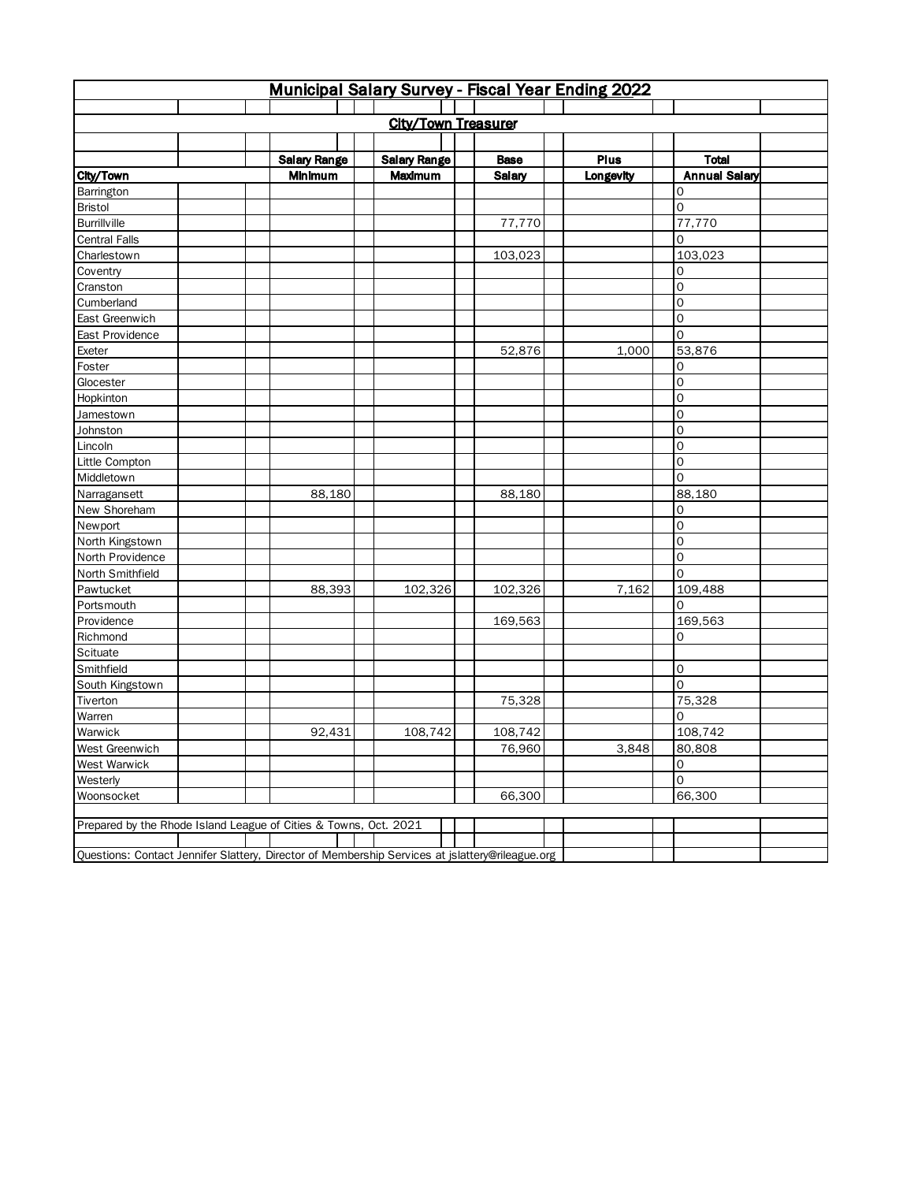# Municipal Salary Survey - Fiscal Year Ending 2022

## City/Town Treasurer

| City/Town | Salary Range Minimum | Salary Range Maximum | Base Salary | Plus Longevity | Total Annual Salary |
|---|---|---|---|---|---|
| Barrington | | | | | 0 |
| Bristol | | | | | 0 |
| Burrillville | | | 77,770 | | 77,770 |
| Central Falls | | | | | 0 |
| Charlestown | | | 103,023 | | 103,023 |
| Coventry | | | | | 0 |
| Cranston | | | | | 0 |
| Cumberland | | | | | 0 |
| East Greenwich | | | | | 0 |
| East Providence | | | | | 0 |
| Exeter | | | 52,876 | 1,000 | 53,876 |
| Foster | | | | | 0 |
| Glocester | | | | | 0 |
| Hopkinton | | | | | 0 |
| Jamestown | | | | | 0 |
| Johnston | | | | | 0 |
| Lincoln | | | | | 0 |
| Little Compton | | | | | 0 |
| Middletown | | | | | 0 |
| Narragansett | 88,180 | | 88,180 | | 88,180 |
| New Shoreham | | | | | 0 |
| Newport | | | | | 0 |
| North Kingstown | | | | | 0 |
| North Providence | | | | | 0 |
| North Smithfield | | | | | 0 |
| Pawtucket | 88,393 | 102,326 | 102,326 | 7,162 | 109,488 |
| Portsmouth | | | | | 0 |
| Providence | | | 169,563 | | 169,563 |
| Richmond | | | | | 0 |
| Scituate | | | | | |
| Smithfield | | | | | 0 |
| South Kingstown | | | | | 0 |
| Tiverton | | | 75,328 | | 75,328 |
| Warren | | | | | 0 |
| Warwick | 92,431 | 108,742 | 108,742 | | 108,742 |
| West Greenwich | | | 76,960 | 3,848 | 80,808 |
| West Warwick | | | | | 0 |
| Westerly | | | | | 0 |
| Woonsocket | | | 66,300 | | 66,300 |

Prepared by the Rhode Island League of Cities & Towns, Oct. 2021

Questions: Contact Jennifer Slattery, Director of Membership Services at jslattery@rileague.org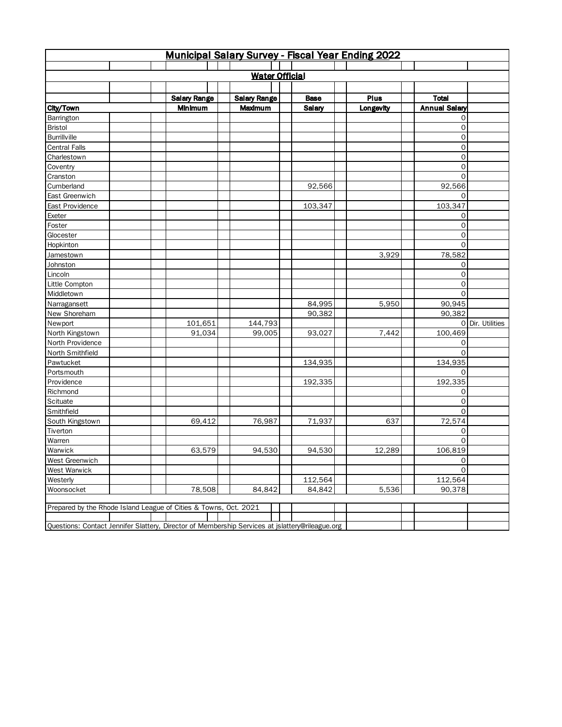# Municipal Salary Survey - Fiscal Year Ending 2022

## Water Official

| City/Town | Salary Range Minimum | Salary Range Maximum | Base Salary | Plus Longevity | Total Annual Salary | |
|---|---|---|---|---|---|---|
| Barrington | | | | | 0 | |
| Bristol | | | | | 0 | |
| Burrillville | | | | | 0 | |
| Central Falls | | | | | 0 | |
| Charlestown | | | | | 0 | |
| Coventry | | | | | 0 | |
| Cranston | | | | | 0 | |
| Cumberland | | | 92,566 | | 92,566 | |
| East Greenwich | | | | | 0 | |
| East Providence | | | 103,347 | | 103,347 | |
| Exeter | | | | | 0 | |
| Foster | | | | | 0 | |
| Glocester | | | | | 0 | |
| Hopkinton | | | | | 0 | |
| Jamestown | | | | 3,929 | 78,582 | |
| Johnston | | | | | 0 | |
| Lincoln | | | | | 0 | |
| Little Compton | | | | | 0 | |
| Middletown | | | | | 0 | |
| Narragansett | | | 84,995 | 5,950 | 90,945 | |
| New Shoreham | | | 90,382 | | 90,382 | |
| Newport | 101,651 | 144,793 | | | 0 | Dir. Utilities |
| North Kingstown | 91,034 | 99,005 | 93,027 | 7,442 | 100,469 | |
| North Providence | | | | | 0 | |
| North Smithfield | | | | | 0 | |
| Pawtucket | | | 134,935 | | 134,935 | |
| Portsmouth | | | | | 0 | |
| Providence | | | 192,335 | | 192,335 | |
| Richmond | | | | | 0 | |
| Scituate | | | | | 0 | |
| Smithfield | | | | | 0 | |
| South Kingstown | 69,412 | 76,987 | 71,937 | 637 | 72,574 | |
| Tiverton | | | | | 0 | |
| Warren | | | | | 0 | |
| Warwick | 63,579 | 94,530 | 94,530 | 12,289 | 106,819 | |
| West Greenwich | | | | | 0 | |
| West Warwick | | | | | 0 | |
| Westerly | | | 112,564 | | 112,564 | |
| Woonsocket | 78,508 | 84,842 | 84,842 | 5,536 | 90,378 | |

Prepared by the Rhode Island League of Cities & Towns, Oct. 2021

Questions: Contact Jennifer Slattery, Director of Membership Services at jslattery@rileague.org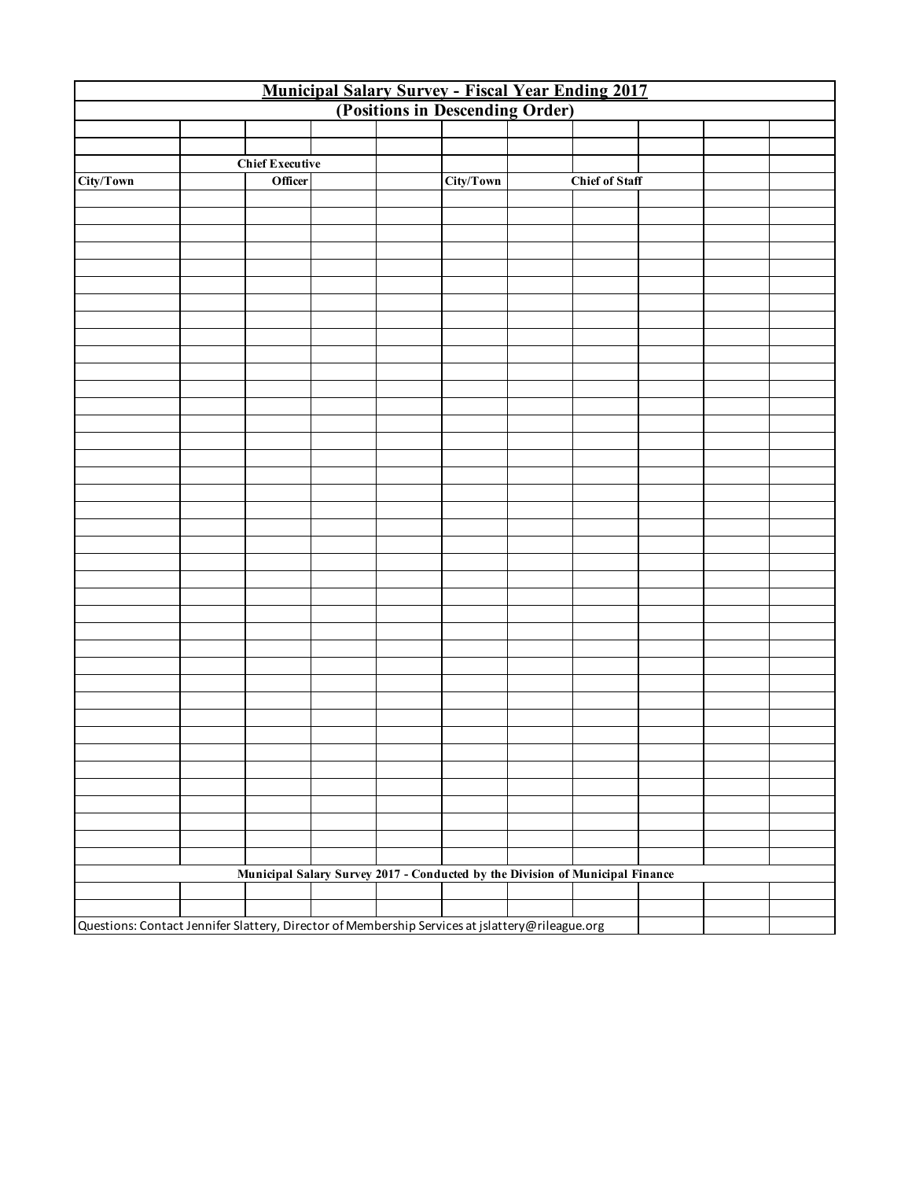# Municipal Salary Survey - Fiscal Year Ending 2017

## (Positions in Descending Order)

| City/Town | | Chief Executive Officer | | | City/Town | | Chief of Staff | | | |
|---|---|---|---|---|---|---|---|---|---|---|

Municipal Salary Survey 2017 - Conducted by the Division of Municipal Finance

Questions: Contact Jennifer Slattery, Director of Membership Services at jslattery@rileague.org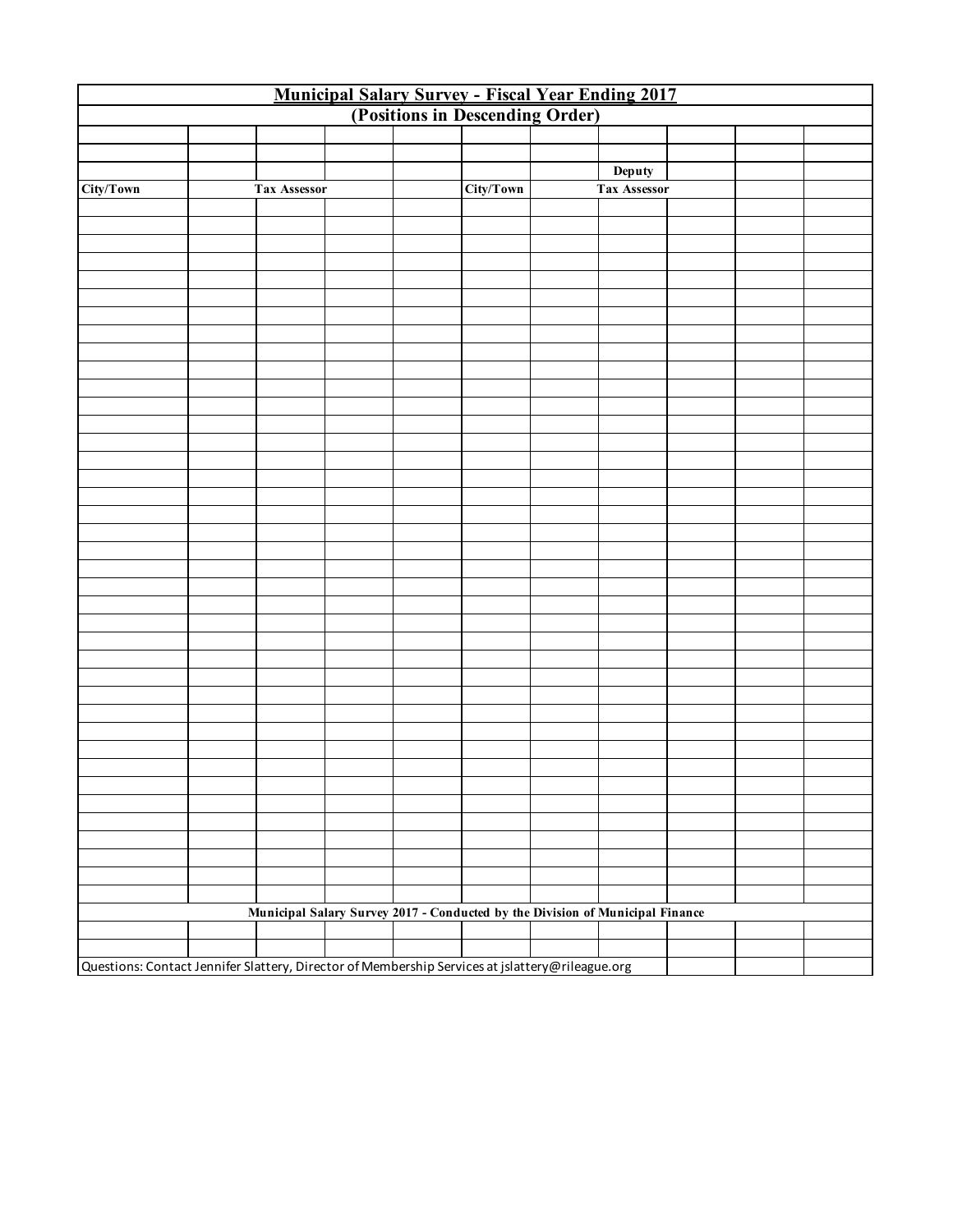# Municipal Salary Survey - Fiscal Year Ending 2017

## (Positions in Descending Order)

| | | | | | | | | | | |
|---|---|---|---|---|---|---|---|---|---|---|
| | | | | | | | Deputy | | | |
| City/Town | | Tax Assessor | | | City/Town | | Tax Assessor | | | |

**Municipal Salary Survey 2017 - Conducted by the Division of Municipal Finance**

Questions: Contact Jennifer Slattery, Director of Membership Services at jslattery@rileague.org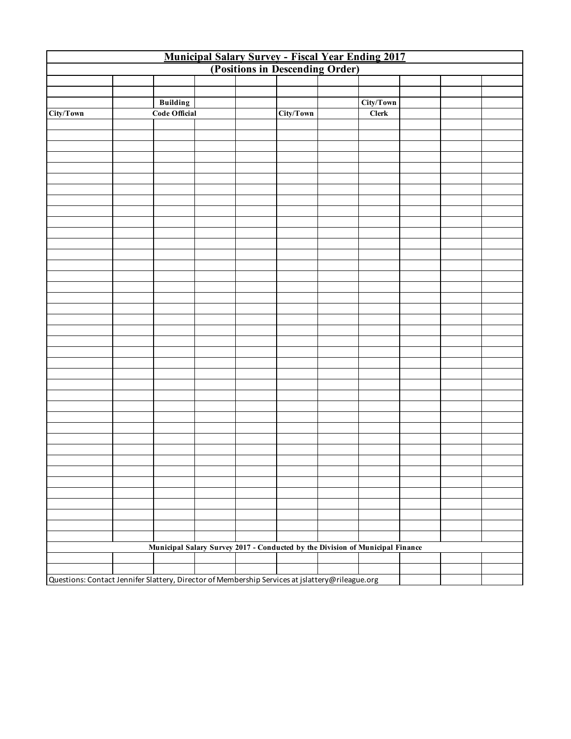# Municipal Salary Survey - Fiscal Year Ending 2017

## (Positions in Descending Order)

| | | | | | | | | | | |
|---|---|---|---|---|---|---|---|---|---|---|
| | | Building | | | | | City/Town | | | |
| City/Town | | Code Official | | | City/Town | | Clerk | | | |

Municipal Salary Survey 2017 - Conducted by the Division of Municipal Finance

Questions: Contact Jennifer Slattery, Director of Membership Services at jslattery@rileague.org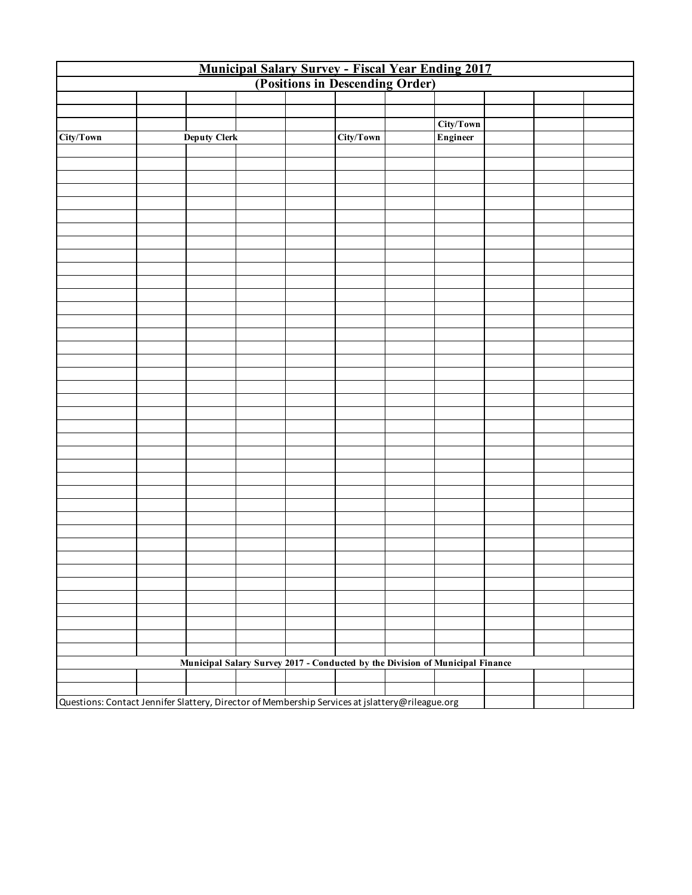# Municipal Salary Survey - Fiscal Year Ending 2017

## (Positions in Descending Order)

| | | | | | | | | | | |
|---|---|---|---|---|---|---|---|---|---|---|
| | | | | | | | City/Town | | | |
| City/Town | | Deputy Clerk | | | City/Town | | Engineer | | | |

**Municipal Salary Survey 2017 - Conducted by the Division of Municipal Finance**

Questions: Contact Jennifer Slattery, Director of Membership Services at jslattery@rileague.org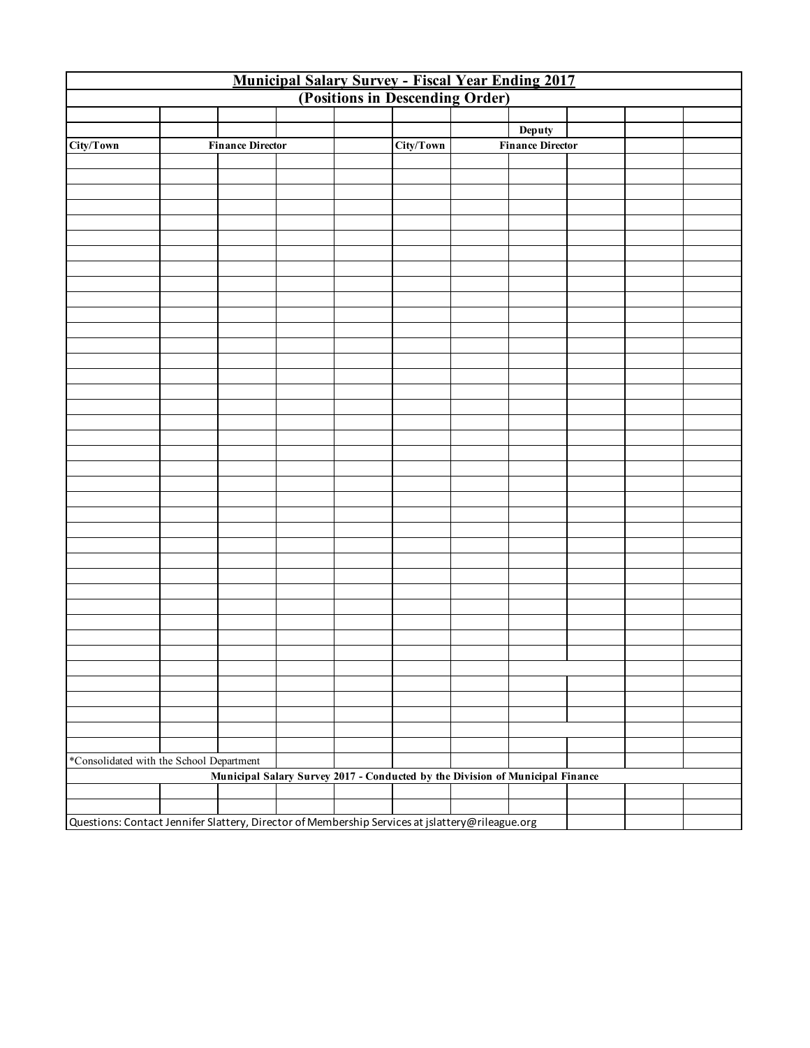## Municipal Salary Survey - Fiscal Year Ending 2017

### (Positions in Descending Order)

| | | | | | | | | | | |
|---|---|---|---|---|---|---|---|---|---|---|
| | | | | | | | Deputy | | | |
| City/Town | | Finance Director | | | City/Town | | Finance Director | | | |

*Consolidated with the School Department

**Municipal Salary Survey 2017 - Conducted by the Division of Municipal Finance**

Questions: Contact Jennifer Slattery, Director of Membership Services at jslattery@rileague.org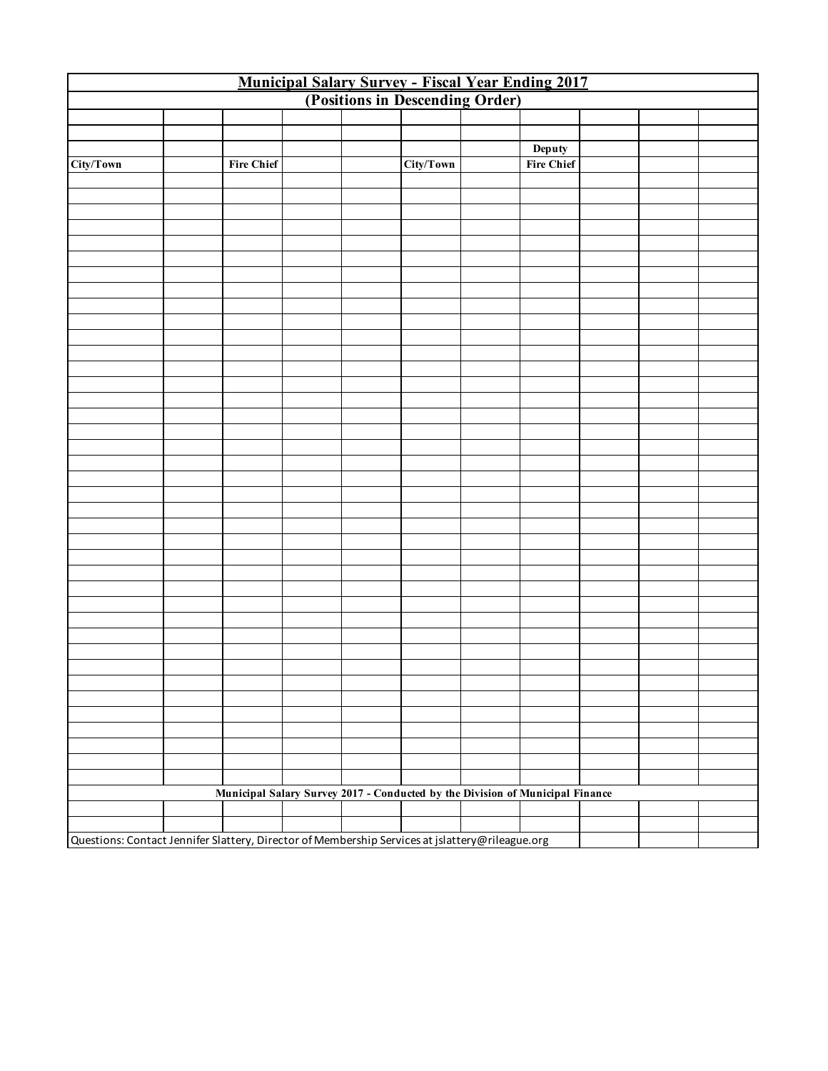# Municipal Salary Survey - Fiscal Year Ending 2017

## (Positions in Descending Order)

| | | | | | | | | | | |
|---|---|---|---|---|---|---|---|---|---|---|
| | | | | | | | Deputy | | | |
| City/Town | | Fire Chief | | | City/Town | | Fire Chief | | | |

**Municipal Salary Survey 2017 - Conducted by the Division of Municipal Finance**

Questions: Contact Jennifer Slattery, Director of Membership Services at jslattery@rileague.org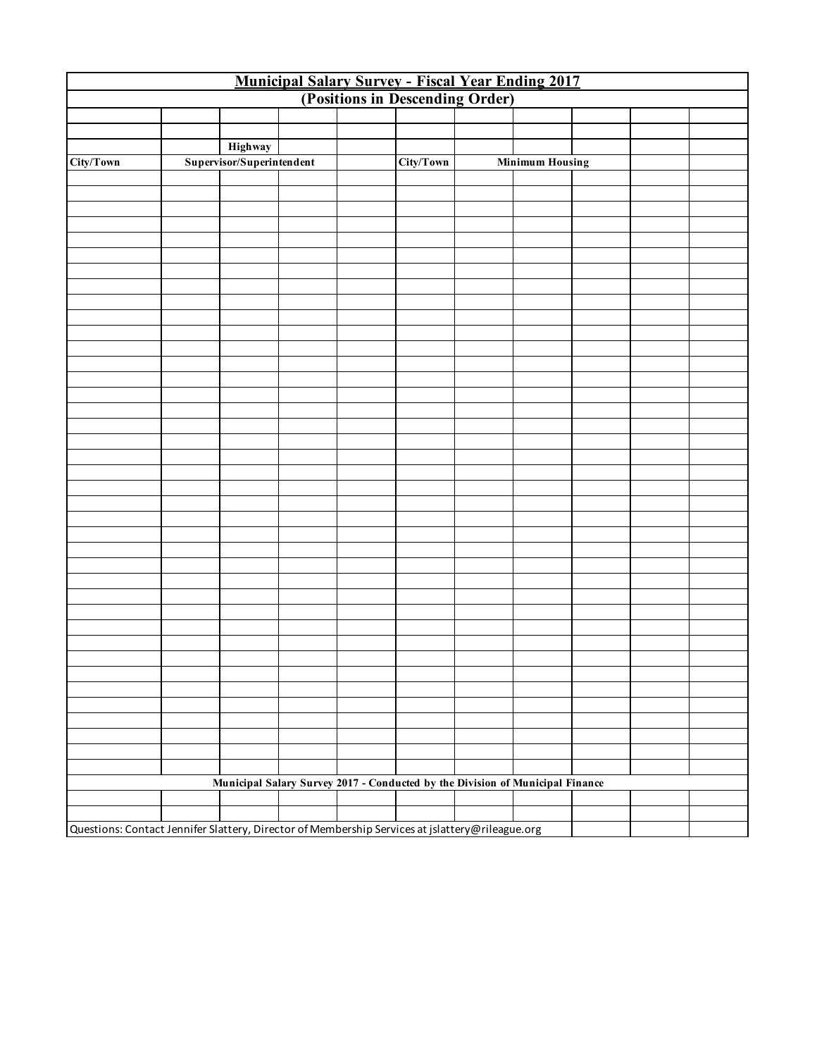# Municipal Salary Survey - Fiscal Year Ending 2017

## (Positions in Descending Order)

| | | | | | | | | | | |
|---|---|---|---|---|---|---|---|---|---|---|
| | | Highway | | | | | | | | |
| City/Town | Supervisor/Superintendent | | | | City/Town | Minimum Housing | | | | |

Municipal Salary Survey 2017 - Conducted by the Division of Municipal Finance

Questions: Contact Jennifer Slattery, Director of Membership Services at jslattery@rileague.org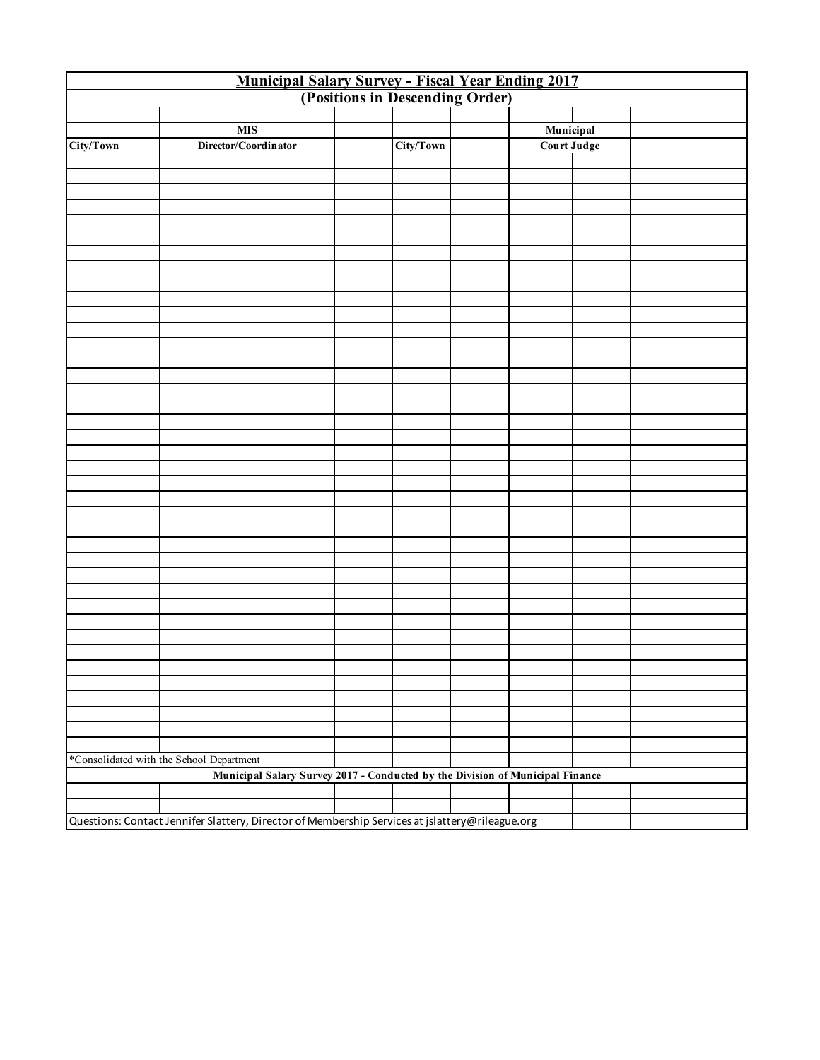# Municipal Salary Survey - Fiscal Year Ending 2017

## (Positions in Descending Order)

| | | MIS | | | | | Municipal | |
|---|---|---|---|---|---|---|---|---|
| City/Town | Director/Coordinator | | | | City/Town | | Court Judge | |

*Consolidated with the School Department

**Municipal Salary Survey 2017 - Conducted by the Division of Municipal Finance**

Questions: Contact Jennifer Slattery, Director of Membership Services at jslattery@rileague.org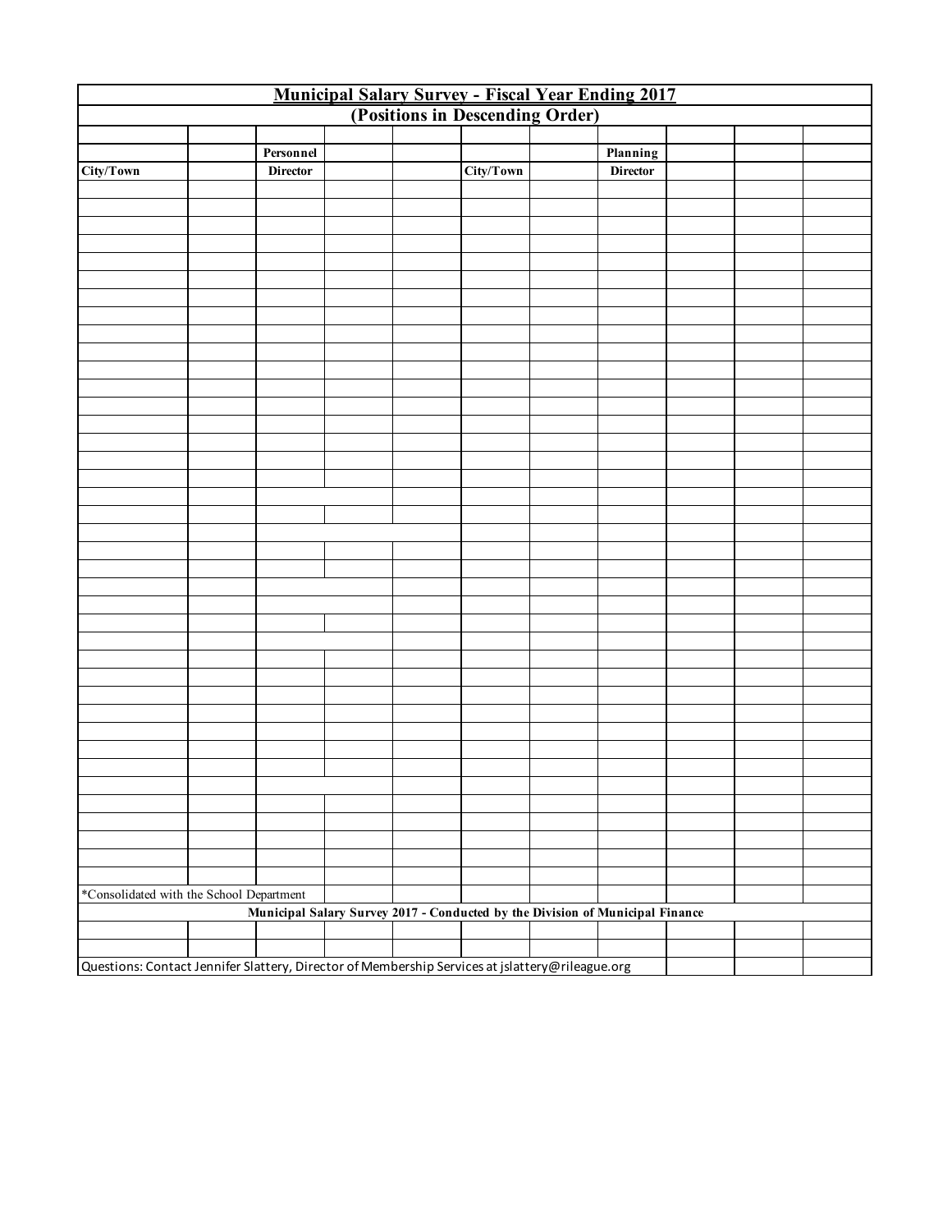# Municipal Salary Survey - Fiscal Year Ending 2017

## (Positions in Descending Order)

| | | | | | | | | | | |
|---|---|---|---|---|---|---|---|---|---|---|
| | | Personnel | | | | | Planning | | | |
| City/Town | | Director | | | City/Town | | Director | | | |

*Consolidated with the School Department

**Municipal Salary Survey 2017 - Conducted by the Division of Municipal Finance**

Questions: Contact Jennifer Slattery, Director of Membership Services at jslattery@rileague.org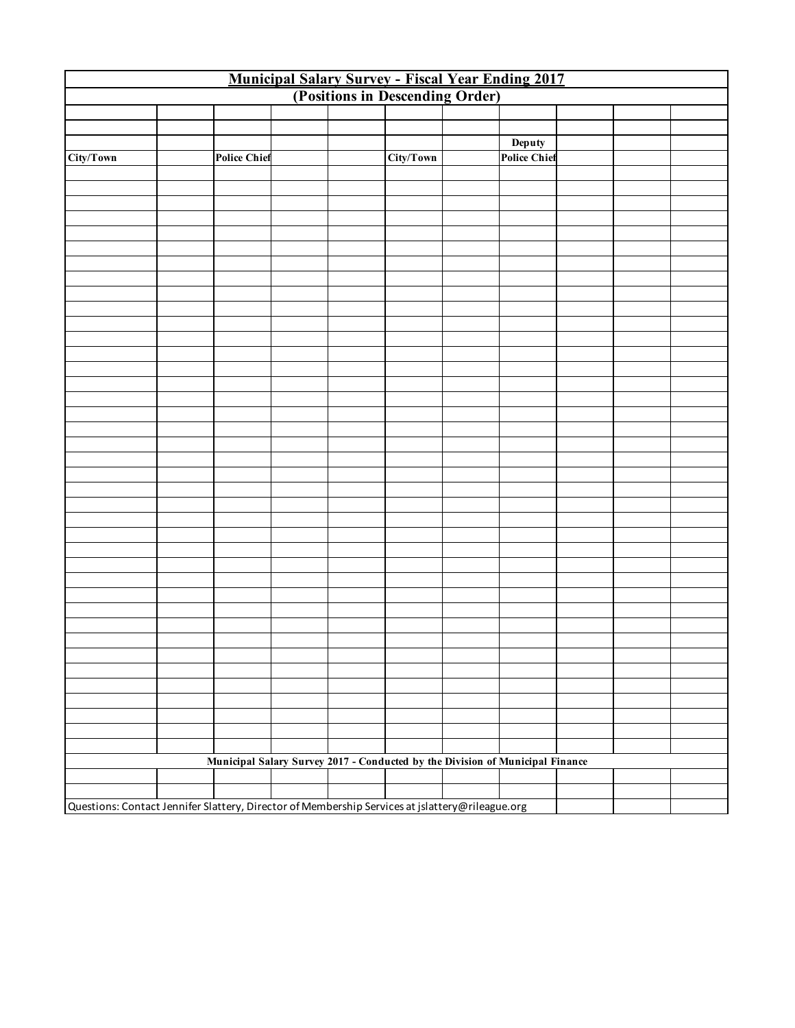# Municipal Salary Survey - Fiscal Year Ending 2017

## (Positions in Descending Order)

| | | | | | | | | | | |
|---|---|---|---|---|---|---|---|---|---|---|
| | | | | | | | Deputy | | | |
| City/Town | | Police Chief | | | City/Town | | Police Chief | | | |

**Municipal Salary Survey 2017 - Conducted by the Division of Municipal Finance**

Questions: Contact Jennifer Slattery, Director of Membership Services at jslattery@rileague.org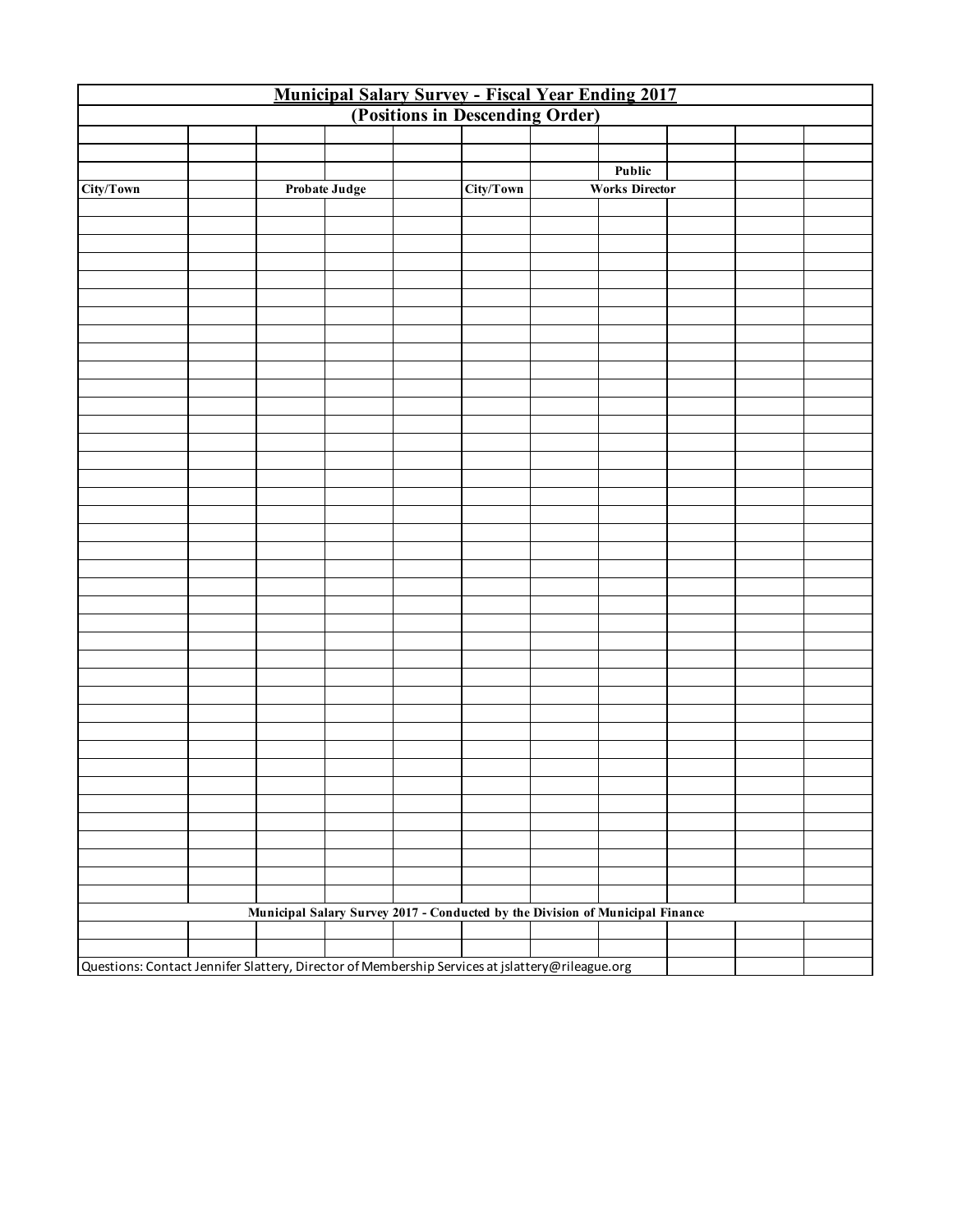# Municipal Salary Survey - Fiscal Year Ending 2017

## (Positions in Descending Order)

| City/Town | | Probate Judge | | | City/Town | | Public Works Director | | | |
|---|---|---|---|---|---|---|---|---|---|---|

Municipal Salary Survey 2017 - Conducted by the Division of Municipal Finance

Questions: Contact Jennifer Slattery, Director of Membership Services at jslattery@rileague.org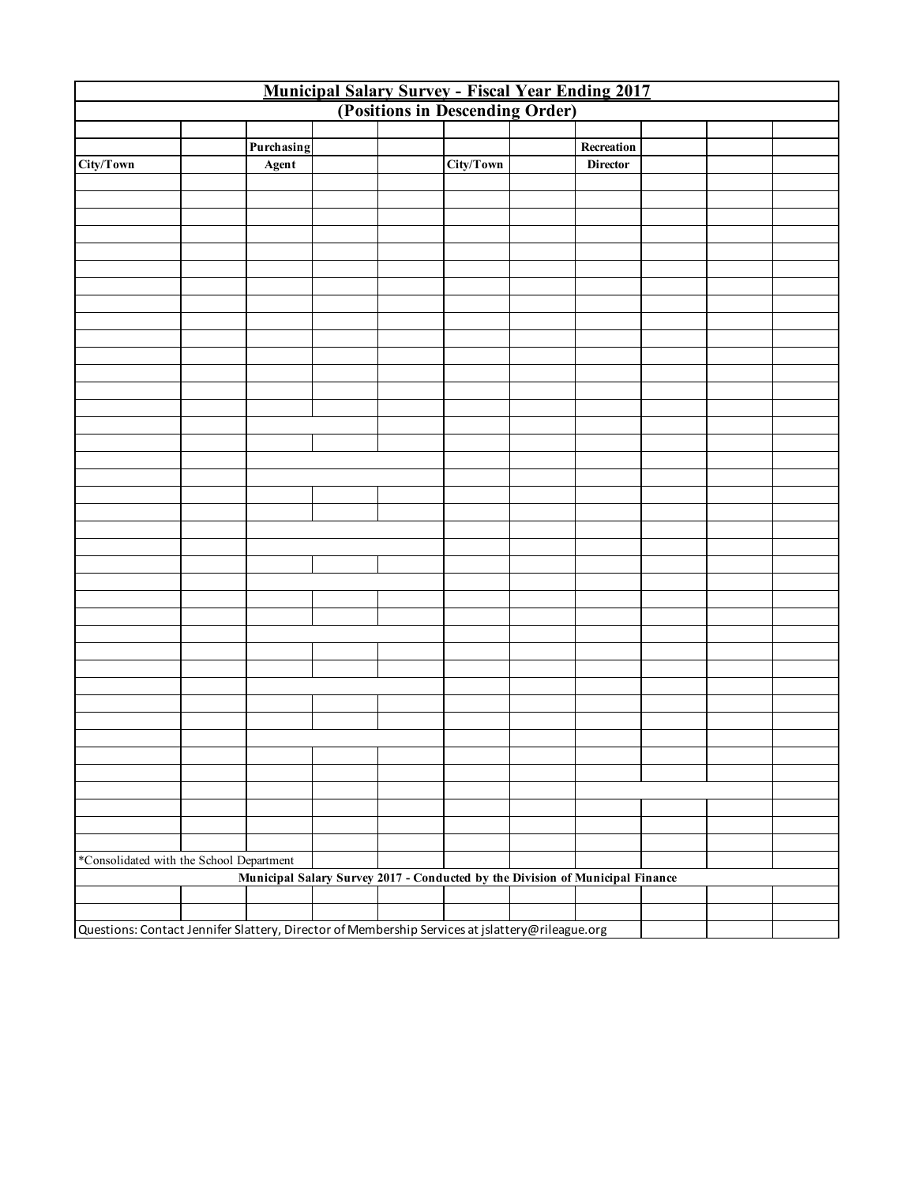# Municipal Salary Survey - Fiscal Year Ending 2017

## (Positions in Descending Order)

| City/Town | | Purchasing Agent | | | City/Town | | Recreation Director | | | |
|---|---|---|---|---|---|---|---|---|---|---|

*Consolidated with the School Department

**Municipal Salary Survey 2017 - Conducted by the Division of Municipal Finance**

Questions: Contact Jennifer Slattery, Director of Membership Services at jslattery@rileague.org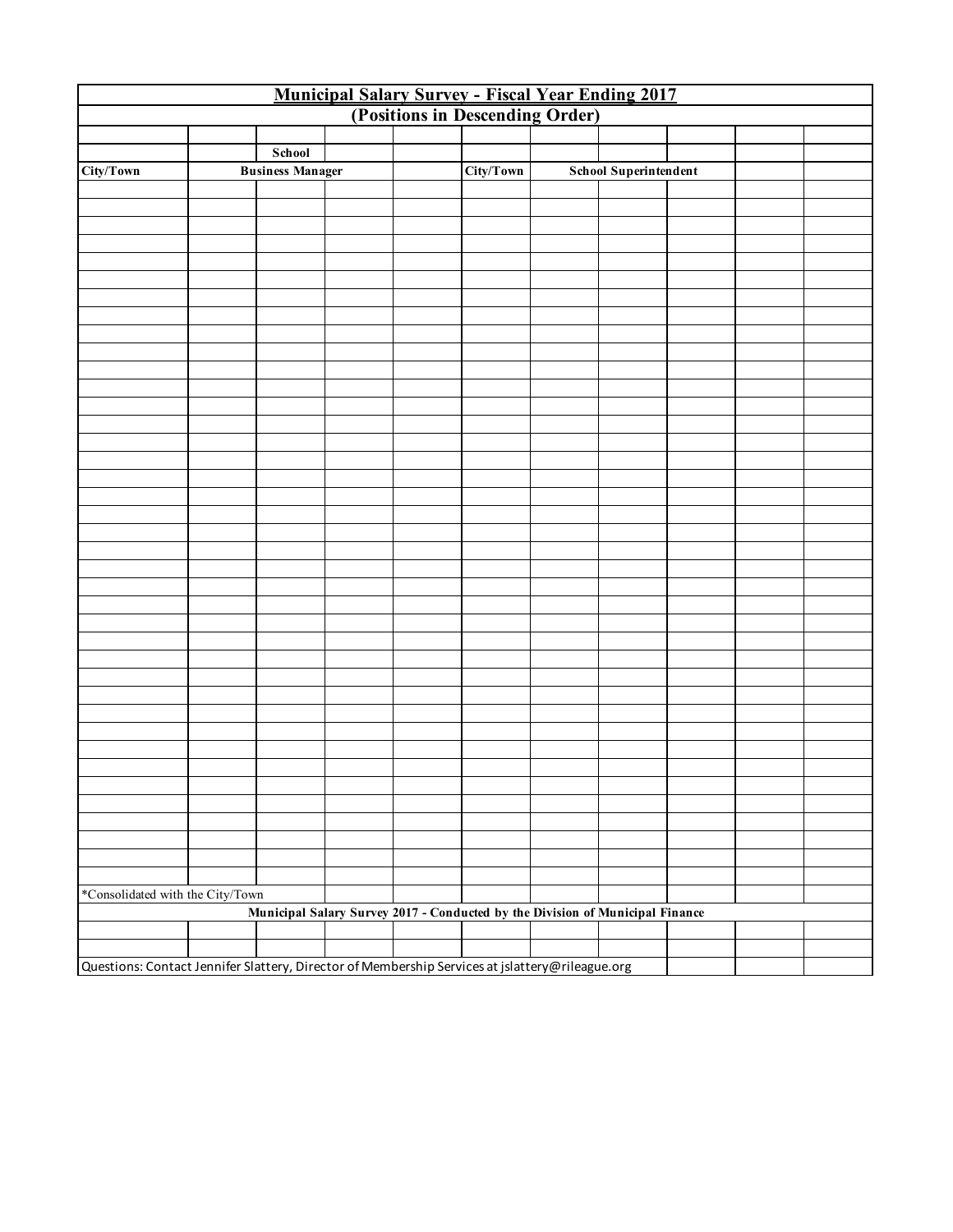# Municipal Salary Survey - Fiscal Year Ending 2017

## (Positions in Descending Order)

| | | | | | | | | | | |
|---|---|---|---|---|---|---|---|---|---|---|
| | | School | | | | | | | | |
| City/Town | | Business Manager | | | City/Town | | School Superintendent | | | |

*Consolidated with the City/Town

**Municipal Salary Survey 2017 - Conducted by the Division of Municipal Finance**

Questions: Contact Jennifer Slattery, Director of Membership Services at jslattery@rileague.org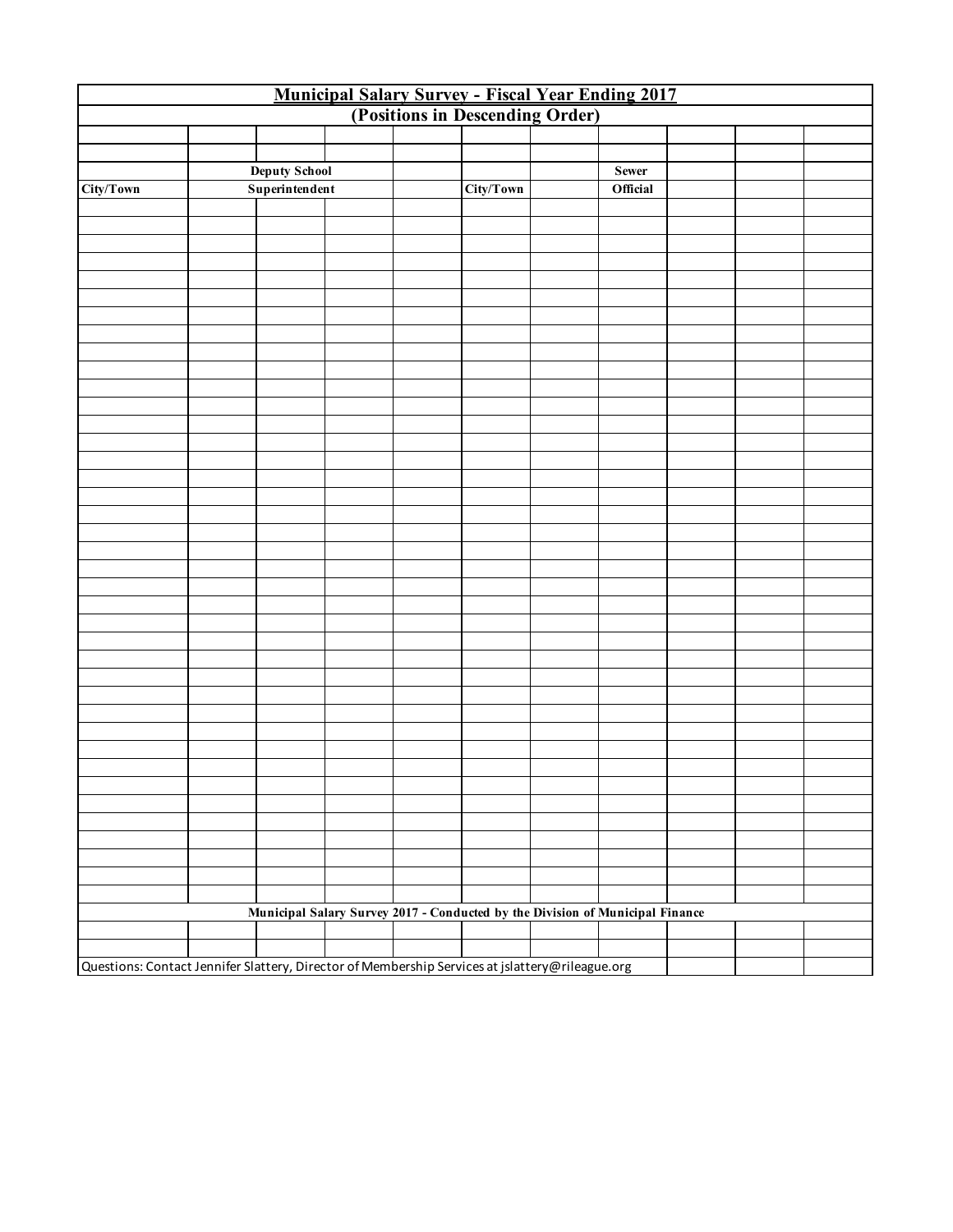# Municipal Salary Survey - Fiscal Year Ending 2017

## (Positions in Descending Order)

| City/Town | Deputy School Superintendent | | | City/Town | | Sewer Official |
|---|---|---|---|---|---|---|

Municipal Salary Survey 2017 - Conducted by the Division of Municipal Finance

Questions: Contact Jennifer Slattery, Director of Membership Services at jslattery@rileague.org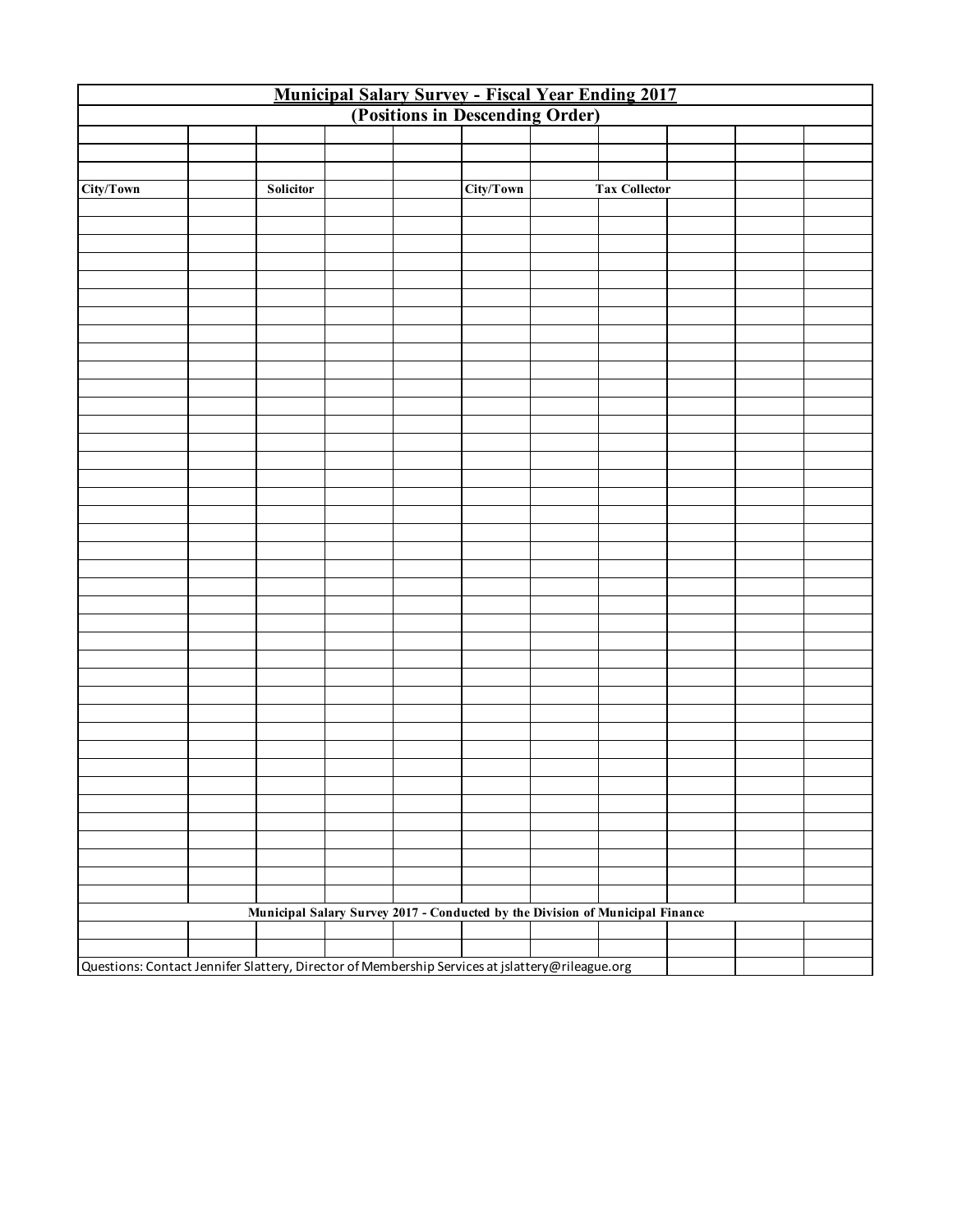# Municipal Salary Survey - Fiscal Year Ending 2017

## (Positions in Descending Order)

| City/Town | | Solicitor | | | City/Town | | Tax Collector | | | |
|---|---|---|---|---|---|---|---|---|---|---|

Municipal Salary Survey 2017 - Conducted by the Division of Municipal Finance

Questions: Contact Jennifer Slattery, Director of Membership Services at jslattery@rileague.org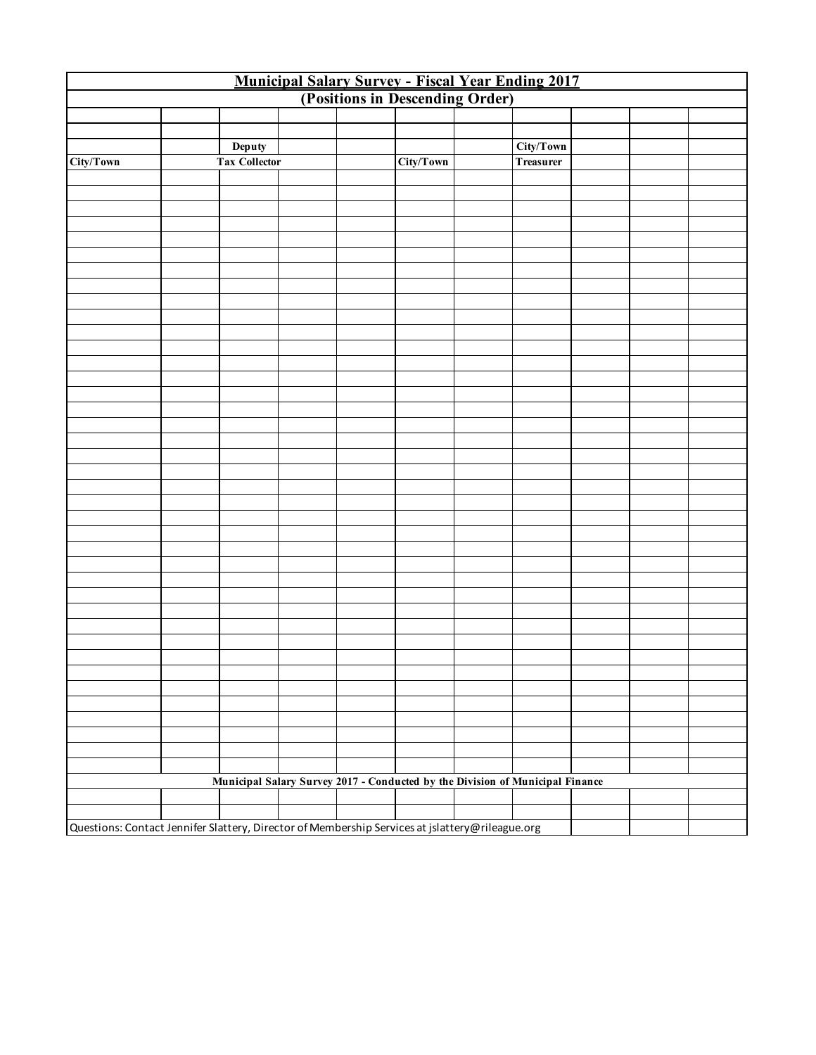# Municipal Salary Survey - Fiscal Year Ending 2017

## (Positions in Descending Order)

| | | | | | | | | | | |
|---|---|---|---|---|---|---|---|---|---|---|
| | | Deputy | | | | | City/Town | | | |
| City/Town | | Tax Collector | | | City/Town | | Treasurer | | | |

**Municipal Salary Survey 2017 - Conducted by the Division of Municipal Finance**

Questions: Contact Jennifer Slattery, Director of Membership Services at jslattery@rileague.org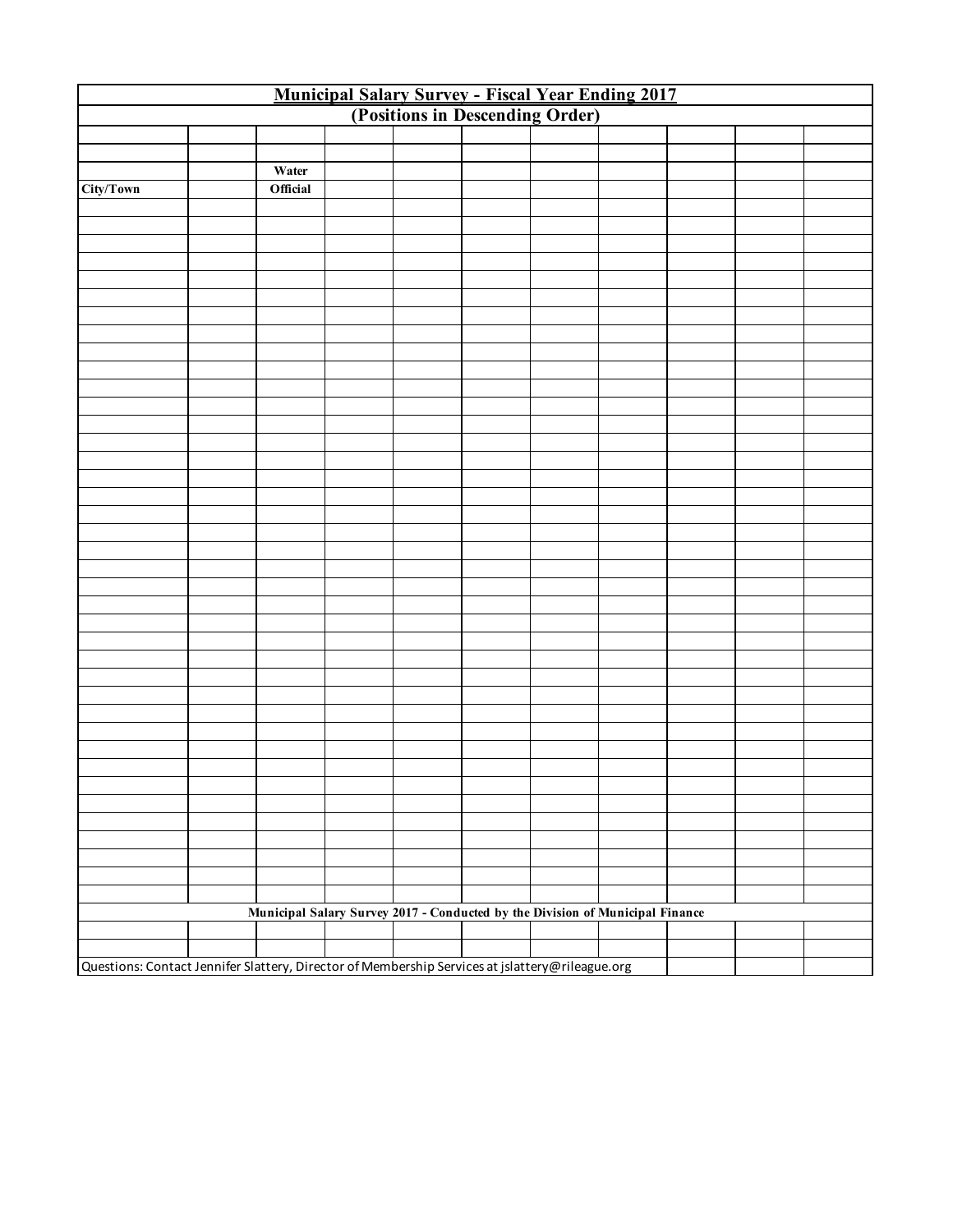# Municipal Salary Survey - Fiscal Year Ending 2017

## (Positions in Descending Order)

| | | | | | | | | | | |
|---|---|---|---|---|---|---|---|---|---|---|
| | | Water | | | | | | | | |
| City/Town | | Official | | | | | | | | |

**Municipal Salary Survey 2017 - Conducted by the Division of Municipal Finance**

Questions: Contact Jennifer Slattery, Director of Membership Services at jslattery@rileague.org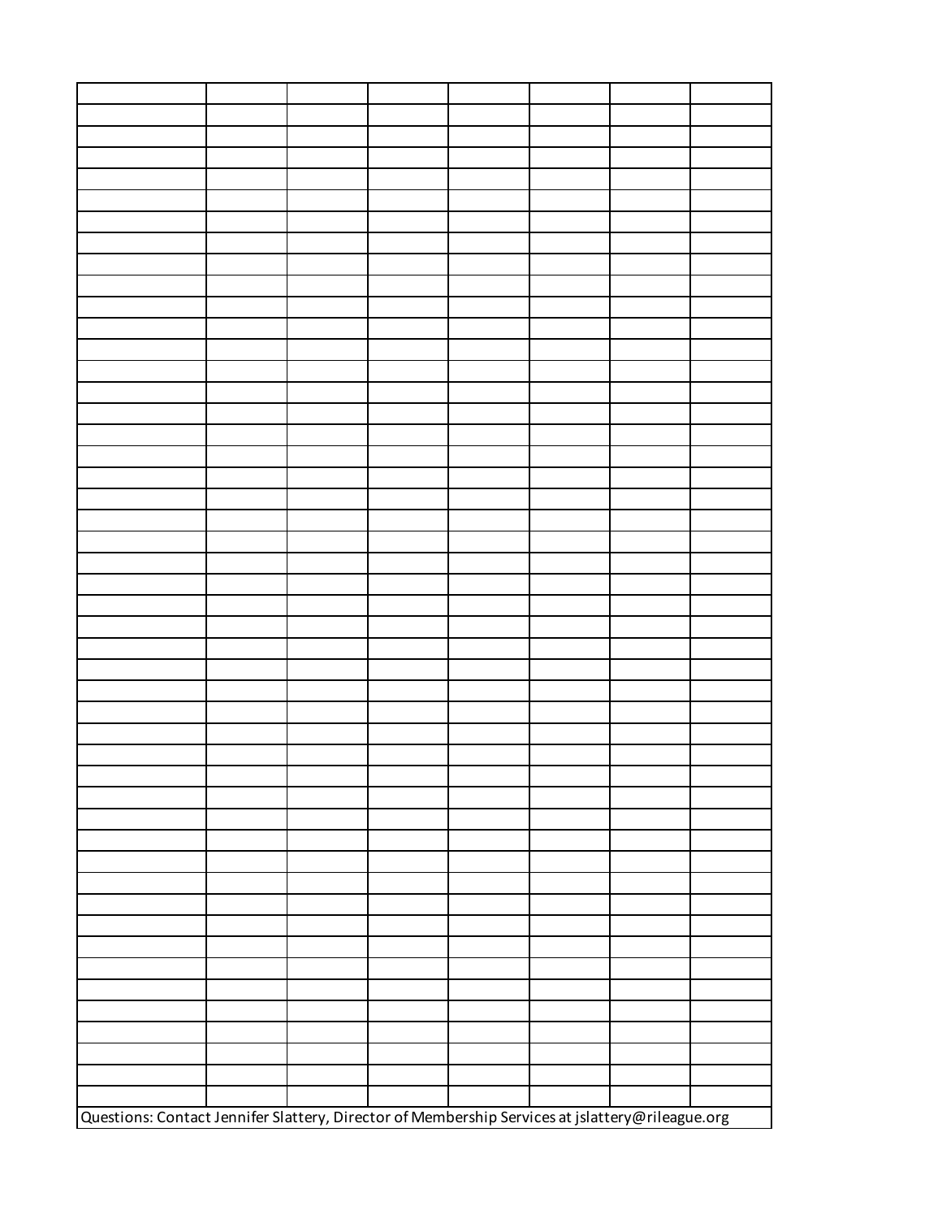| | | | | | | | |
|---|---|---|---|---|---|---|---|
| | | | | | | | |
| | | | | | | | |
| | | | | | | | |
| | | | | | | | |
| | | | | | | | |
| | | | | | | | |
| | | | | | | | |
| | | | | | | | |
| | | | | | | | |
| | | | | | | | |
| | | | | | | | |
| | | | | | | | |
| | | | | | | | |
| | | | | | | | |
| | | | | | | | |
| | | | | | | | |
| | | | | | | | |
| | | | | | | | |
| | | | | | | | |
| | | | | | | | |
| | | | | | | | |
| | | | | | | | |
| | | | | | | | |
| | | | | | | | |
| | | | | | | | |
| | | | | | | | |
| | | | | | | | |
| | | | | | | | |
| | | | | | | | |
| | | | | | | | |
| | | | | | | | |
| | | | | | | | |
| | | | | | | | |
| | | | | | | | |
| | | | | | | | |
| | | | | | | | |
| | | | | | | | |
| | | | | | | | |
| | | | | | | | |
| | | | | | | | |
| | | | | | | | |
| | | | | | | | |
| | | | | | | | |
| | | | | | | | |
| | | | | | | | |
| | | | | | | | |
| | | | | | | | |
| | | | | | | | |

Questions: Contact Jennifer Slattery, Director of Membership Services at jslattery@rileague.org